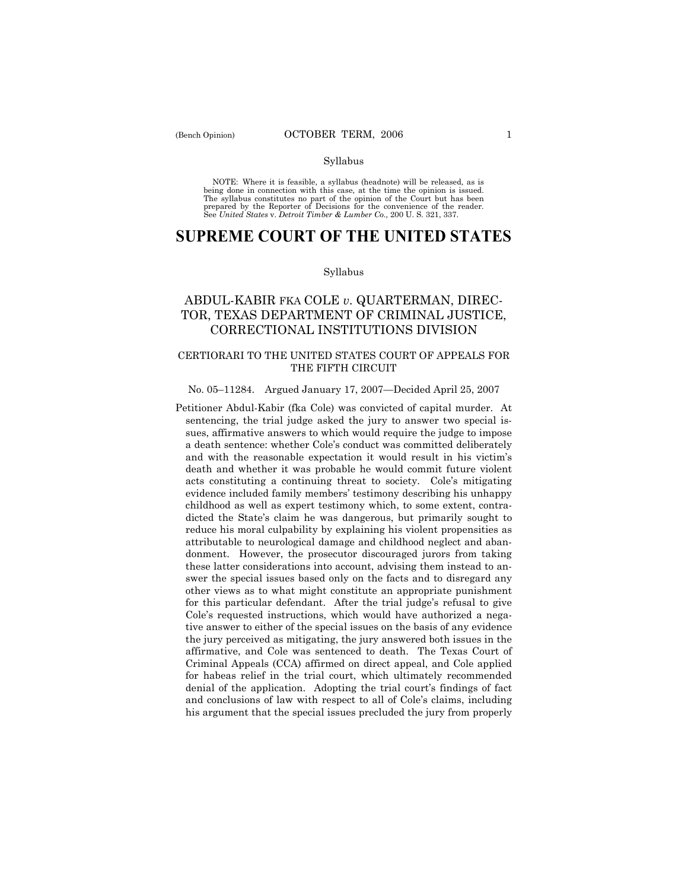Syllabus

NOTE: Where it is feasible, a syllabus (headnote) will be released, as is being done in connection with this case, at the time the opinion is issued. The syllabus constitutes no part of the opinion of the Court but has been prepared by the Reporter of Decisions for the convenience of the reader. See *United States* v. *Detroit Timber & Lumber Co.,* 200 U. S. 321, 337.

# SUPREME COURT OF THE UNITED STATES

Syllabus

## ABDUL-KABIR FKA COLE *v*. QUARTERMAN, DIRECTOR, TEXAS DEPARTMENT OF CRIMINAL JUSTICE, CORRECTIONAL INSTITUTIONS DIVISION

CERTIORARI TO THE UNITED STATES COURT OF APPEALS FOR THE FIFTH CIRCUIT

No. 05–11284. Argued January 17, 2007—Decided April 25, 2007

Petitioner Abdul-Kabir (fka Cole) was convicted of capital murder. At sentencing, the trial judge asked the jury to answer two special issues, affirmative answers to which would require the judge to impose a death sentence: whether Cole's conduct was committed deliberately and with the reasonable expectation it would result in his victim's death and whether it was probable he would commit future violent acts constituting a continuing threat to society. Cole's mitigating evidence included family members' testimony describing his unhappy childhood as well as expert testimony which, to some extent, contradicted the State's claim he was dangerous, but primarily sought to reduce his moral culpability by explaining his violent propensities as attributable to neurological damage and childhood neglect and abandonment. However, the prosecutor discouraged jurors from taking these latter considerations into account, advising them instead to answer the special issues based only on the facts and to disregard any other views as to what might constitute an appropriate punishment for this particular defendant. After the trial judge's refusal to give Cole's requested instructions, which would have authorized a negative answer to either of the special issues on the basis of any evidence the jury perceived as mitigating, the jury answered both issues in the affirmative, and Cole was sentenced to death. The Texas Court of Criminal Appeals (CCA) affirmed on direct appeal, and Cole applied for habeas relief in the trial court, which ultimately recommended denial of the application. Adopting the trial court's findings of fact and conclusions of law with respect to all of Cole's claims, including his argument that the special issues precluded the jury from properly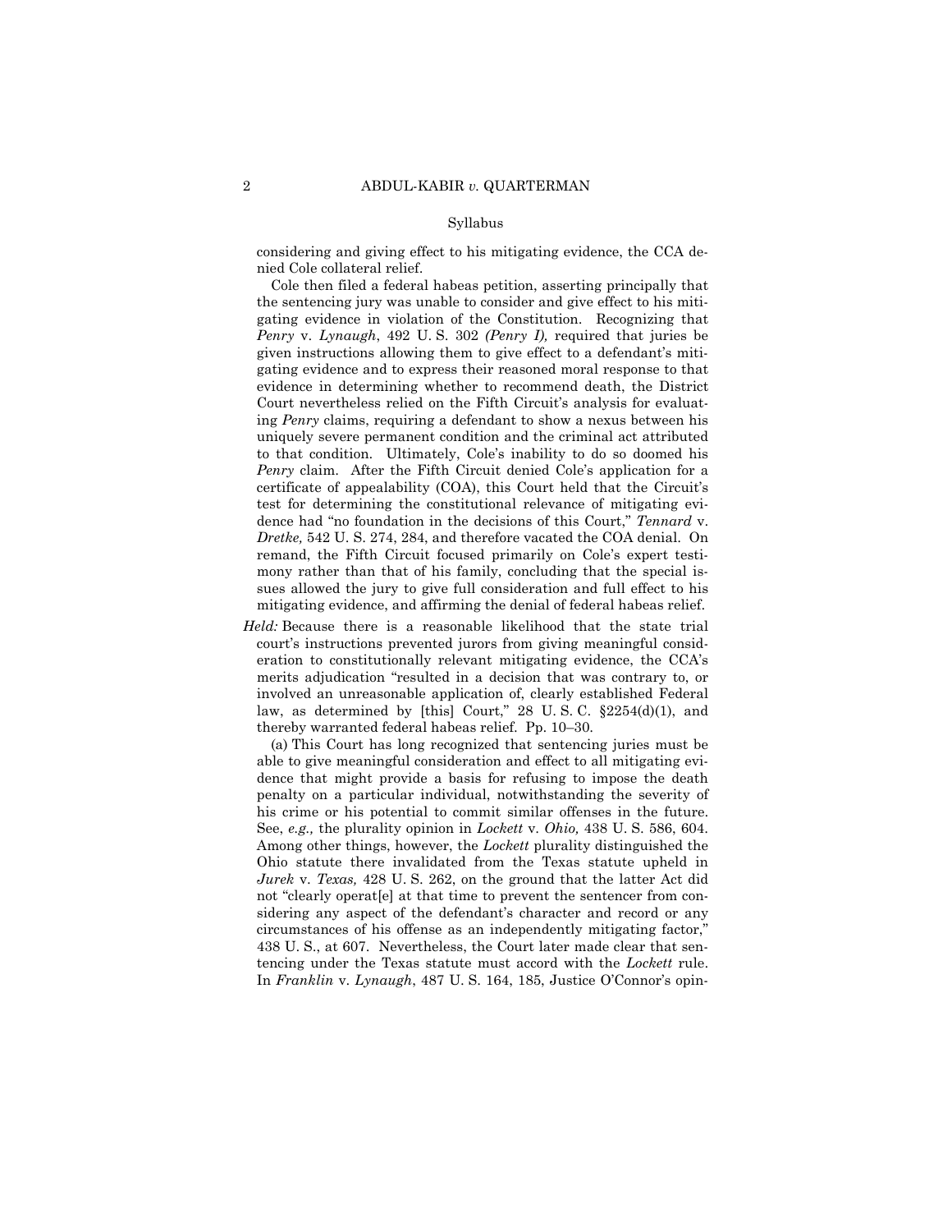considering and giving effect to his mitigating evidence, the CCA denied Cole collateral relief.

Cole then filed a federal habeas petition, asserting principally that the sentencing jury was unable to consider and give effect to his mitigating evidence in violation of the Constitution. Recognizing that *Penry* v. *Lynaugh*, 492 U. S. 302 *(Penry I),* required that juries be given instructions allowing them to give effect to a defendant's mitigating evidence and to express their reasoned moral response to that evidence in determining whether to recommend death, the District Court nevertheless relied on the Fifth Circuit's analysis for evaluating *Penry* claims, requiring a defendant to show a nexus between his uniquely severe permanent condition and the criminal act attributed to that condition. Ultimately, Cole's inability to do so doomed his *Penry* claim. After the Fifth Circuit denied Cole's application for a certificate of appealability (COA), this Court held that the Circuit's test for determining the constitutional relevance of mitigating evidence had "no foundation in the decisions of this Court," *Tennard* v. *Dretke,* 542 U. S. 274, 284, and therefore vacated the COA denial. On remand, the Fifth Circuit focused primarily on Cole's expert testimony rather than that of his family, concluding that the special issues allowed the jury to give full consideration and full effect to his mitigating evidence, and affirming the denial of federal habeas relief.

*Held:* Because there is a reasonable likelihood that the state trial court's instructions prevented jurors from giving meaningful consideration to constitutionally relevant mitigating evidence, the CCA's merits adjudication "resulted in a decision that was contrary to, or involved an unreasonable application of, clearly established Federal law, as determined by [this] Court," 28 U. S. C. §2254(d)(1), and thereby warranted federal habeas relief. Pp. 10–30.

(a) This Court has long recognized that sentencing juries must be able to give meaningful consideration and effect to all mitigating evidence that might provide a basis for refusing to impose the death penalty on a particular individual, notwithstanding the severity of his crime or his potential to commit similar offenses in the future. See, *e.g.,* the plurality opinion in *Lockett* v. *Ohio,* 438 U. S. 586, 604. Among other things, however, the *Lockett* plurality distinguished the Ohio statute there invalidated from the Texas statute upheld in *Jurek* v. *Texas,* 428 U. S. 262, on the ground that the latter Act did not "clearly operat[e] at that time to prevent the sentencer from considering any aspect of the defendant's character and record or any circumstances of his offense as an independently mitigating factor," 438 U. S., at 607. Nevertheless, the Court later made clear that sentencing under the Texas statute must accord with the *Lockett* rule. In *Franklin* v. *Lynaugh*, 487 U. S. 164, 185, Justice O'Connor's opin-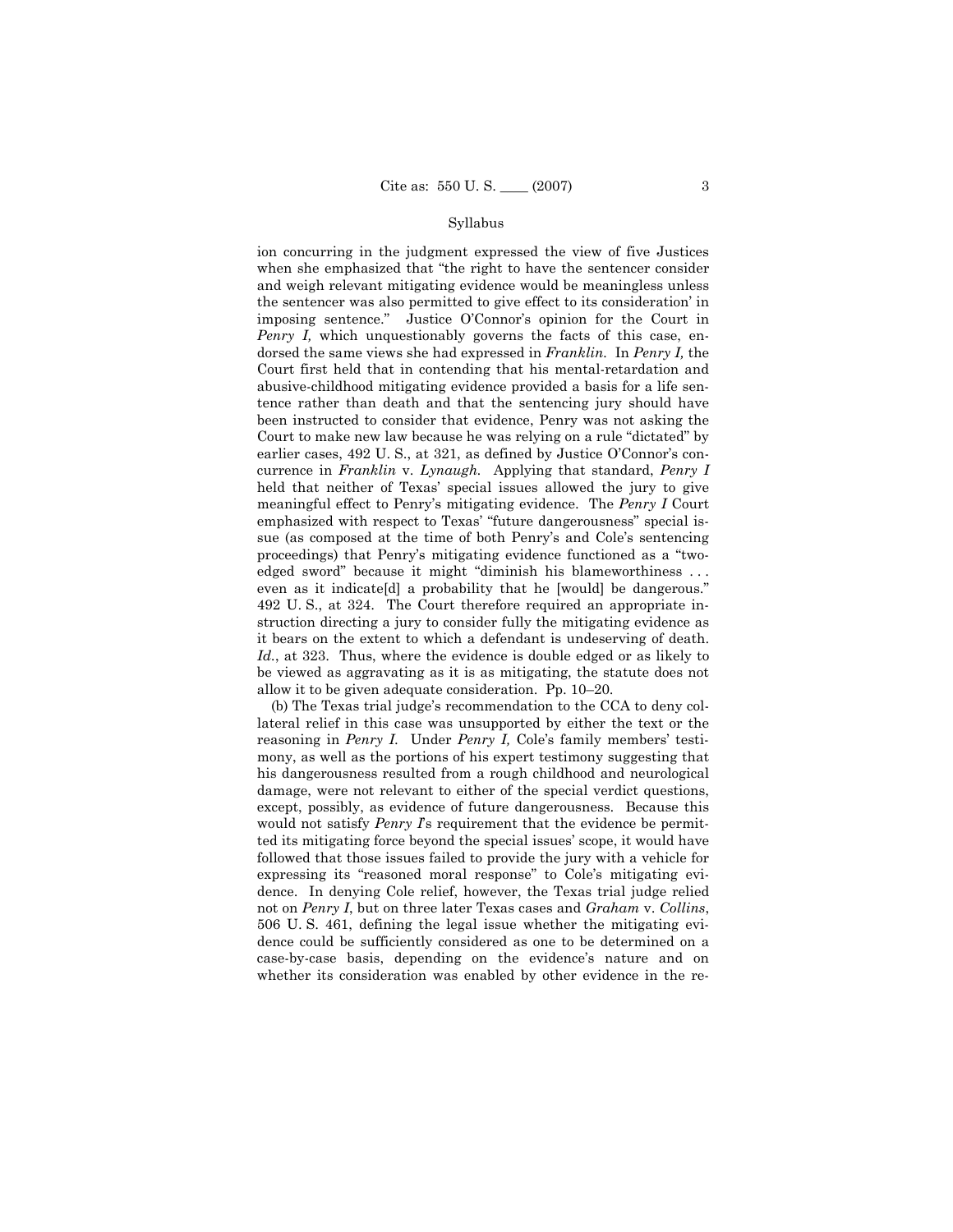ion concurring in the judgment expressed the view of five Justices when she emphasized that "the right to have the sentencer consider and weigh relevant mitigating evidence would be meaningless unless the sentencer was also permitted to give effect to its consideration' in imposing sentence." Justice O'Connor's opinion for the Court in *Penry I,* which unquestionably governs the facts of this case, endorsed the same views she had expressed in *Franklin.* In *Penry I,* the Court first held that in contending that his mental-retardation and abusive-childhood mitigating evidence provided a basis for a life sentence rather than death and that the sentencing jury should have been instructed to consider that evidence, Penry was not asking the Court to make new law because he was relying on a rule "dictated" by earlier cases, 492 U. S., at 321, as defined by Justice O'Connor's concurrence in *Franklin* v. *Lynaugh.* Applying that standard, *Penry I* held that neither of Texas' special issues allowed the jury to give meaningful effect to Penry's mitigating evidence. The *Penry I* Court emphasized with respect to Texas' "future dangerousness" special issue (as composed at the time of both Penry's and Cole's sentencing proceedings) that Penry's mitigating evidence functioned as a "two-edged sword" because it might "diminish his blameworthiness . . . even as it indicate[d] a probability that he [would] be dangerous." 492 U. S., at 324. The Court therefore required an appropriate instruction directing a jury to consider fully the mitigating evidence as it bears on the extent to which a defendant is undeserving of death. *Id.*, at 323. Thus, where the evidence is double edged or as likely to be viewed as aggravating as it is as mitigating, the statute does not allow it to be given adequate consideration. Pp. 10–20.

(b) The Texas trial judge's recommendation to the CCA to deny collateral relief in this case was unsupported by either the text or the reasoning in *Penry I.* Under *Penry I,* Cole's family members' testimony, as well as the portions of his expert testimony suggesting that his dangerousness resulted from a rough childhood and neurological damage, were not relevant to either of the special verdict questions, except, possibly, as evidence of future dangerousness. Because this would not satisfy *Penry I*'s requirement that the evidence be permitted its mitigating force beyond the special issues' scope, it would have followed that those issues failed to provide the jury with a vehicle for expressing its "reasoned moral response" to Cole's mitigating evidence. In denying Cole relief, however, the Texas trial judge relied not on *Penry I*, but on three later Texas cases and *Graham* v. *Collins*, 506 U. S. 461, defining the legal issue whether the mitigating evidence could be sufficiently considered as one to be determined on a case-by-case basis, depending on the evidence's nature and on whether its consideration was enabled by other evidence in the re-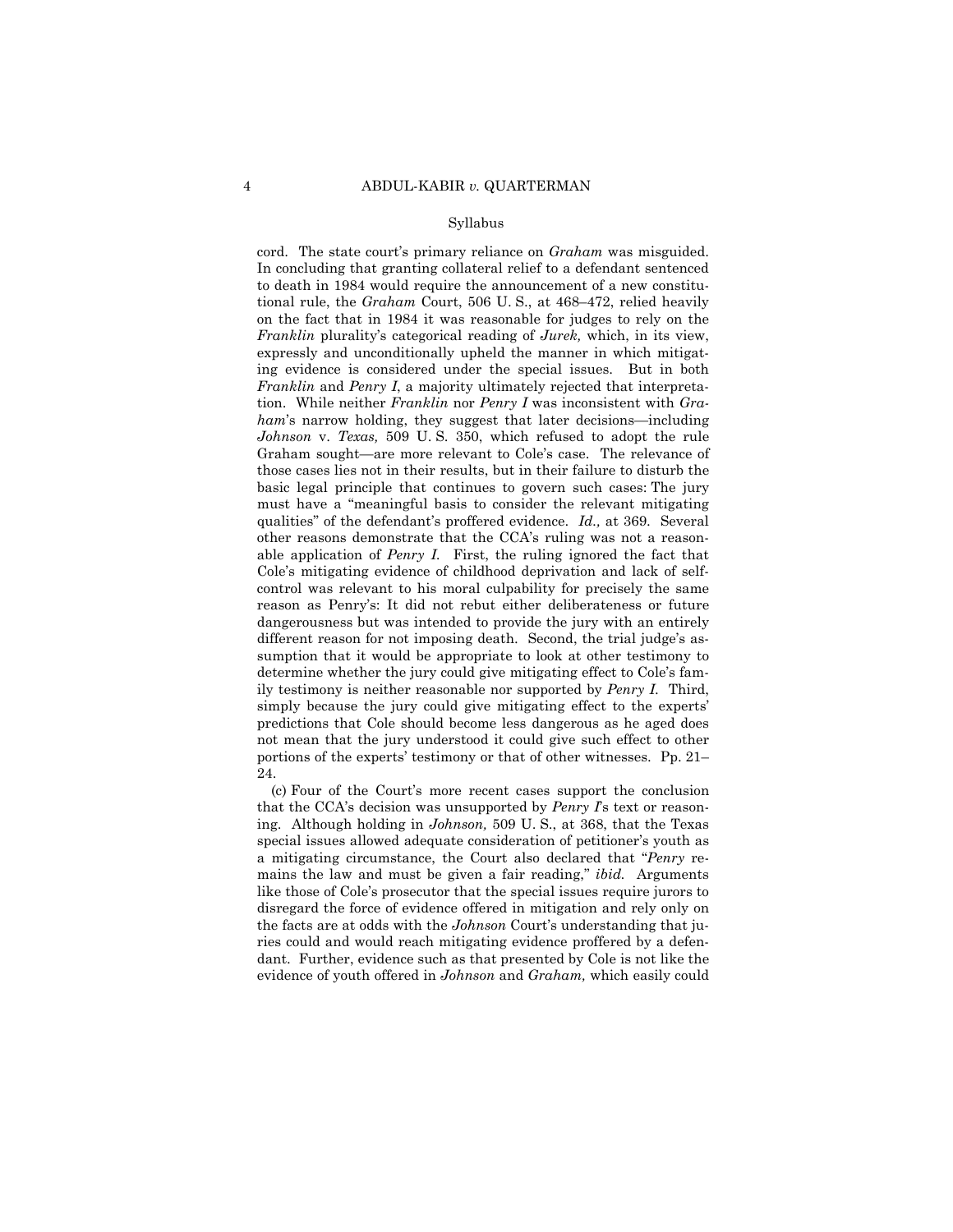cord. The state court's primary reliance on *Graham* was misguided. In concluding that granting collateral relief to a defendant sentenced to death in 1984 would require the announcement of a new constitutional rule, the *Graham* Court, 506 U. S., at 468–472, relied heavily on the fact that in 1984 it was reasonable for judges to rely on the *Franklin* plurality's categorical reading of *Jurek,* which, in its view, expressly and unconditionally upheld the manner in which mitigating evidence is considered under the special issues. But in both *Franklin* and *Penry I,* a majority ultimately rejected that interpretation. While neither *Franklin* nor *Penry I* was inconsistent with *Graham*'s narrow holding, they suggest that later decisions—including *Johnson* v. *Texas,* 509 U. S. 350, which refused to adopt the rule Graham sought—are more relevant to Cole's case. The relevance of those cases lies not in their results, but in their failure to disturb the basic legal principle that continues to govern such cases: The jury must have a "meaningful basis to consider the relevant mitigating qualities" of the defendant's proffered evidence. *Id.,* at 369. Several other reasons demonstrate that the CCA's ruling was not a reasonable application of *Penry I.* First, the ruling ignored the fact that Cole's mitigating evidence of childhood deprivation and lack of self-control was relevant to his moral culpability for precisely the same reason as Penry's: It did not rebut either deliberateness or future dangerousness but was intended to provide the jury with an entirely different reason for not imposing death. Second, the trial judge's assumption that it would be appropriate to look at other testimony to determine whether the jury could give mitigating effect to Cole's family testimony is neither reasonable nor supported by *Penry I.* Third, simply because the jury could give mitigating effect to the experts' predictions that Cole should become less dangerous as he aged does not mean that the jury understood it could give such effect to other portions of the experts' testimony or that of other witnesses. Pp. 21–24.

(c) Four of the Court's more recent cases support the conclusion that the CCA's decision was unsupported by *Penry I*'s text or reasoning. Although holding in *Johnson,* 509 U. S., at 368, that the Texas special issues allowed adequate consideration of petitioner's youth as a mitigating circumstance, the Court also declared that "*Penry* remains the law and must be given a fair reading," *ibid.* Arguments like those of Cole's prosecutor that the special issues require jurors to disregard the force of evidence offered in mitigation and rely only on the facts are at odds with the *Johnson* Court's understanding that juries could and would reach mitigating evidence proffered by a defendant. Further, evidence such as that presented by Cole is not like the evidence of youth offered in *Johnson* and *Graham,* which easily could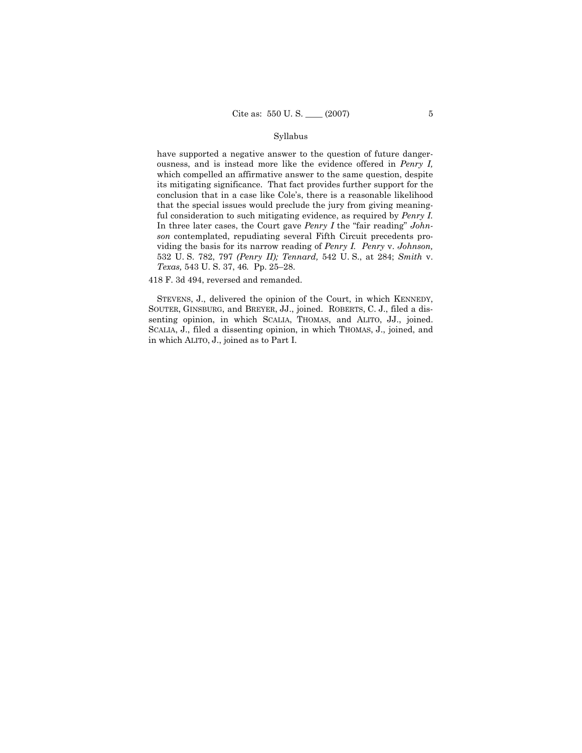Syllabus

have supported a negative answer to the question of future dangerousness, and is instead more like the evidence offered in *Penry I,* which compelled an affirmative answer to the same question, despite its mitigating significance. That fact provides further support for the conclusion that in a case like Cole's, there is a reasonable likelihood that the special issues would preclude the jury from giving meaningful consideration to such mitigating evidence, as required by *Penry I.* In three later cases, the Court gave *Penry I* the "fair reading" *Johnson* contemplated, repudiating several Fifth Circuit precedents providing the basis for its narrow reading of *Penry I. Penry* v. *Johnson,* 532 U. S. 782, 797 *(Penry II); Tennard,* 542 U. S., at 284; *Smith* v. *Texas,* 543 U. S. 37, 46. Pp. 25–28.

418 F. 3d 494, reversed and remanded.

STEVENS, J., delivered the opinion of the Court, in which KENNEDY, SOUTER, GINSBURG, and BREYER, JJ., joined. ROBERTS, C. J., filed a dissenting opinion, in which SCALIA, THOMAS, and ALITO, JJ., joined. SCALIA, J., filed a dissenting opinion, in which THOMAS, J., joined, and in which ALITO, J., joined as to Part I.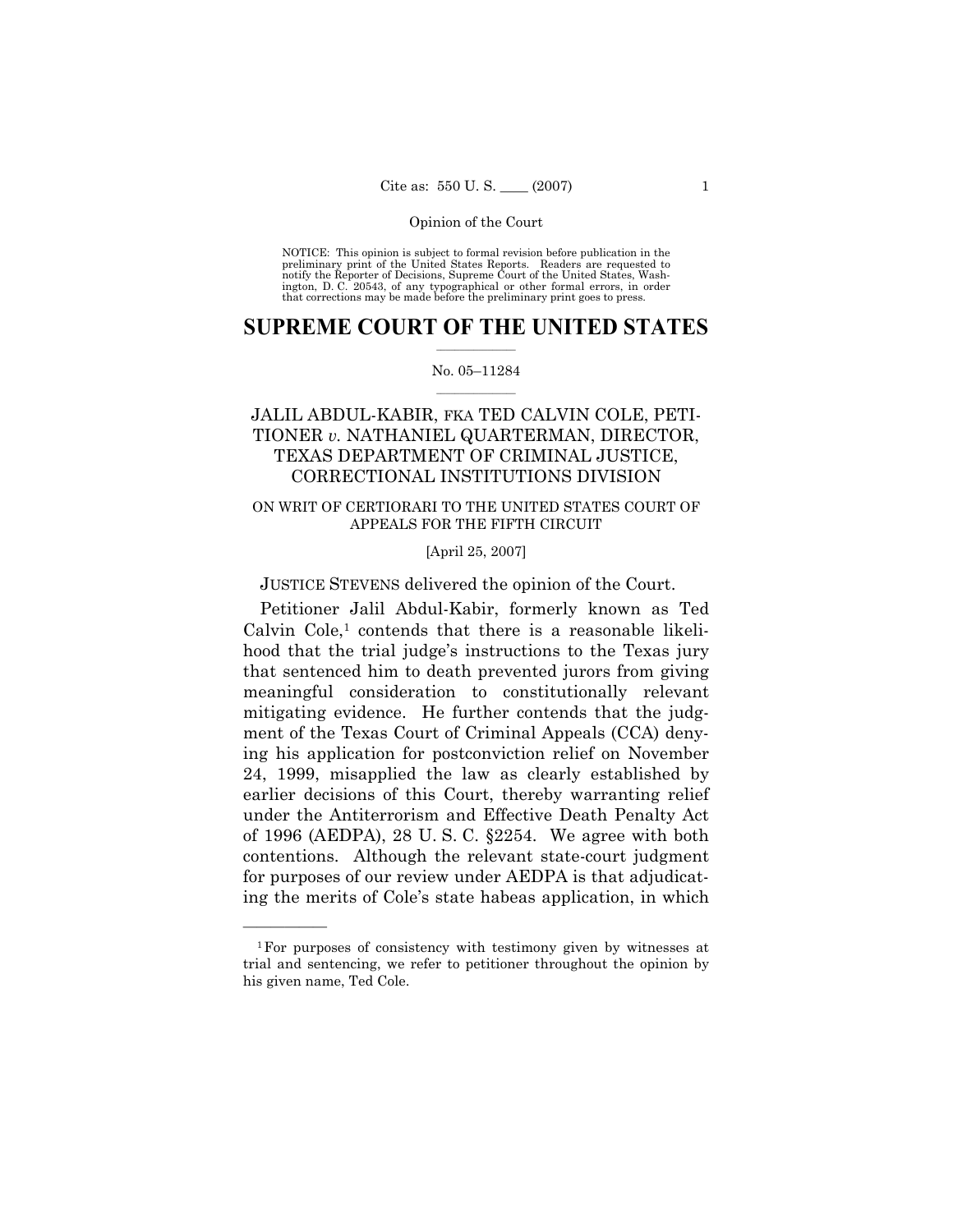Opinion of the Court

NOTICE: This opinion is subject to formal revision before publication in the preliminary print of the United States Reports. Readers are requested to notify the Reporter of Decisions, Supreme Court of the United States, Washington, D. C. 20543, of any typographical or other formal errors, in order that corrections may be made before the preliminary print goes to press.

# SUPREME COURT OF THE UNITED STATES

No. 05–11284

## JALIL ABDUL-KABIR, FKA TED CALVIN COLE, PETITIONER *v.* NATHANIEL QUARTERMAN, DIRECTOR, TEXAS DEPARTMENT OF CRIMINAL JUSTICE, CORRECTIONAL INSTITUTIONS DIVISION

ON WRIT OF CERTIORARI TO THE UNITED STATES COURT OF APPEALS FOR THE FIFTH CIRCUIT

[April 25, 2007]

JUSTICE STEVENS delivered the opinion of the Court.

Petitioner Jalil Abdul-Kabir, formerly known as Ted Calvin Cole,[1] contends that there is a reasonable likelihood that the trial judge's instructions to the Texas jury that sentenced him to death prevented jurors from giving meaningful consideration to constitutionally relevant mitigating evidence. He further contends that the judgment of the Texas Court of Criminal Appeals (CCA) denying his application for postconviction relief on November 24, 1999, misapplied the law as clearly established by earlier decisions of this Court, thereby warranting relief under the Antiterrorism and Effective Death Penalty Act of 1996 (AEDPA), 28 U. S. C. §2254. We agree with both contentions. Although the relevant state-court judgment for purposes of our review under AEDPA is that adjudicating the merits of Cole's state habeas application, in which

[1] For purposes of consistency with testimony given by witnesses at trial and sentencing, we refer to petitioner throughout the opinion by his given name, Ted Cole.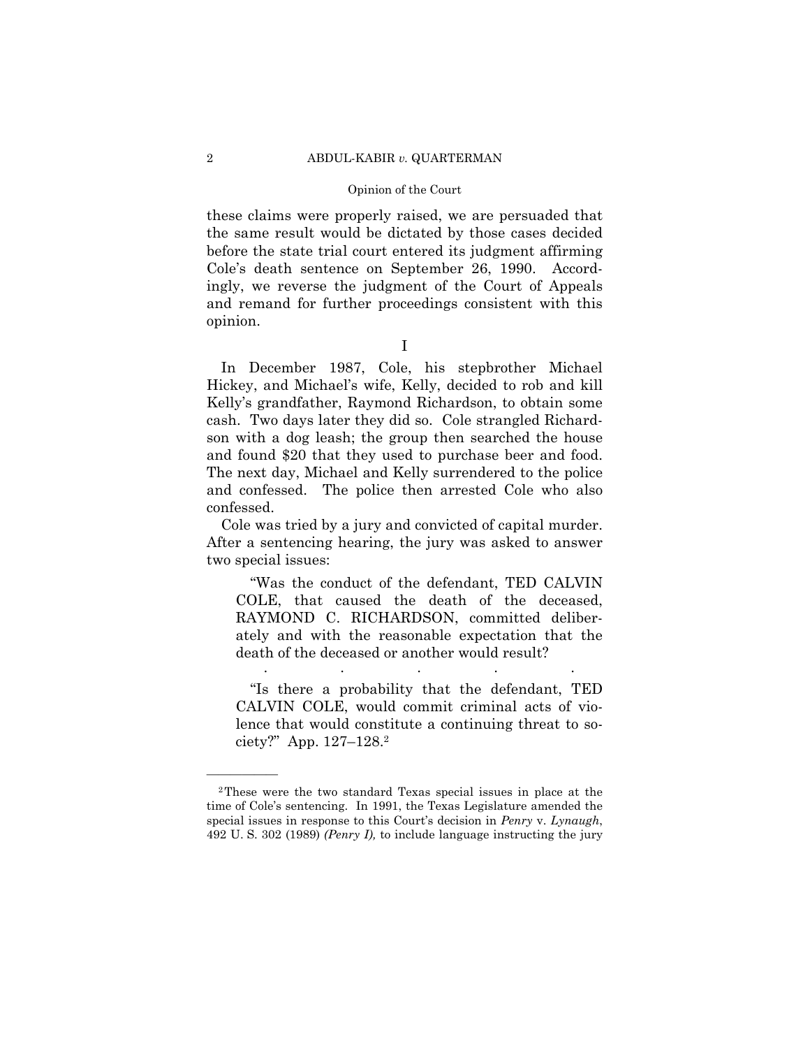these claims were properly raised, we are persuaded that the same result would be dictated by those cases decided before the state trial court entered its judgment affirming Cole's death sentence on September 26, 1990. Accordingly, we reverse the judgment of the Court of Appeals and remand for further proceedings consistent with this opinion.

I

In December 1987, Cole, his stepbrother Michael Hickey, and Michael's wife, Kelly, decided to rob and kill Kelly's grandfather, Raymond Richardson, to obtain some cash. Two days later they did so. Cole strangled Richardson with a dog leash; the group then searched the house and found $20 that they used to purchase beer and food. The next day, Michael and Kelly surrendered to the police and confessed. The police then arrested Cole who also confessed.

Cole was tried by a jury and convicted of capital murder. After a sentencing hearing, the jury was asked to answer two special issues:

> "Was the conduct of the defendant, TED CALVIN COLE, that caused the death of the deceased, RAYMOND C. RICHARDSON, committed deliberately and with the reasonable expectation that the death of the deceased or another would result?
>
> . . . . .
>
> "Is there a probability that the defendant, TED CALVIN COLE, would commit criminal acts of violence that would constitute a continuing threat to society?" App. 127–128.[2]

---

[2] These were the two standard Texas special issues in place at the time of Cole's sentencing. In 1991, the Texas Legislature amended the special issues in response to this Court's decision in *Penry* v. *Lynaugh*, 492 U. S. 302 (1989) *(Penry I),* to include language instructing the jury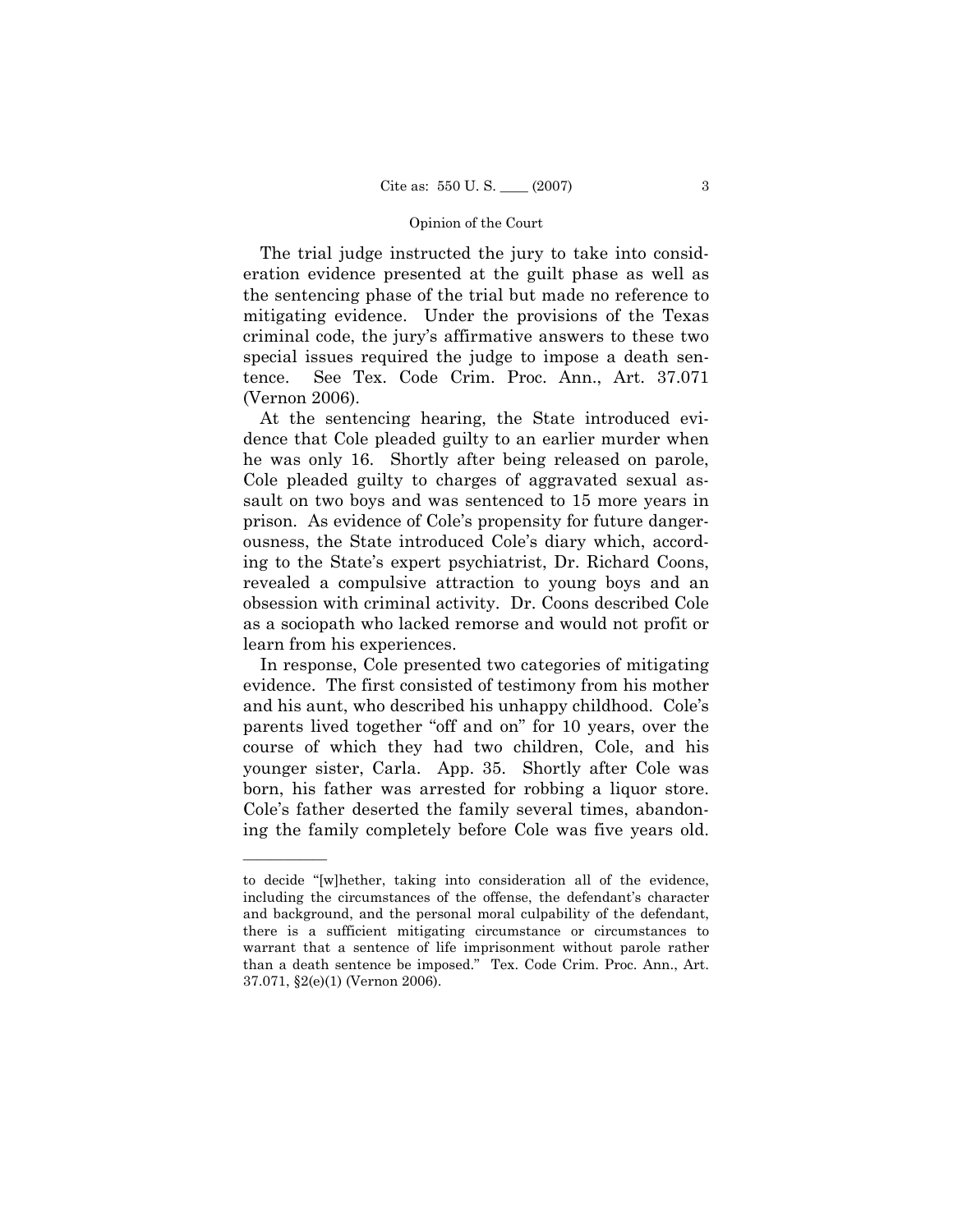The trial judge instructed the jury to take into consideration evidence presented at the guilt phase as well as the sentencing phase of the trial but made no reference to mitigating evidence. Under the provisions of the Texas criminal code, the jury's affirmative answers to these two special issues required the judge to impose a death sentence. See Tex. Code Crim. Proc. Ann., Art. 37.071 (Vernon 2006).

At the sentencing hearing, the State introduced evidence that Cole pleaded guilty to an earlier murder when he was only 16. Shortly after being released on parole, Cole pleaded guilty to charges of aggravated sexual assault on two boys and was sentenced to 15 more years in prison. As evidence of Cole's propensity for future dangerousness, the State introduced Cole's diary which, according to the State's expert psychiatrist, Dr. Richard Coons, revealed a compulsive attraction to young boys and an obsession with criminal activity. Dr. Coons described Cole as a sociopath who lacked remorse and would not profit or learn from his experiences.

In response, Cole presented two categories of mitigating evidence. The first consisted of testimony from his mother and his aunt, who described his unhappy childhood. Cole's parents lived together "off and on" for 10 years, over the course of which they had two children, Cole, and his younger sister, Carla. App. 35. Shortly after Cole was born, his father was arrested for robbing a liquor store. Cole's father deserted the family several times, abandoning the family completely before Cole was five years old.

---

to decide "[w]hether, taking into consideration all of the evidence, including the circumstances of the offense, the defendant's character and background, and the personal moral culpability of the defendant, there is a sufficient mitigating circumstance or circumstances to warrant that a sentence of life imprisonment without parole rather than a death sentence be imposed." Tex. Code Crim. Proc. Ann., Art. 37.071, §2(e)(1) (Vernon 2006).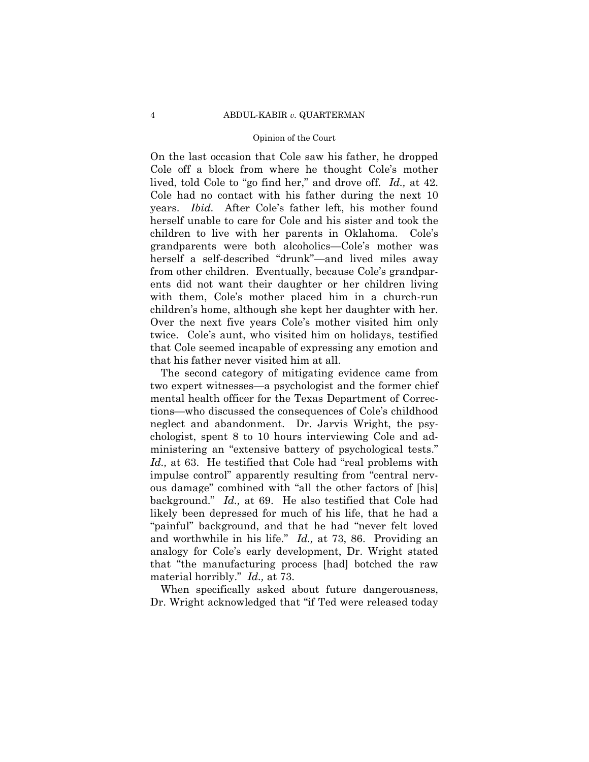On the last occasion that Cole saw his father, he dropped Cole off a block from where he thought Cole's mother lived, told Cole to "go find her," and drove off. *Id.,* at 42. Cole had no contact with his father during the next 10 years. *Ibid.* After Cole's father left, his mother found herself unable to care for Cole and his sister and took the children to live with her parents in Oklahoma. Cole's grandparents were both alcoholics—Cole's mother was herself a self-described "drunk"—and lived miles away from other children. Eventually, because Cole's grandparents did not want their daughter or her children living with them, Cole's mother placed him in a church-run children's home, although she kept her daughter with her. Over the next five years Cole's mother visited him only twice. Cole's aunt, who visited him on holidays, testified that Cole seemed incapable of expressing any emotion and that his father never visited him at all.

The second category of mitigating evidence came from two expert witnesses—a psychologist and the former chief mental health officer for the Texas Department of Corrections—who discussed the consequences of Cole's childhood neglect and abandonment. Dr. Jarvis Wright, the psychologist, spent 8 to 10 hours interviewing Cole and administering an "extensive battery of psychological tests." *Id.,* at 63. He testified that Cole had "real problems with impulse control" apparently resulting from "central nervous damage" combined with "all the other factors of [his] background." *Id.,* at 69. He also testified that Cole had likely been depressed for much of his life, that he had a "painful" background, and that he had "never felt loved and worthwhile in his life." *Id.,* at 73, 86. Providing an analogy for Cole's early development, Dr. Wright stated that "the manufacturing process [had] botched the raw material horribly." *Id.,* at 73.

When specifically asked about future dangerousness, Dr. Wright acknowledged that "if Ted were released today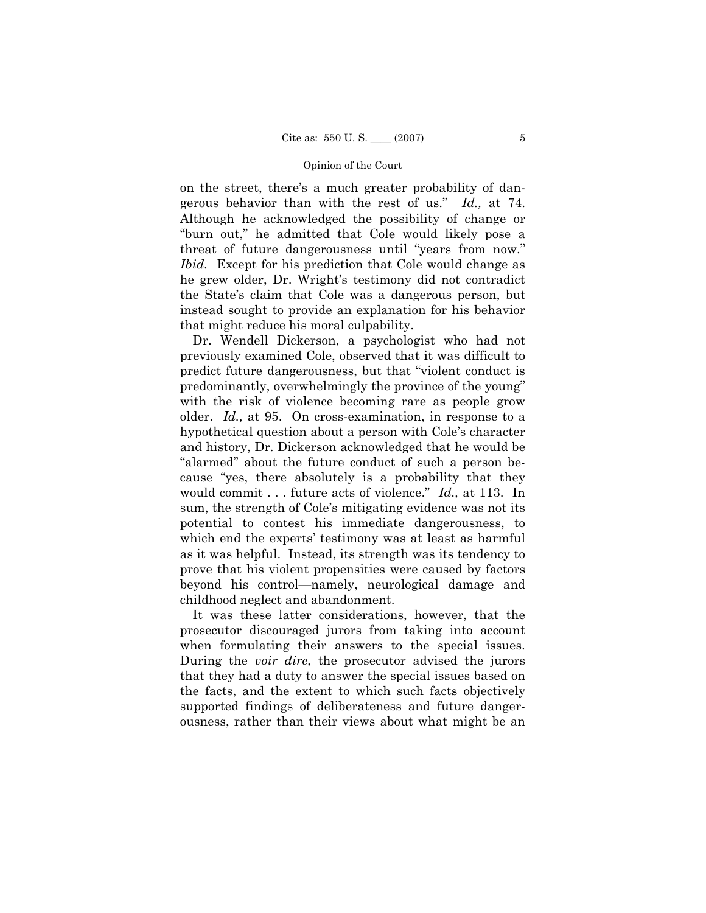on the street, there's a much greater probability of dangerous behavior than with the rest of us." *Id.,* at 74. Although he acknowledged the possibility of change or "burn out," he admitted that Cole would likely pose a threat of future dangerousness until "years from now." *Ibid.* Except for his prediction that Cole would change as he grew older, Dr. Wright's testimony did not contradict the State's claim that Cole was a dangerous person, but instead sought to provide an explanation for his behavior that might reduce his moral culpability.

Dr. Wendell Dickerson, a psychologist who had not previously examined Cole, observed that it was difficult to predict future dangerousness, but that "violent conduct is predominantly, overwhelmingly the province of the young" with the risk of violence becoming rare as people grow older. *Id.,* at 95. On cross-examination, in response to a hypothetical question about a person with Cole's character and history, Dr. Dickerson acknowledged that he would be "alarmed" about the future conduct of such a person because "yes, there absolutely is a probability that they would commit . . . future acts of violence." *Id.,* at 113. In sum, the strength of Cole's mitigating evidence was not its potential to contest his immediate dangerousness, to which end the experts' testimony was at least as harmful as it was helpful. Instead, its strength was its tendency to prove that his violent propensities were caused by factors beyond his control—namely, neurological damage and childhood neglect and abandonment.

It was these latter considerations, however, that the prosecutor discouraged jurors from taking into account when formulating their answers to the special issues. During the *voir dire,* the prosecutor advised the jurors that they had a duty to answer the special issues based on the facts, and the extent to which such facts objectively supported findings of deliberateness and future dangerousness, rather than their views about what might be an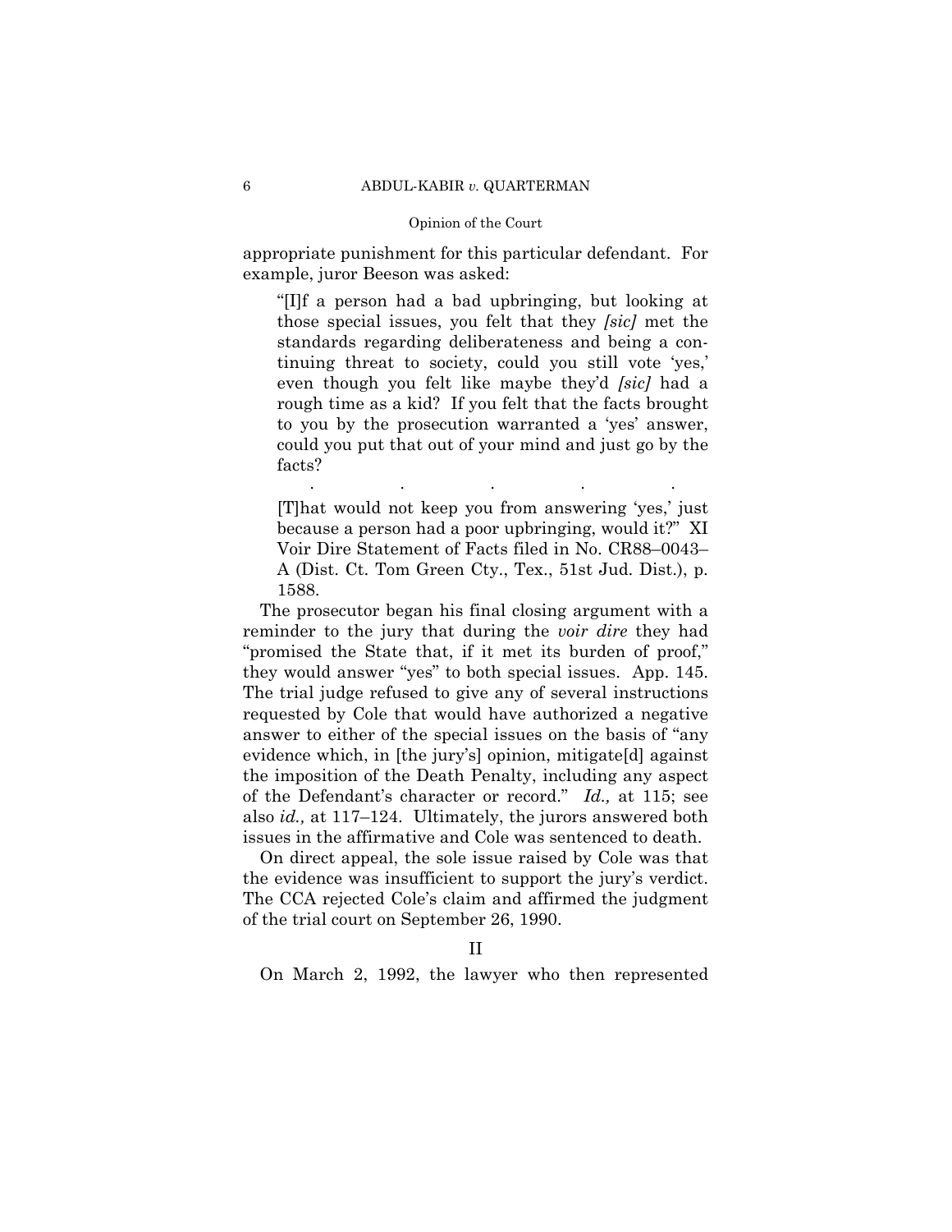appropriate punishment for this particular defendant. For example, juror Beeson was asked:

> "[I]f a person had a bad upbringing, but looking at those special issues, you felt that they *[sic]* met the standards regarding deliberateness and being a continuing threat to society, could you still vote 'yes,' even though you felt like maybe they'd *[sic]* had a rough time as a kid? If you felt that the facts brought to you by the prosecution warranted a 'yes' answer, could you put that out of your mind and just go by the facts?
>
> . . . . .
>
> [T]hat would not keep you from answering 'yes,' just because a person had a poor upbringing, would it?" XI Voir Dire Statement of Facts filed in No. CR88–0043–A (Dist. Ct. Tom Green Cty., Tex., 51st Jud. Dist.), p. 1588.

The prosecutor began his final closing argument with a reminder to the jury that during the *voir dire* they had "promised the State that, if it met its burden of proof," they would answer "yes" to both special issues. App. 145. The trial judge refused to give any of several instructions requested by Cole that would have authorized a negative answer to either of the special issues on the basis of "any evidence which, in [the jury's] opinion, mitigate[d] against the imposition of the Death Penalty, including any aspect of the Defendant's character or record." *Id.,* at 115; see also *id.,* at 117–124. Ultimately, the jurors answered both issues in the affirmative and Cole was sentenced to death.

On direct appeal, the sole issue raised by Cole was that the evidence was insufficient to support the jury's verdict. The CCA rejected Cole's claim and affirmed the judgment of the trial court on September 26, 1990.

## II

On March 2, 1992, the lawyer who then represented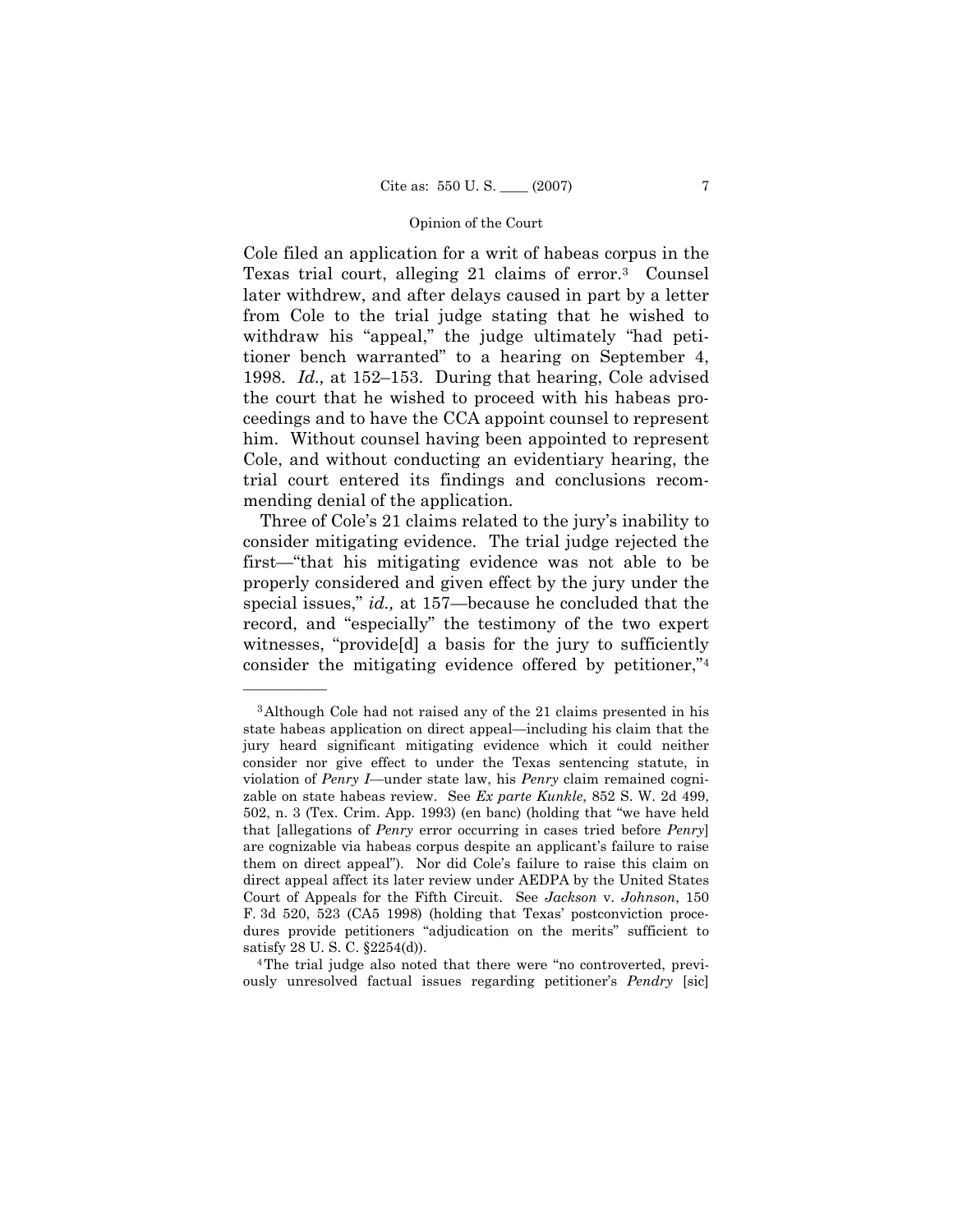Cole filed an application for a writ of habeas corpus in the Texas trial court, alleging 21 claims of error.[3] Counsel later withdrew, and after delays caused in part by a letter from Cole to the trial judge stating that he wished to withdraw his "appeal," the judge ultimately "had petitioner bench warranted" to a hearing on September 4, 1998. *Id.,* at 152–153. During that hearing, Cole advised the court that he wished to proceed with his habeas proceedings and to have the CCA appoint counsel to represent him. Without counsel having been appointed to represent Cole, and without conducting an evidentiary hearing, the trial court entered its findings and conclusions recommending denial of the application.

Three of Cole's 21 claims related to the jury's inability to consider mitigating evidence. The trial judge rejected the first—"that his mitigating evidence was not able to be properly considered and given effect by the jury under the special issues," *id.,* at 157—because he concluded that the record, and "especially" the testimony of the two expert witnesses, "provide[d] a basis for the jury to sufficiently consider the mitigating evidence offered by petitioner,"[4]

---

[3] Although Cole had not raised any of the 21 claims presented in his state habeas application on direct appeal—including his claim that the jury heard significant mitigating evidence which it could neither consider nor give effect to under the Texas sentencing statute, in violation of *Penry I*—under state law, his *Penry* claim remained cognizable on state habeas review. See *Ex parte Kunkle*, 852 S. W. 2d 499, 502, n. 3 (Tex. Crim. App. 1993) (en banc) (holding that "we have held that [allegations of *Penry* error occurring in cases tried before *Penry*] are cognizable via habeas corpus despite an applicant's failure to raise them on direct appeal"). Nor did Cole's failure to raise this claim on direct appeal affect its later review under AEDPA by the United States Court of Appeals for the Fifth Circuit. See *Jackson* v. *Johnson*, 150 F. 3d 520, 523 (CA5 1998) (holding that Texas' postconviction procedures provide petitioners "adjudication on the merits" sufficient to satisfy 28 U. S. C. §2254(d)).

[4] The trial judge also noted that there were "no controverted, previously unresolved factual issues regarding petitioner's *Pendry* [sic]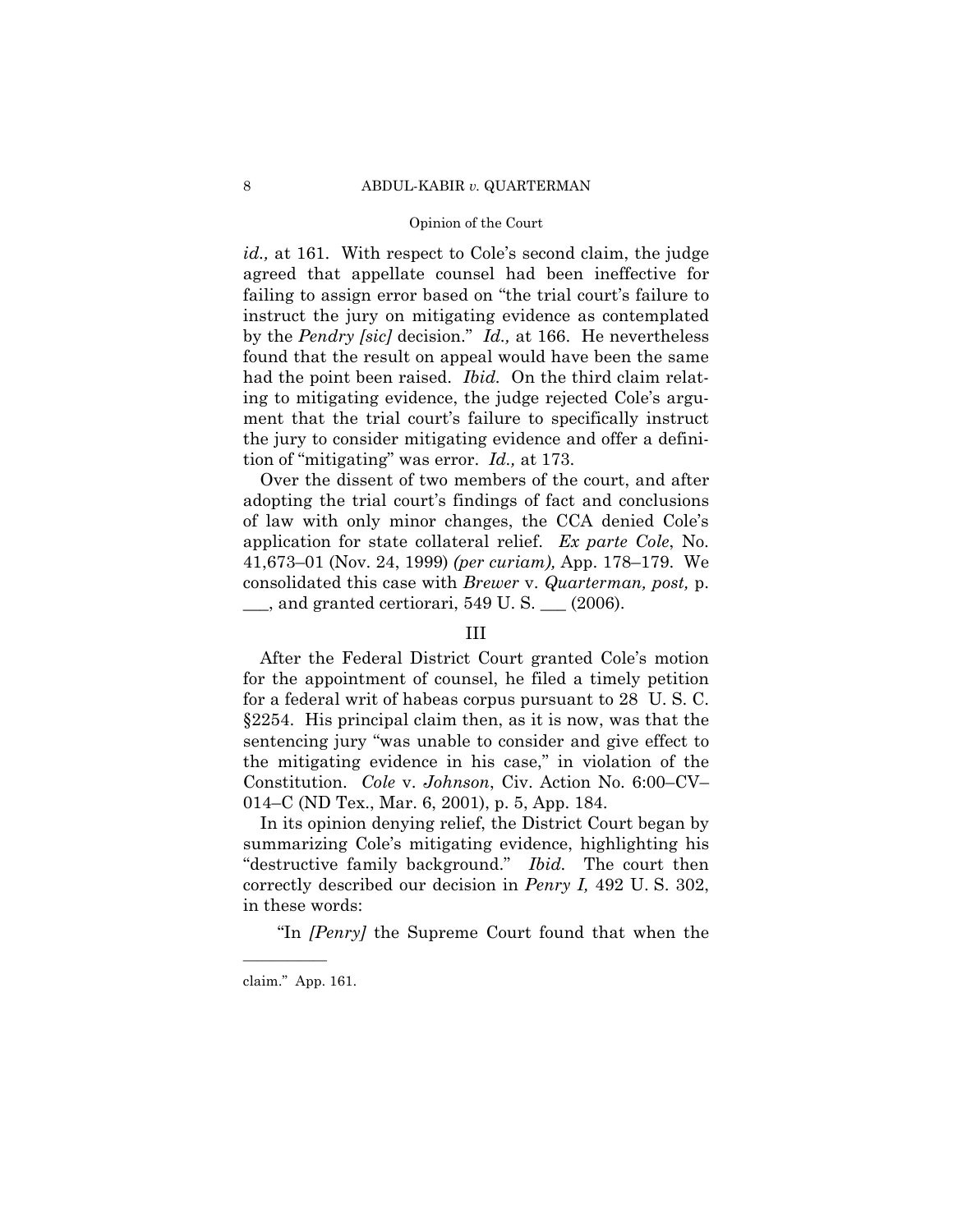*id.,* at 161. With respect to Cole's second claim, the judge agreed that appellate counsel had been ineffective for failing to assign error based on "the trial court's failure to instruct the jury on mitigating evidence as contemplated by the *Pendry [sic]* decision." *Id.,* at 166. He nevertheless found that the result on appeal would have been the same had the point been raised. *Ibid.* On the third claim relating to mitigating evidence, the judge rejected Cole's argument that the trial court's failure to specifically instruct the jury to consider mitigating evidence and offer a definition of "mitigating" was error. *Id.,* at 173.

Over the dissent of two members of the court, and after adopting the trial court's findings of fact and conclusions of law with only minor changes, the CCA denied Cole's application for state collateral relief. *Ex parte Cole*, No. 41,673–01 (Nov. 24, 1999) *(per curiam),* App. 178–179. We consolidated this case with *Brewer* v. *Quarterman, post,* p. ___, and granted certiorari, 549 U. S. ___ (2006).

## III

After the Federal District Court granted Cole's motion for the appointment of counsel, he filed a timely petition for a federal writ of habeas corpus pursuant to 28 U. S. C. §2254. His principal claim then, as it is now, was that the sentencing jury "was unable to consider and give effect to the mitigating evidence in his case," in violation of the Constitution. *Cole* v. *Johnson*, Civ. Action No. 6:00–CV–014–C (ND Tex., Mar. 6, 2001), p. 5, App. 184.

In its opinion denying relief, the District Court began by summarizing Cole's mitigating evidence, highlighting his "destructive family background." *Ibid.* The court then correctly described our decision in *Penry I,* 492 U. S. 302, in these words:

"In *[Penry]* the Supreme Court found that when the

---

claim." App. 161.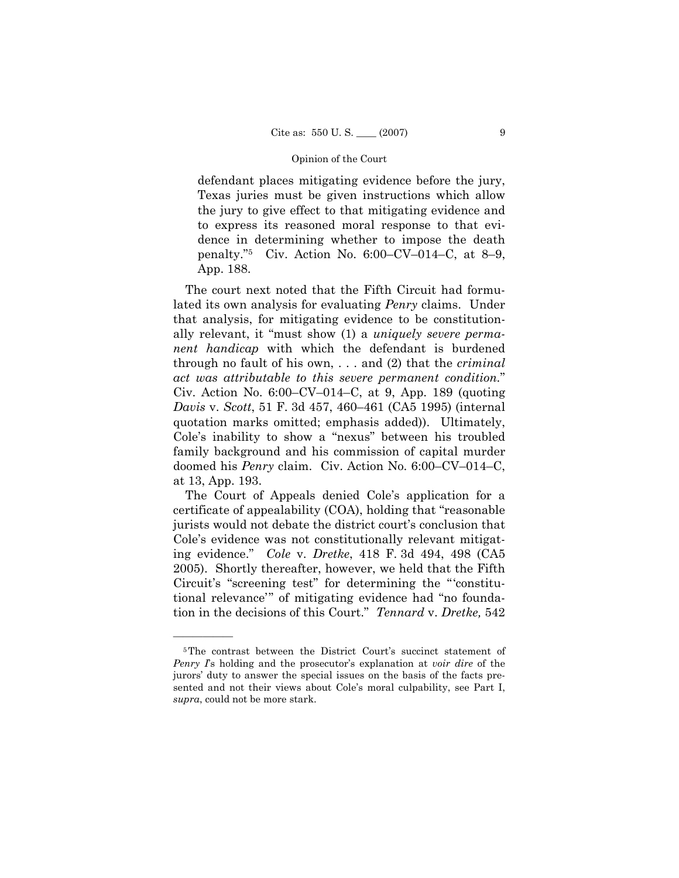defendant places mitigating evidence before the jury, Texas juries must be given instructions which allow the jury to give effect to that mitigating evidence and to express its reasoned moral response to that evidence in determining whether to impose the death penalty."[5] Civ. Action No. 6:00–CV–014–C, at 8–9, App. 188.

The court next noted that the Fifth Circuit had formulated its own analysis for evaluating *Penry* claims. Under that analysis, for mitigating evidence to be constitutionally relevant, it "must show (1) a *uniquely severe permanent handicap* with which the defendant is burdened through no fault of his own, . . . and (2) that the *criminal act was attributable to this severe permanent condition*." Civ. Action No. 6:00–CV–014–C, at 9, App. 189 (quoting *Davis* v. *Scott*, 51 F. 3d 457, 460–461 (CA5 1995) (internal quotation marks omitted; emphasis added)). Ultimately, Cole's inability to show a "nexus" between his troubled family background and his commission of capital murder doomed his *Penry* claim. Civ. Action No. 6:00–CV–014–C, at 13, App. 193.

The Court of Appeals denied Cole's application for a certificate of appealability (COA), holding that "reasonable jurists would not debate the district court's conclusion that Cole's evidence was not constitutionally relevant mitigating evidence." *Cole* v. *Dretke*, 418 F. 3d 494, 498 (CA5 2005). Shortly thereafter, however, we held that the Fifth Circuit's "screening test" for determining the "'constitutional relevance'" of mitigating evidence had "no foundation in the decisions of this Court." *Tennard* v. *Dretke,* 542

---

[5] The contrast between the District Court's succinct statement of *Penry I*'s holding and the prosecutor's explanation at *voir dire* of the jurors' duty to answer the special issues on the basis of the facts presented and not their views about Cole's moral culpability, see Part I, *supra*, could not be more stark.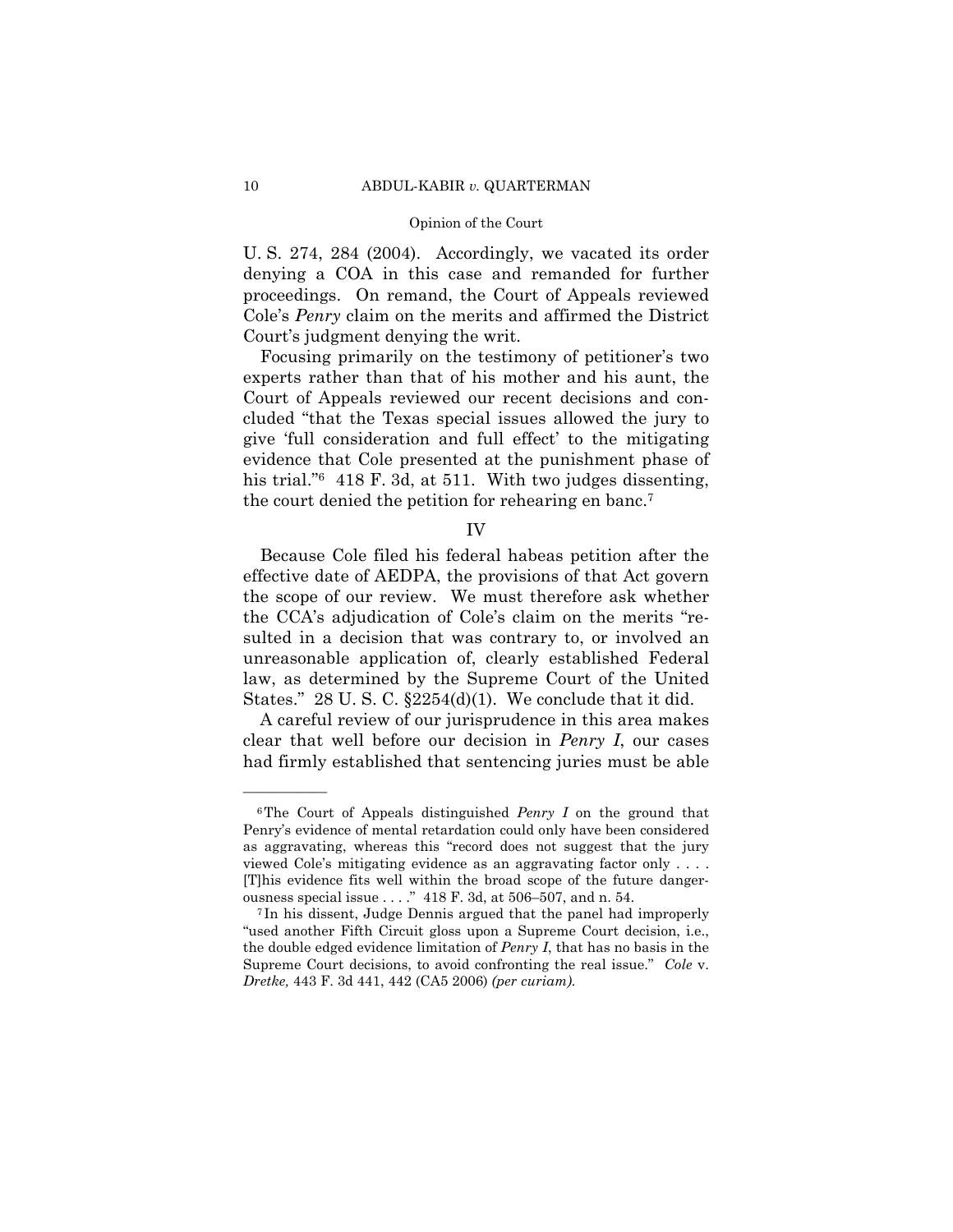U. S. 274, 284 (2004). Accordingly, we vacated its order denying a COA in this case and remanded for further proceedings. On remand, the Court of Appeals reviewed Cole's *Penry* claim on the merits and affirmed the District Court's judgment denying the writ.

Focusing primarily on the testimony of petitioner's two experts rather than that of his mother and his aunt, the Court of Appeals reviewed our recent decisions and concluded "that the Texas special issues allowed the jury to give 'full consideration and full effect' to the mitigating evidence that Cole presented at the punishment phase of his trial."[6] 418 F. 3d, at 511. With two judges dissenting, the court denied the petition for rehearing en banc.[7]

## IV

Because Cole filed his federal habeas petition after the effective date of AEDPA, the provisions of that Act govern the scope of our review. We must therefore ask whether the CCA's adjudication of Cole's claim on the merits "resulted in a decision that was contrary to, or involved an unreasonable application of, clearly established Federal law, as determined by the Supreme Court of the United States." 28 U. S. C. §2254(d)(1). We conclude that it did.

A careful review of our jurisprudence in this area makes clear that well before our decision in *Penry I*, our cases had firmly established that sentencing juries must be able

---

[6] The Court of Appeals distinguished *Penry I* on the ground that Penry's evidence of mental retardation could only have been considered as aggravating, whereas this "record does not suggest that the jury viewed Cole's mitigating evidence as an aggravating factor only . . . . [T]his evidence fits well within the broad scope of the future dangerousness special issue . . . ." 418 F. 3d, at 506–507, and n. 54.

[7] In his dissent, Judge Dennis argued that the panel had improperly "used another Fifth Circuit gloss upon a Supreme Court decision, i.e., the double edged evidence limitation of *Penry I*, that has no basis in the Supreme Court decisions, to avoid confronting the real issue." *Cole* v. *Dretke,* 443 F. 3d 441, 442 (CA5 2006) *(per curiam).*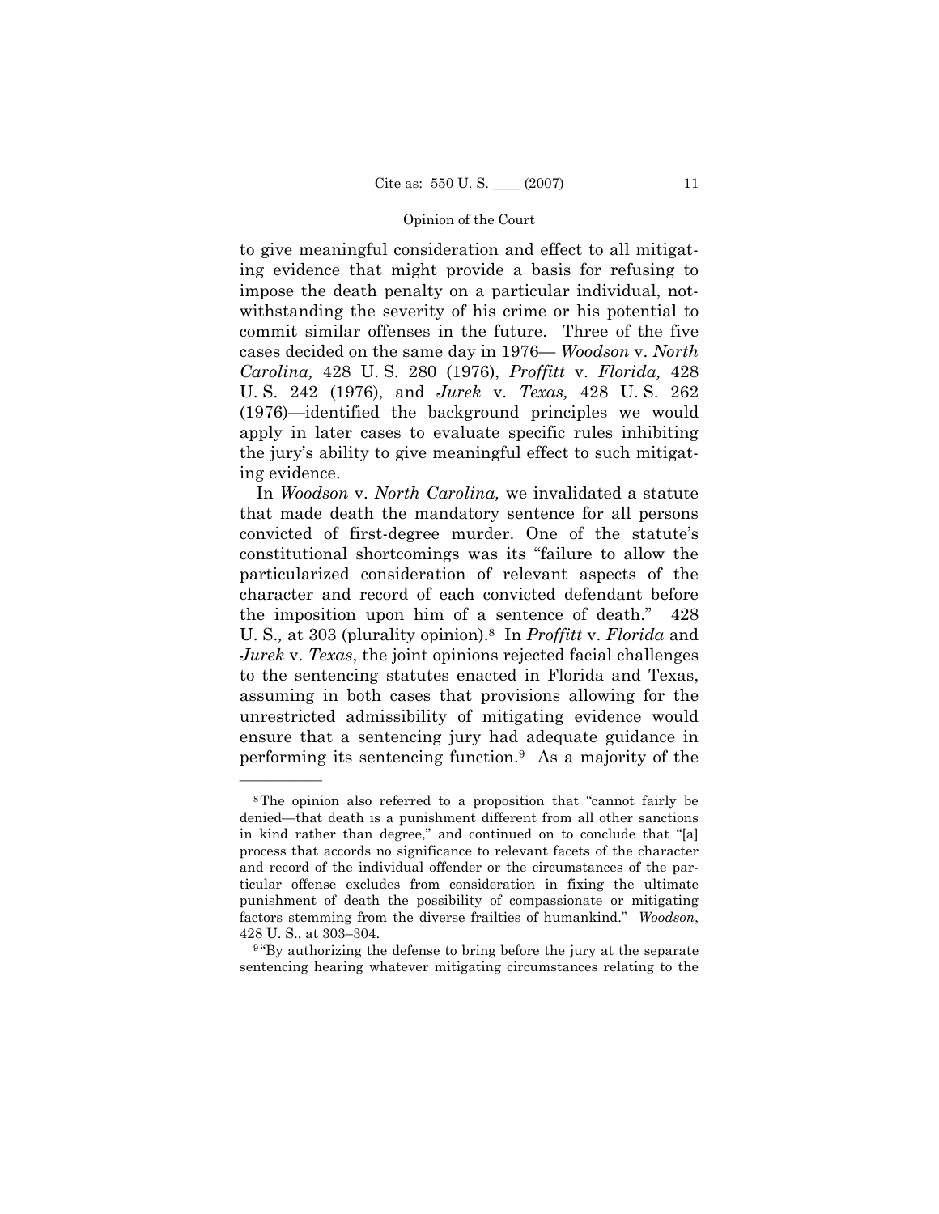to give meaningful consideration and effect to all mitigating evidence that might provide a basis for refusing to impose the death penalty on a particular individual, notwithstanding the severity of his crime or his potential to commit similar offenses in the future. Three of the five cases decided on the same day in 1976— *Woodson* v. *North Carolina,* 428 U. S. 280 (1976), *Proffitt* v. *Florida,* 428 U. S. 242 (1976), and *Jurek* v. *Texas,* 428 U. S. 262 (1976)—identified the background principles we would apply in later cases to evaluate specific rules inhibiting the jury's ability to give meaningful effect to such mitigating evidence.

In *Woodson* v. *North Carolina,* we invalidated a statute that made death the mandatory sentence for all persons convicted of first-degree murder. One of the statute's constitutional shortcomings was its "failure to allow the particularized consideration of relevant aspects of the character and record of each convicted defendant before the imposition upon him of a sentence of death." 428 U. S.*,* at 303 (plurality opinion).[8] In *Proffitt* v. *Florida* and *Jurek* v. *Texas*, the joint opinions rejected facial challenges to the sentencing statutes enacted in Florida and Texas, assuming in both cases that provisions allowing for the unrestricted admissibility of mitigating evidence would ensure that a sentencing jury had adequate guidance in performing its sentencing function.[9] As a majority of the

---

[8] The opinion also referred to a proposition that "cannot fairly be denied—that death is a punishment different from all other sanctions in kind rather than degree," and continued on to conclude that "[a] process that accords no significance to relevant facets of the character and record of the individual offender or the circumstances of the particular offense excludes from consideration in fixing the ultimate punishment of death the possibility of compassionate or mitigating factors stemming from the diverse frailties of humankind." *Woodson*, 428 U. S., at 303–304.

[9] "By authorizing the defense to bring before the jury at the separate sentencing hearing whatever mitigating circumstances relating to the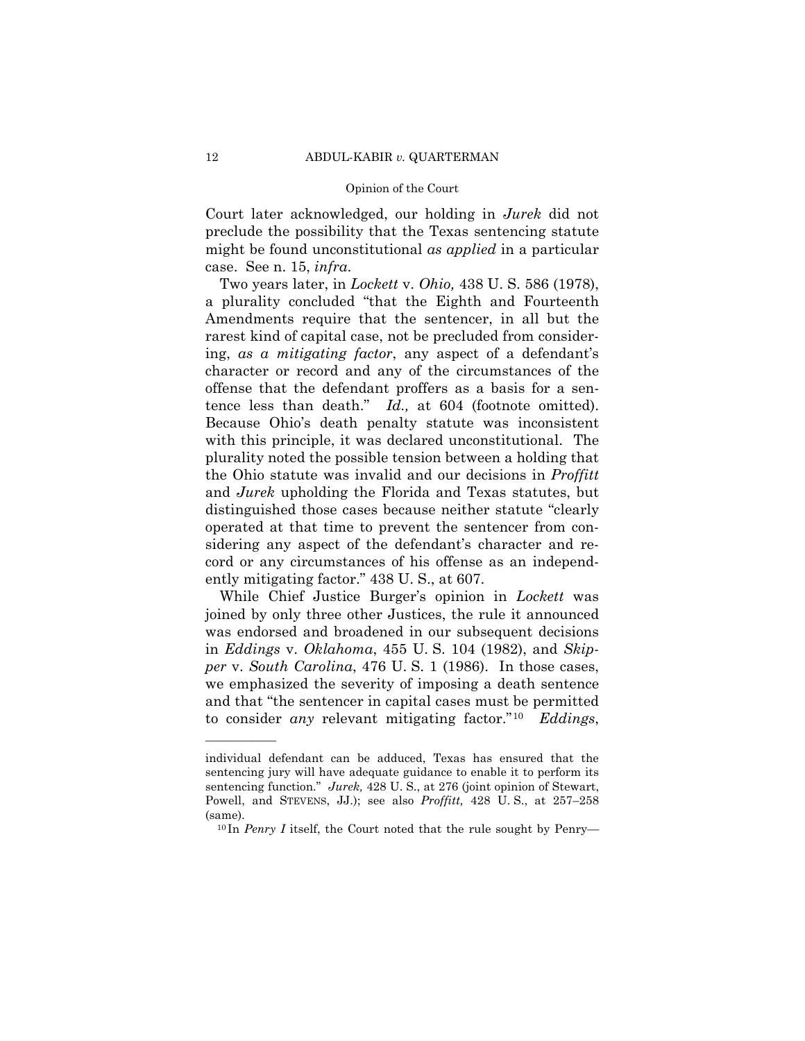Court later acknowledged, our holding in *Jurek* did not preclude the possibility that the Texas sentencing statute might be found unconstitutional *as applied* in a particular case. See n. 15, *infra*.

Two years later, in *Lockett* v. *Ohio,* 438 U. S. 586 (1978), a plurality concluded "that the Eighth and Fourteenth Amendments require that the sentencer, in all but the rarest kind of capital case, not be precluded from considering, *as a mitigating factor*, any aspect of a defendant's character or record and any of the circumstances of the offense that the defendant proffers as a basis for a sentence less than death." *Id.,* at 604 (footnote omitted). Because Ohio's death penalty statute was inconsistent with this principle, it was declared unconstitutional. The plurality noted the possible tension between a holding that the Ohio statute was invalid and our decisions in *Proffitt* and *Jurek* upholding the Florida and Texas statutes, but distinguished those cases because neither statute "clearly operated at that time to prevent the sentencer from considering any aspect of the defendant's character and record or any circumstances of his offense as an independently mitigating factor." 438 U. S., at 607.

While Chief Justice Burger's opinion in *Lockett* was joined by only three other Justices, the rule it announced was endorsed and broadened in our subsequent decisions in *Eddings* v. *Oklahoma*, 455 U. S. 104 (1982), and *Skipper* v. *South Carolina*, 476 U. S. 1 (1986). In those cases, we emphasized the severity of imposing a death sentence and that "the sentencer in capital cases must be permitted to consider *any* relevant mitigating factor."[10] *Eddings*,

---

individual defendant can be adduced, Texas has ensured that the sentencing jury will have adequate guidance to enable it to perform its sentencing function." *Jurek,* 428 U. S., at 276 (joint opinion of Stewart, Powell, and STEVENS, JJ.); see also *Proffitt,* 428 U. S., at 257–258 (same).

[10] In *Penry I* itself, the Court noted that the rule sought by Penry—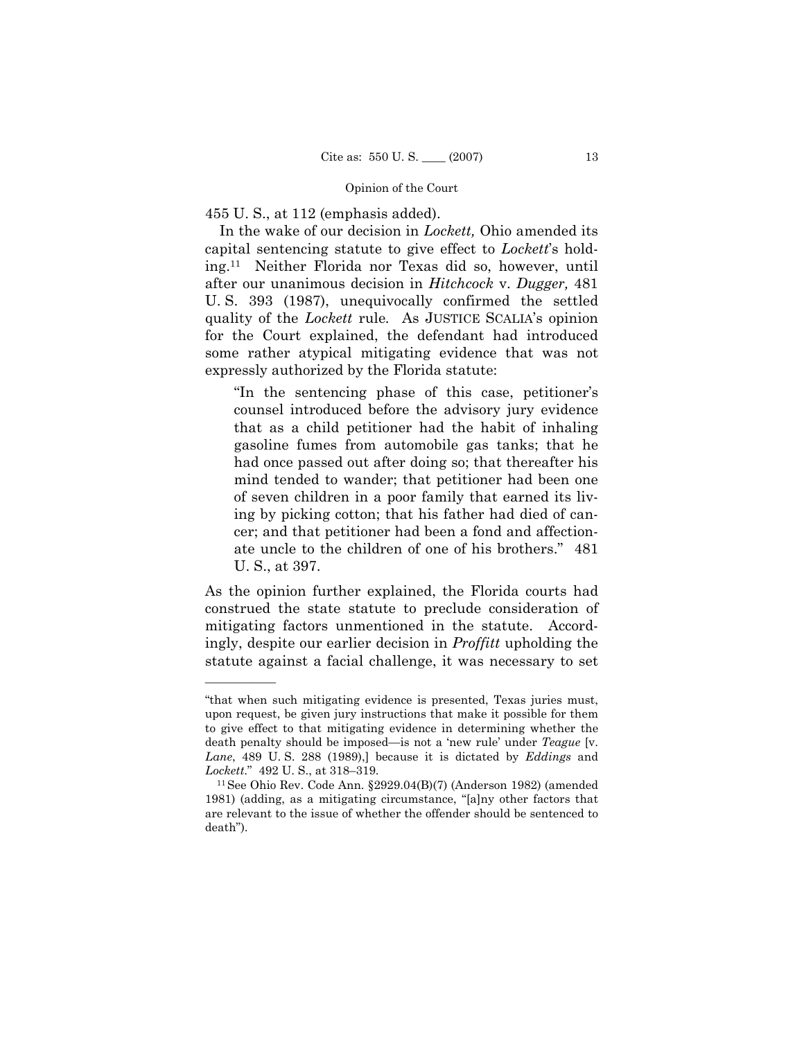455 U. S., at 112 (emphasis added).

In the wake of our decision in *Lockett,* Ohio amended its capital sentencing statute to give effect to *Lockett*'s holding.[11] Neither Florida nor Texas did so, however, until after our unanimous decision in *Hitchcock* v. *Dugger,* 481 U. S. 393 (1987), unequivocally confirmed the settled quality of the *Lockett* rule. As JUSTICE SCALIA's opinion for the Court explained, the defendant had introduced some rather atypical mitigating evidence that was not expressly authorized by the Florida statute:

> "In the sentencing phase of this case, petitioner's counsel introduced before the advisory jury evidence that as a child petitioner had the habit of inhaling gasoline fumes from automobile gas tanks; that he had once passed out after doing so; that thereafter his mind tended to wander; that petitioner had been one of seven children in a poor family that earned its living by picking cotton; that his father had died of cancer; and that petitioner had been a fond and affectionate uncle to the children of one of his brothers." 481 U. S., at 397.

As the opinion further explained, the Florida courts had construed the state statute to preclude consideration of mitigating factors unmentioned in the statute. Accordingly, despite our earlier decision in *Proffitt* upholding the statute against a facial challenge, it was necessary to set

---

"that when such mitigating evidence is presented, Texas juries must, upon request, be given jury instructions that make it possible for them to give effect to that mitigating evidence in determining whether the death penalty should be imposed—is not a 'new rule' under *Teague* [v. *Lane*, 489 U. S. 288 (1989),] because it is dictated by *Eddings* and *Lockett*." 492 U. S., at 318–319.

[11] See Ohio Rev. Code Ann. §2929.04(B)(7) (Anderson 1982) (amended 1981) (adding, as a mitigating circumstance, "[a]ny other factors that are relevant to the issue of whether the offender should be sentenced to death").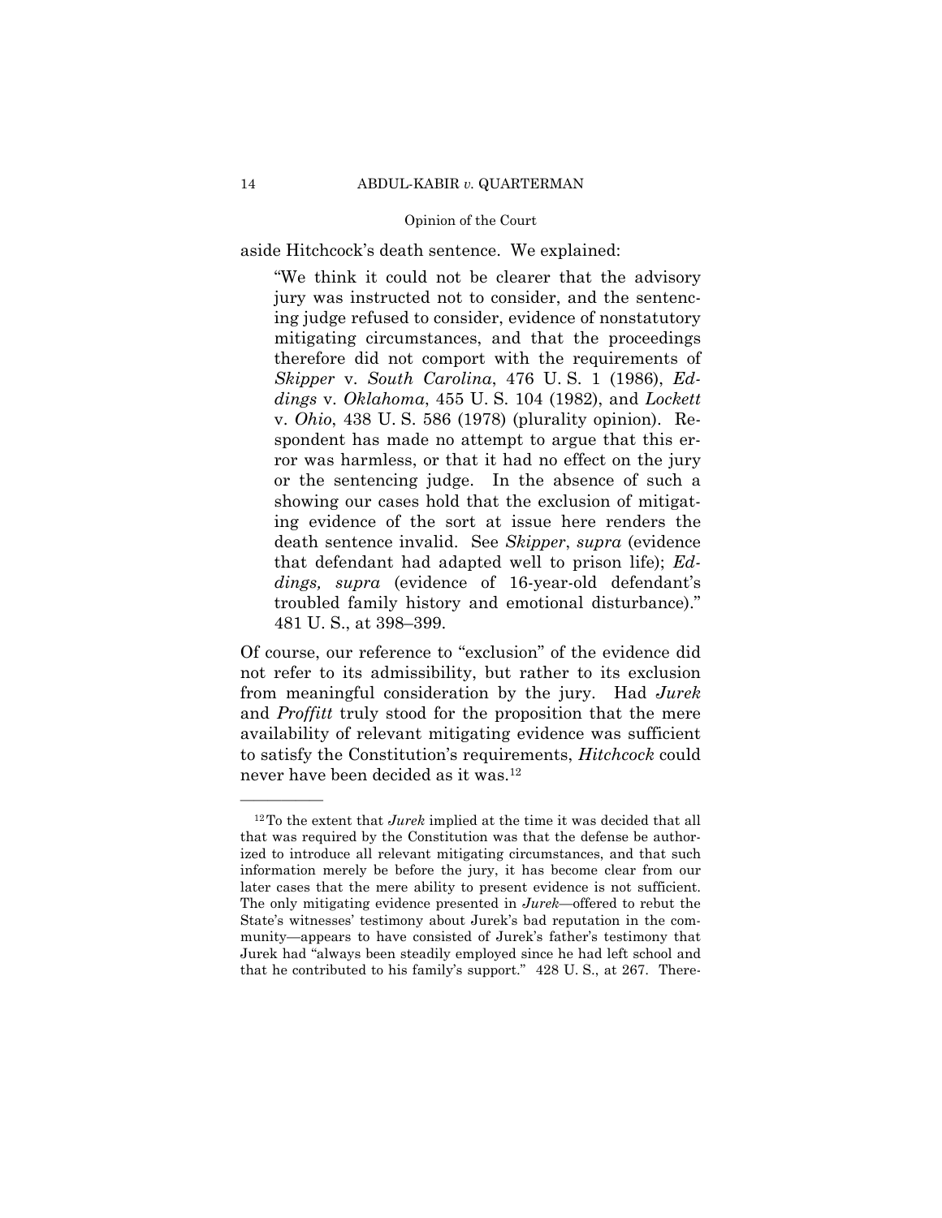aside Hitchcock's death sentence. We explained:

> "We think it could not be clearer that the advisory jury was instructed not to consider, and the sentencing judge refused to consider, evidence of nonstatutory mitigating circumstances, and that the proceedings therefore did not comport with the requirements of *Skipper* v. *South Carolina*, 476 U. S. 1 (1986), *Eddings* v. *Oklahoma*, 455 U. S. 104 (1982), and *Lockett* v. *Ohio*, 438 U. S. 586 (1978) (plurality opinion). Respondent has made no attempt to argue that this error was harmless, or that it had no effect on the jury or the sentencing judge. In the absence of such a showing our cases hold that the exclusion of mitigating evidence of the sort at issue here renders the death sentence invalid. See *Skipper*, *supra* (evidence that defendant had adapted well to prison life); *Eddings, supra* (evidence of 16-year-old defendant's troubled family history and emotional disturbance)." 481 U. S., at 398–399.

Of course, our reference to "exclusion" of the evidence did not refer to its admissibility, but rather to its exclusion from meaningful consideration by the jury. Had *Jurek* and *Proffitt* truly stood for the proposition that the mere availability of relevant mitigating evidence was sufficient to satisfy the Constitution's requirements, *Hitchcock* could never have been decided as it was.[12]

---

[12] To the extent that *Jurek* implied at the time it was decided that all that was required by the Constitution was that the defense be authorized to introduce all relevant mitigating circumstances, and that such information merely be before the jury, it has become clear from our later cases that the mere ability to present evidence is not sufficient. The only mitigating evidence presented in *Jurek*—offered to rebut the State's witnesses' testimony about Jurek's bad reputation in the community—appears to have consisted of Jurek's father's testimony that Jurek had "always been steadily employed since he had left school and that he contributed to his family's support." 428 U. S., at 267. There-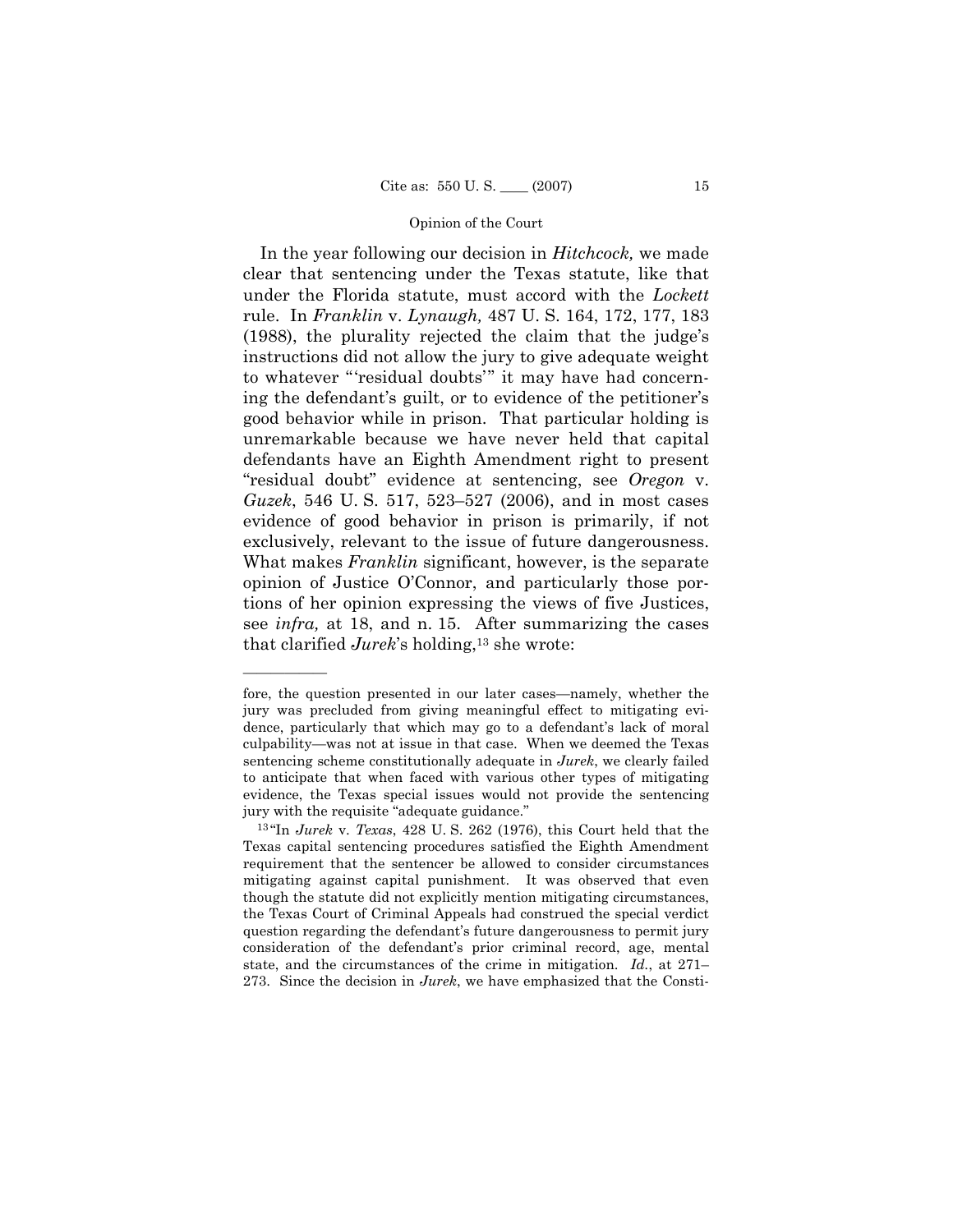In the year following our decision in *Hitchcock,* we made clear that sentencing under the Texas statute, like that under the Florida statute, must accord with the *Lockett* rule. In *Franklin* v. *Lynaugh,* 487 U. S. 164, 172, 177, 183 (1988), the plurality rejected the claim that the judge's instructions did not allow the jury to give adequate weight to whatever "'residual doubts'" it may have had concerning the defendant's guilt, or to evidence of the petitioner's good behavior while in prison. That particular holding is unremarkable because we have never held that capital defendants have an Eighth Amendment right to present "residual doubt" evidence at sentencing, see *Oregon* v. *Guzek*, 546 U. S. 517, 523–527 (2006), and in most cases evidence of good behavior in prison is primarily, if not exclusively, relevant to the issue of future dangerousness. What makes *Franklin* significant, however, is the separate opinion of Justice O'Connor, and particularly those portions of her opinion expressing the views of five Justices, see *infra,* at 18, and n. 15. After summarizing the cases that clarified *Jurek*'s holding,[13] she wrote:

---

fore, the question presented in our later cases—namely, whether the jury was precluded from giving meaningful effect to mitigating evidence, particularly that which may go to a defendant's lack of moral culpability—was not at issue in that case. When we deemed the Texas sentencing scheme constitutionally adequate in *Jurek*, we clearly failed to anticipate that when faced with various other types of mitigating evidence, the Texas special issues would not provide the sentencing jury with the requisite "adequate guidance."

[13] "In *Jurek* v. *Texas*, 428 U. S. 262 (1976), this Court held that the Texas capital sentencing procedures satisfied the Eighth Amendment requirement that the sentencer be allowed to consider circumstances mitigating against capital punishment. It was observed that even though the statute did not explicitly mention mitigating circumstances, the Texas Court of Criminal Appeals had construed the special verdict question regarding the defendant's future dangerousness to permit jury consideration of the defendant's prior criminal record, age, mental state, and the circumstances of the crime in mitigation. *Id.*, at 271–273. Since the decision in *Jurek*, we have emphasized that the Consti-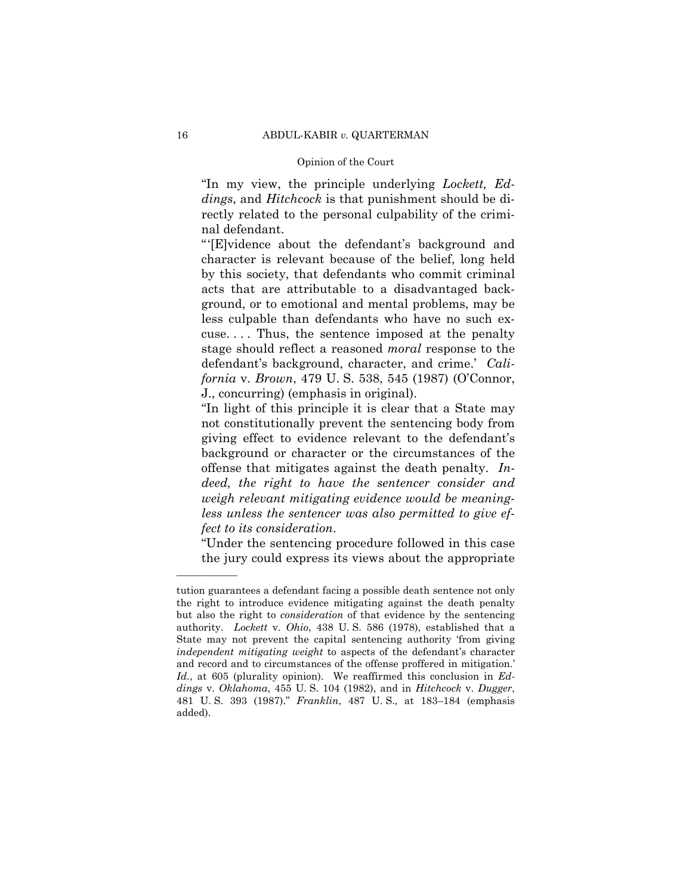"In my view, the principle underlying *Lockett, Eddings*, and *Hitchcock* is that punishment should be directly related to the personal culpability of the criminal defendant.

"'[E]vidence about the defendant's background and character is relevant because of the belief, long held by this society, that defendants who commit criminal acts that are attributable to a disadvantaged background, or to emotional and mental problems, may be less culpable than defendants who have no such excuse. . . . Thus, the sentence imposed at the penalty stage should reflect a reasoned *moral* response to the defendant's background, character, and crime.' *California* v. *Brown*, 479 U. S. 538, 545 (1987) (O'Connor, J., concurring) (emphasis in original).

"In light of this principle it is clear that a State may not constitutionally prevent the sentencing body from giving effect to evidence relevant to the defendant's background or character or the circumstances of the offense that mitigates against the death penalty. *Indeed, the right to have the sentencer consider and weigh relevant mitigating evidence would be meaningless unless the sentencer was also permitted to give effect to its consideration.*

"Under the sentencing procedure followed in this case the jury could express its views about the appropriate

---

tution guarantees a defendant facing a possible death sentence not only the right to introduce evidence mitigating against the death penalty but also the right to *consideration* of that evidence by the sentencing authority. *Lockett* v. *Ohio*, 438 U. S. 586 (1978), established that a State may not prevent the capital sentencing authority 'from giving *independent mitigating weight* to aspects of the defendant's character and record and to circumstances of the offense proffered in mitigation.' *Id.*, at 605 (plurality opinion). We reaffirmed this conclusion in *Eddings* v. *Oklahoma*, 455 U. S. 104 (1982), and in *Hitchcock* v. *Dugger*, 481 U. S. 393 (1987)." *Franklin*, 487 U. S., at 183–184 (emphasis added).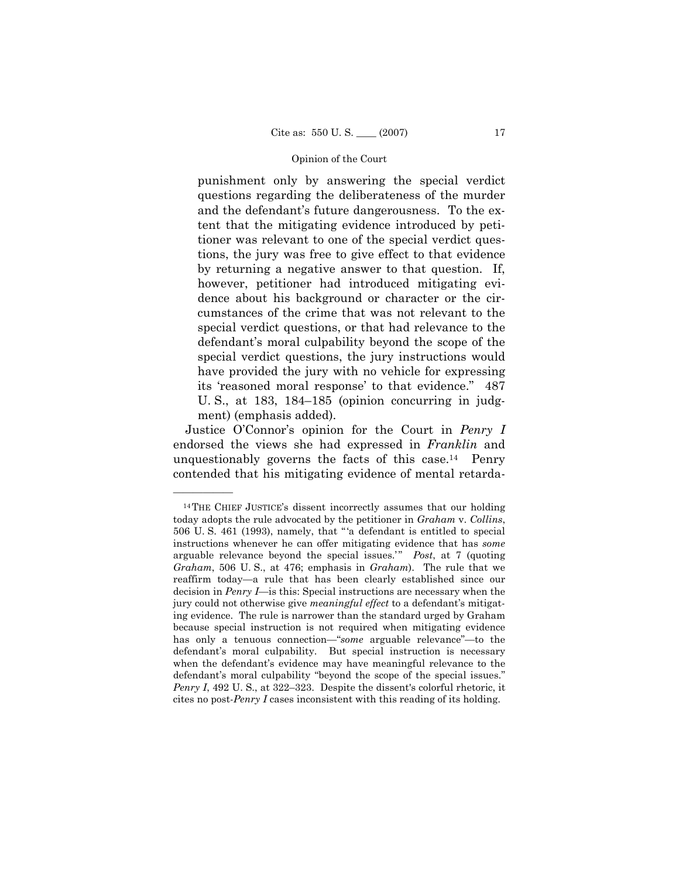> punishment only by answering the special verdict questions regarding the deliberateness of the murder and the defendant's future dangerousness. To the extent that the mitigating evidence introduced by petitioner was relevant to one of the special verdict questions, the jury was free to give effect to that evidence by returning a negative answer to that question. If, however, petitioner had introduced mitigating evidence about his background or character or the circumstances of the crime that was not relevant to the special verdict questions, or that had relevance to the defendant's moral culpability beyond the scope of the special verdict questions, the jury instructions would have provided the jury with no vehicle for expressing its 'reasoned moral response' to that evidence." 487 U. S., at 183, 184–185 (opinion concurring in judgment) (emphasis added).

Justice O'Connor's opinion for the Court in *Penry I* endorsed the views she had expressed in *Franklin* and unquestionably governs the facts of this case.[14] Penry contended that his mitigating evidence of mental retarda-

---

[14] THE CHIEF JUSTICE's dissent incorrectly assumes that our holding today adopts the rule advocated by the petitioner in *Graham* v. *Collins*, 506 U. S. 461 (1993), namely, that "'a defendant is entitled to special instructions whenever he can offer mitigating evidence that has *some* arguable relevance beyond the special issues.'" *Post*, at 7 (quoting *Graham*, 506 U. S., at 476; emphasis in *Graham*). The rule that we reaffirm today—a rule that has been clearly established since our decision in *Penry I*—is this: Special instructions are necessary when the jury could not otherwise give *meaningful effect* to a defendant's mitigating evidence. The rule is narrower than the standard urged by Graham because special instruction is not required when mitigating evidence has only a tenuous connection—"*some* arguable relevance"—to the defendant's moral culpability. But special instruction is necessary when the defendant's evidence may have meaningful relevance to the defendant's moral culpability "beyond the scope of the special issues." *Penry I*, 492 U. S., at 322–323. Despite the dissent's colorful rhetoric, it cites no post-*Penry I* cases inconsistent with this reading of its holding.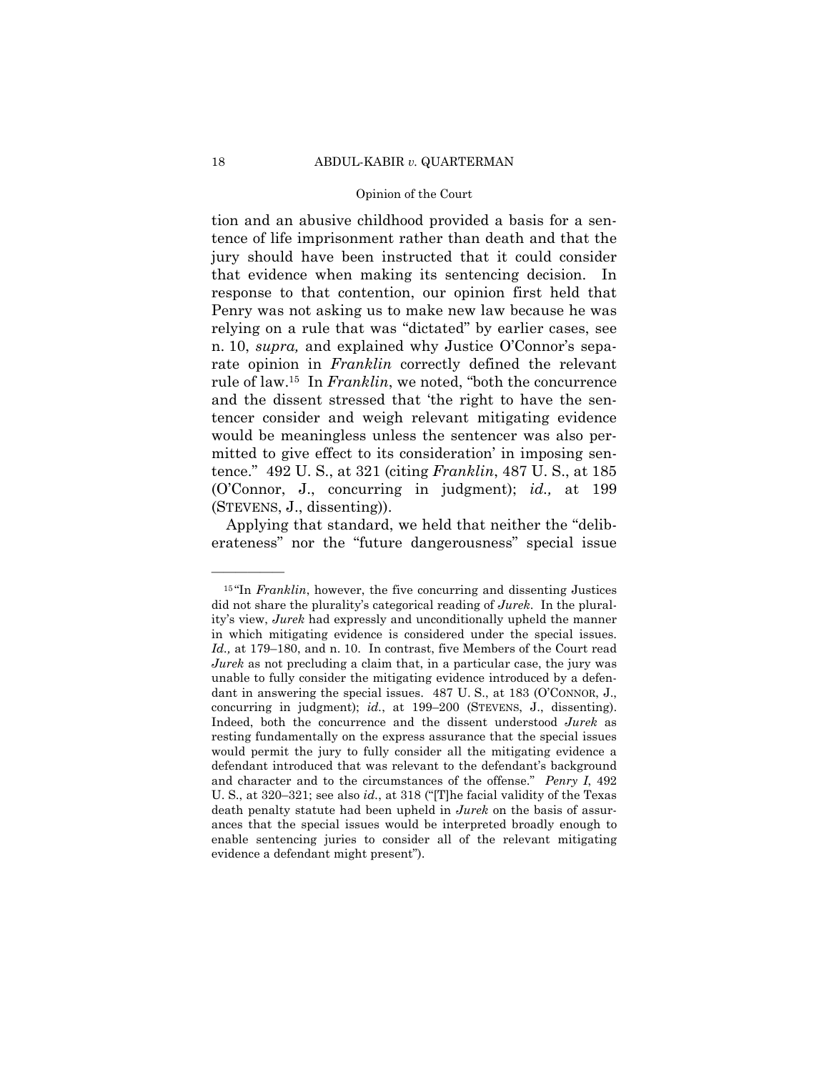tion and an abusive childhood provided a basis for a sentence of life imprisonment rather than death and that the jury should have been instructed that it could consider that evidence when making its sentencing decision. In response to that contention, our opinion first held that Penry was not asking us to make new law because he was relying on a rule that was "dictated" by earlier cases, see n. 10, *supra,* and explained why Justice O'Connor's separate opinion in *Franklin* correctly defined the relevant rule of law.[15] In *Franklin*, we noted, "both the concurrence and the dissent stressed that 'the right to have the sentencer consider and weigh relevant mitigating evidence would be meaningless unless the sentencer was also permitted to give effect to its consideration' in imposing sentence." 492 U. S., at 321 (citing *Franklin*, 487 U. S., at 185 (O'Connor, J., concurring in judgment); *id.,* at 199 (STEVENS, J., dissenting)).

Applying that standard, we held that neither the "deliberateness" nor the "future dangerousness" special issue

---

[15] "In *Franklin*, however, the five concurring and dissenting Justices did not share the plurality's categorical reading of *Jurek*. In the plurality's view, *Jurek* had expressly and unconditionally upheld the manner in which mitigating evidence is considered under the special issues. *Id.,* at 179–180, and n. 10. In contrast, five Members of the Court read *Jurek* as not precluding a claim that, in a particular case, the jury was unable to fully consider the mitigating evidence introduced by a defendant in answering the special issues. 487 U. S., at 183 (O'CONNOR, J., concurring in judgment); *id.*, at 199–200 (STEVENS, J., dissenting). Indeed, both the concurrence and the dissent understood *Jurek* as resting fundamentally on the express assurance that the special issues would permit the jury to fully consider all the mitigating evidence a defendant introduced that was relevant to the defendant's background and character and to the circumstances of the offense." *Penry I*, 492 U. S., at 320–321; see also *id.*, at 318 ("[T]he facial validity of the Texas death penalty statute had been upheld in *Jurek* on the basis of assurances that the special issues would be interpreted broadly enough to enable sentencing juries to consider all of the relevant mitigating evidence a defendant might present").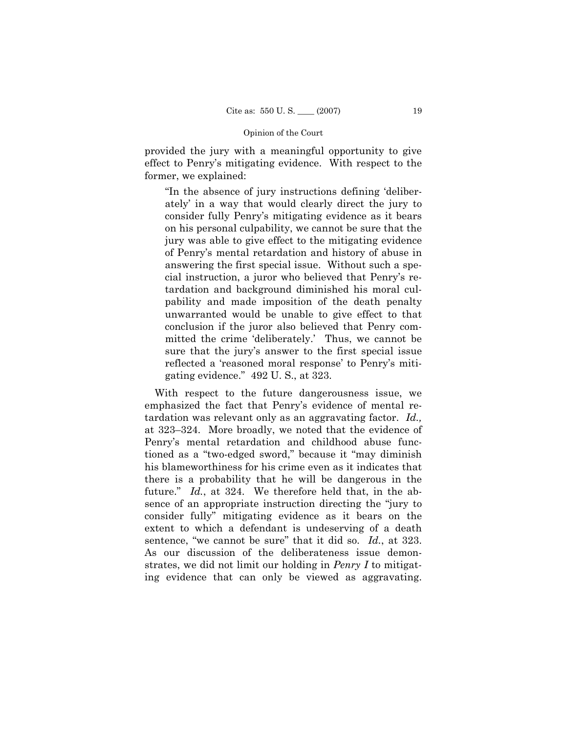provided the jury with a meaningful opportunity to give effect to Penry's mitigating evidence. With respect to the former, we explained:

> "In the absence of jury instructions defining 'deliberately' in a way that would clearly direct the jury to consider fully Penry's mitigating evidence as it bears on his personal culpability, we cannot be sure that the jury was able to give effect to the mitigating evidence of Penry's mental retardation and history of abuse in answering the first special issue. Without such a special instruction, a juror who believed that Penry's retardation and background diminished his moral culpability and made imposition of the death penalty unwarranted would be unable to give effect to that conclusion if the juror also believed that Penry committed the crime 'deliberately.' Thus, we cannot be sure that the jury's answer to the first special issue reflected a 'reasoned moral response' to Penry's mitigating evidence." 492 U. S., at 323.

With respect to the future dangerousness issue, we emphasized the fact that Penry's evidence of mental retardation was relevant only as an aggravating factor. *Id.,* at 323–324. More broadly, we noted that the evidence of Penry's mental retardation and childhood abuse functioned as a "two-edged sword," because it "may diminish his blameworthiness for his crime even as it indicates that there is a probability that he will be dangerous in the future." *Id.*, at 324. We therefore held that, in the absence of an appropriate instruction directing the "jury to consider fully" mitigating evidence as it bears on the extent to which a defendant is undeserving of a death sentence, "we cannot be sure" that it did so. *Id.*, at 323. As our discussion of the deliberateness issue demonstrates, we did not limit our holding in *Penry I* to mitigating evidence that can only be viewed as aggravating.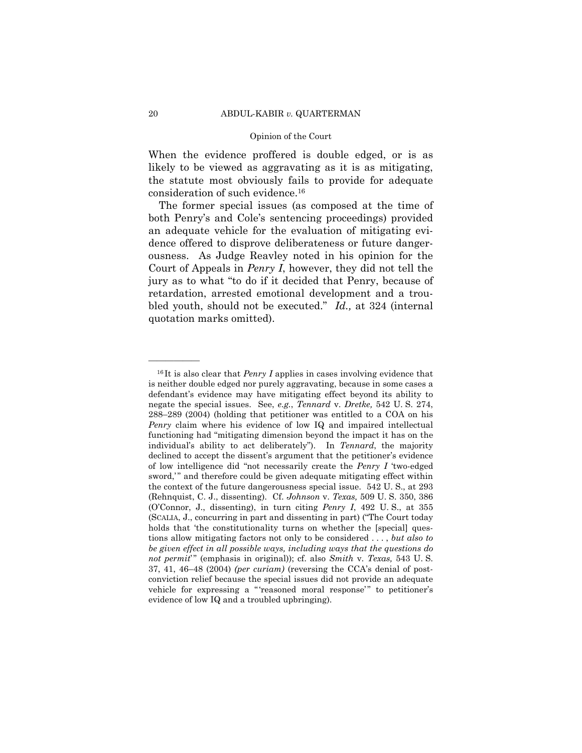When the evidence proffered is double edged, or is as likely to be viewed as aggravating as it is as mitigating, the statute most obviously fails to provide for adequate consideration of such evidence.[16]

The former special issues (as composed at the time of both Penry's and Cole's sentencing proceedings) provided an adequate vehicle for the evaluation of mitigating evidence offered to disprove deliberateness or future dangerousness. As Judge Reavley noted in his opinion for the Court of Appeals in *Penry I*, however, they did not tell the jury as to what "to do if it decided that Penry, because of retardation, arrested emotional development and a troubled youth, should not be executed." *Id.,* at 324 (internal quotation marks omitted).

---

[16] It is also clear that *Penry I* applies in cases involving evidence that is neither double edged nor purely aggravating, because in some cases a defendant's evidence may have mitigating effect beyond its ability to negate the special issues. See, *e.g.*, *Tennard* v. *Dretke,* 542 U. S. 274, 288–289 (2004) (holding that petitioner was entitled to a COA on his *Penry* claim where his evidence of low IQ and impaired intellectual functioning had "mitigating dimension beyond the impact it has on the individual's ability to act deliberately"). In *Tennard*, the majority declined to accept the dissent's argument that the petitioner's evidence of low intelligence did "not necessarily create the *Penry I* 'two-edged sword,'" and therefore could be given adequate mitigating effect within the context of the future dangerousness special issue. 542 U. S., at 293 (Rehnquist, C. J., dissenting). Cf. *Johnson* v. *Texas,* 509 U. S. 350, 386 (O'Connor, J., dissenting), in turn citing *Penry I*, 492 U. S., at 355 (SCALIA, J., concurring in part and dissenting in part) ("The Court today holds that 'the constitutionality turns on whether the [special] questions allow mitigating factors not only to be considered . . . , *but also to be given effect in all possible ways, including ways that the questions do not permit*'" (emphasis in original)); cf. also *Smith* v. *Texas,* 543 U. S. 37, 41, 46–48 (2004) *(per curiam)* (reversing the CCA's denial of post-conviction relief because the special issues did not provide an adequate vehicle for expressing a "'reasoned moral response'" to petitioner's evidence of low IQ and a troubled upbringing).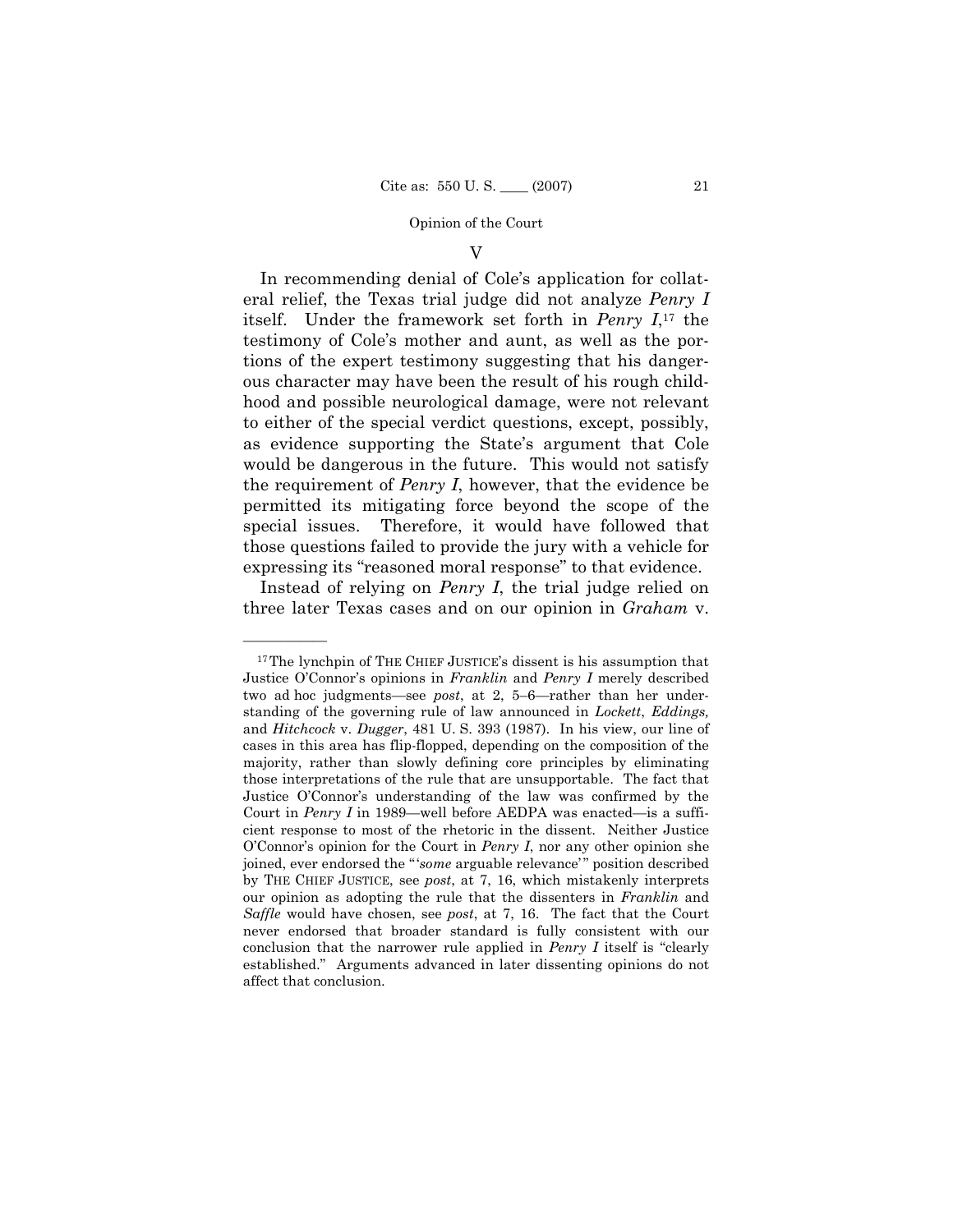## V

In recommending denial of Cole's application for collateral relief, the Texas trial judge did not analyze *Penry I* itself. Under the framework set forth in *Penry I*,[17] the testimony of Cole's mother and aunt, as well as the portions of the expert testimony suggesting that his dangerous character may have been the result of his rough childhood and possible neurological damage, were not relevant to either of the special verdict questions, except, possibly, as evidence supporting the State's argument that Cole would be dangerous in the future. This would not satisfy the requirement of *Penry I*, however, that the evidence be permitted its mitigating force beyond the scope of the special issues. Therefore, it would have followed that those questions failed to provide the jury with a vehicle for expressing its "reasoned moral response" to that evidence.

Instead of relying on *Penry I*, the trial judge relied on three later Texas cases and on our opinion in *Graham* v.

---

[17] The lynchpin of THE CHIEF JUSTICE's dissent is his assumption that Justice O'Connor's opinions in *Franklin* and *Penry I* merely described two ad hoc judgments—see *post*, at 2, 5–6—rather than her understanding of the governing rule of law announced in *Lockett*, *Eddings,* and *Hitchcock* v. *Dugger*, 481 U. S. 393 (1987). In his view, our line of cases in this area has flip-flopped, depending on the composition of the majority, rather than slowly defining core principles by eliminating those interpretations of the rule that are unsupportable. The fact that Justice O'Connor's understanding of the law was confirmed by the Court in *Penry I* in 1989—well before AEDPA was enacted—is a sufficient response to most of the rhetoric in the dissent. Neither Justice O'Connor's opinion for the Court in *Penry I*, nor any other opinion she joined, ever endorsed the "'*some* arguable relevance'" position described by THE CHIEF JUSTICE, see *post*, at 7, 16, which mistakenly interprets our opinion as adopting the rule that the dissenters in *Franklin* and *Saffle* would have chosen, see *post*, at 7, 16. The fact that the Court never endorsed that broader standard is fully consistent with our conclusion that the narrower rule applied in *Penry I* itself is "clearly established." Arguments advanced in later dissenting opinions do not affect that conclusion.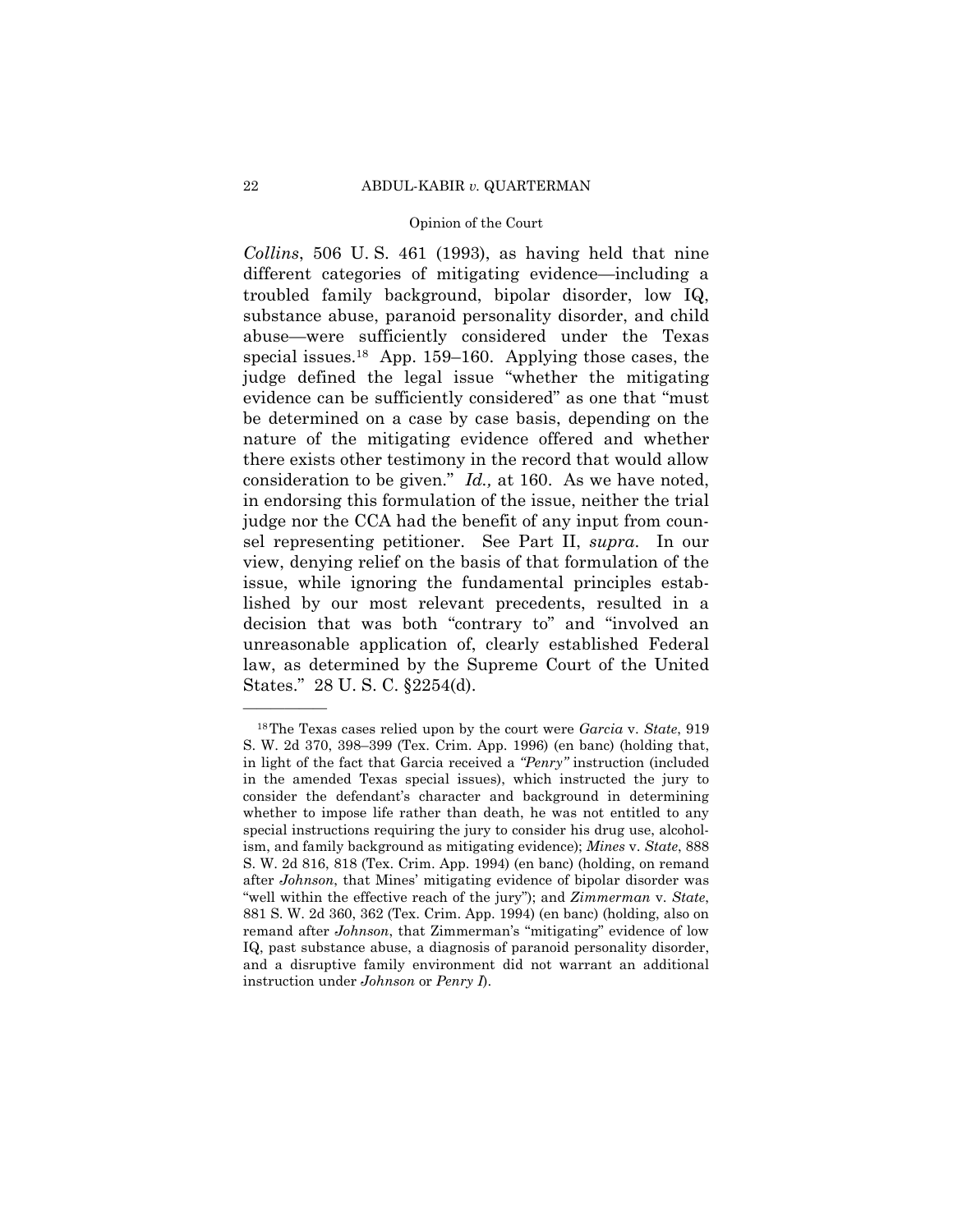*Collins*, 506 U. S. 461 (1993), as having held that nine different categories of mitigating evidence—including a troubled family background, bipolar disorder, low IQ, substance abuse, paranoid personality disorder, and child abuse—were sufficiently considered under the Texas special issues.[18] App. 159–160. Applying those cases, the judge defined the legal issue "whether the mitigating evidence can be sufficiently considered" as one that "must be determined on a case by case basis, depending on the nature of the mitigating evidence offered and whether there exists other testimony in the record that would allow consideration to be given." *Id.,* at 160. As we have noted, in endorsing this formulation of the issue, neither the trial judge nor the CCA had the benefit of any input from counsel representing petitioner. See Part II, *supra.* In our view, denying relief on the basis of that formulation of the issue, while ignoring the fundamental principles established by our most relevant precedents, resulted in a decision that was both "contrary to" and "involved an unreasonable application of, clearly established Federal law, as determined by the Supreme Court of the United States." 28 U. S. C. §2254(d).

---

[18] The Texas cases relied upon by the court were *Garcia* v. *State*, 919 S. W. 2d 370, 398–399 (Tex. Crim. App. 1996) (en banc) (holding that, in light of the fact that Garcia received a *"Penry"* instruction (included in the amended Texas special issues), which instructed the jury to consider the defendant's character and background in determining whether to impose life rather than death, he was not entitled to any special instructions requiring the jury to consider his drug use, alcoholism, and family background as mitigating evidence); *Mines* v. *State*, 888 S. W. 2d 816, 818 (Tex. Crim. App. 1994) (en banc) (holding, on remand after *Johnson*, that Mines' mitigating evidence of bipolar disorder was "well within the effective reach of the jury"); and *Zimmerman* v. *State*, 881 S. W. 2d 360, 362 (Tex. Crim. App. 1994) (en banc) (holding, also on remand after *Johnson*, that Zimmerman's "mitigating" evidence of low IQ, past substance abuse, a diagnosis of paranoid personality disorder, and a disruptive family environment did not warrant an additional instruction under *Johnson* or *Penry I*).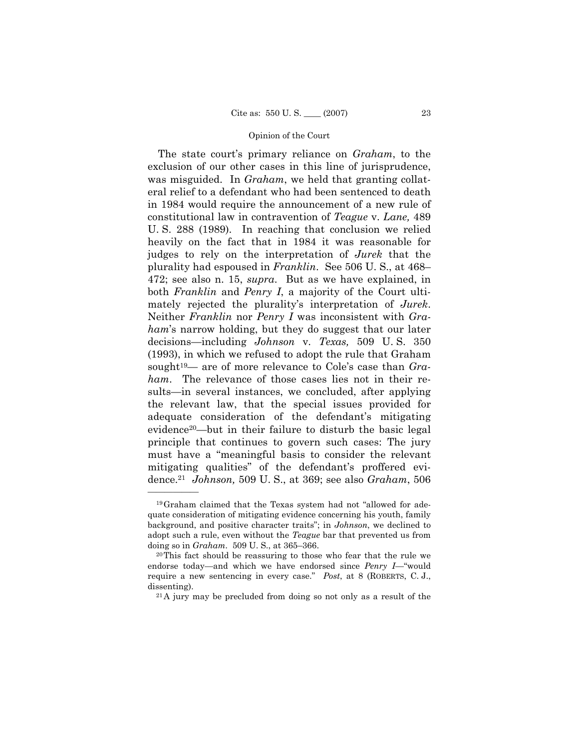The state court's primary reliance on *Graham*, to the exclusion of our other cases in this line of jurisprudence, was misguided. In *Graham*, we held that granting collateral relief to a defendant who had been sentenced to death in 1984 would require the announcement of a new rule of constitutional law in contravention of *Teague* v. *Lane,* 489 U. S. 288 (1989). In reaching that conclusion we relied heavily on the fact that in 1984 it was reasonable for judges to rely on the interpretation of *Jurek* that the plurality had espoused in *Franklin*. See 506 U. S., at 468–472; see also n. 15, *supra*. But as we have explained, in both *Franklin* and *Penry I*, a majority of the Court ultimately rejected the plurality's interpretation of *Jurek*. Neither *Franklin* nor *Penry I* was inconsistent with *Graham*'s narrow holding, but they do suggest that our later decisions—including *Johnson* v. *Texas,* 509 U. S. 350 (1993), in which we refused to adopt the rule that Graham sought[19]— are of more relevance to Cole's case than *Graham*. The relevance of those cases lies not in their results—in several instances, we concluded, after applying the relevant law, that the special issues provided for adequate consideration of the defendant's mitigating evidence[20]—but in their failure to disturb the basic legal principle that continues to govern such cases: The jury must have a "meaningful basis to consider the relevant mitigating qualities" of the defendant's proffered evidence.[21] *Johnson,* 509 U. S., at 369; see also *Graham*, 506

---

[19] Graham claimed that the Texas system had not "allowed for adequate consideration of mitigating evidence concerning his youth, family background, and positive character traits"; in *Johnson*, we declined to adopt such a rule, even without the *Teague* bar that prevented us from doing so in *Graham*. 509 U. S., at 365–366.

[20] This fact should be reassuring to those who fear that the rule we endorse today—and which we have endorsed since *Penry I*—"would require a new sentencing in every case." *Post*, at 8 (ROBERTS, C. J., dissenting).

[21] A jury may be precluded from doing so not only as a result of the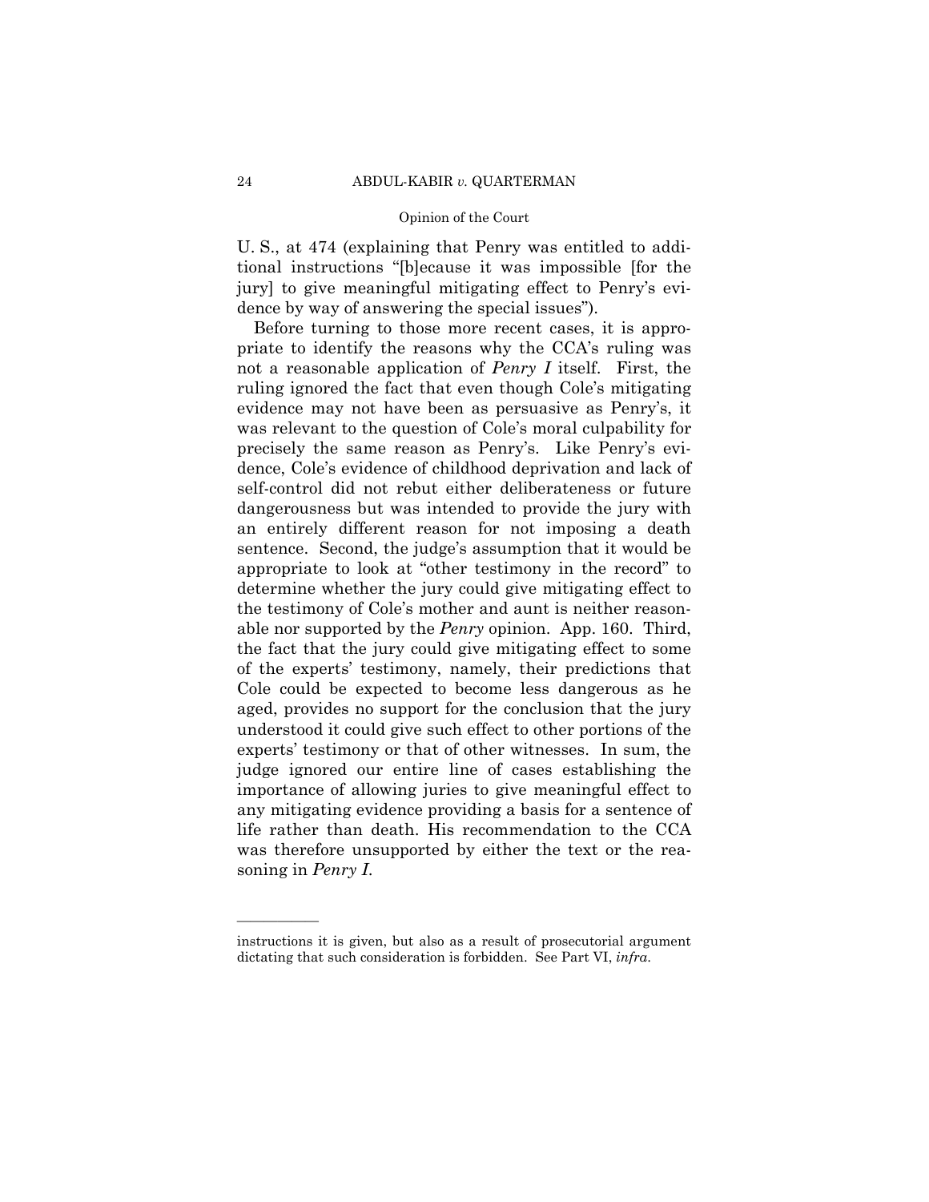U. S., at 474 (explaining that Penry was entitled to additional instructions "[b]ecause it was impossible [for the jury] to give meaningful mitigating effect to Penry's evidence by way of answering the special issues").

Before turning to those more recent cases, it is appropriate to identify the reasons why the CCA's ruling was not a reasonable application of *Penry I* itself. First, the ruling ignored the fact that even though Cole's mitigating evidence may not have been as persuasive as Penry's, it was relevant to the question of Cole's moral culpability for precisely the same reason as Penry's. Like Penry's evidence, Cole's evidence of childhood deprivation and lack of self-control did not rebut either deliberateness or future dangerousness but was intended to provide the jury with an entirely different reason for not imposing a death sentence. Second, the judge's assumption that it would be appropriate to look at "other testimony in the record" to determine whether the jury could give mitigating effect to the testimony of Cole's mother and aunt is neither reasonable nor supported by the *Penry* opinion. App. 160. Third, the fact that the jury could give mitigating effect to some of the experts' testimony, namely, their predictions that Cole could be expected to become less dangerous as he aged, provides no support for the conclusion that the jury understood it could give such effect to other portions of the experts' testimony or that of other witnesses. In sum, the judge ignored our entire line of cases establishing the importance of allowing juries to give meaningful effect to any mitigating evidence providing a basis for a sentence of life rather than death. His recommendation to the CCA was therefore unsupported by either the text or the reasoning in *Penry I*.

---

instructions it is given, but also as a result of prosecutorial argument dictating that such consideration is forbidden. See Part VI, *infra*.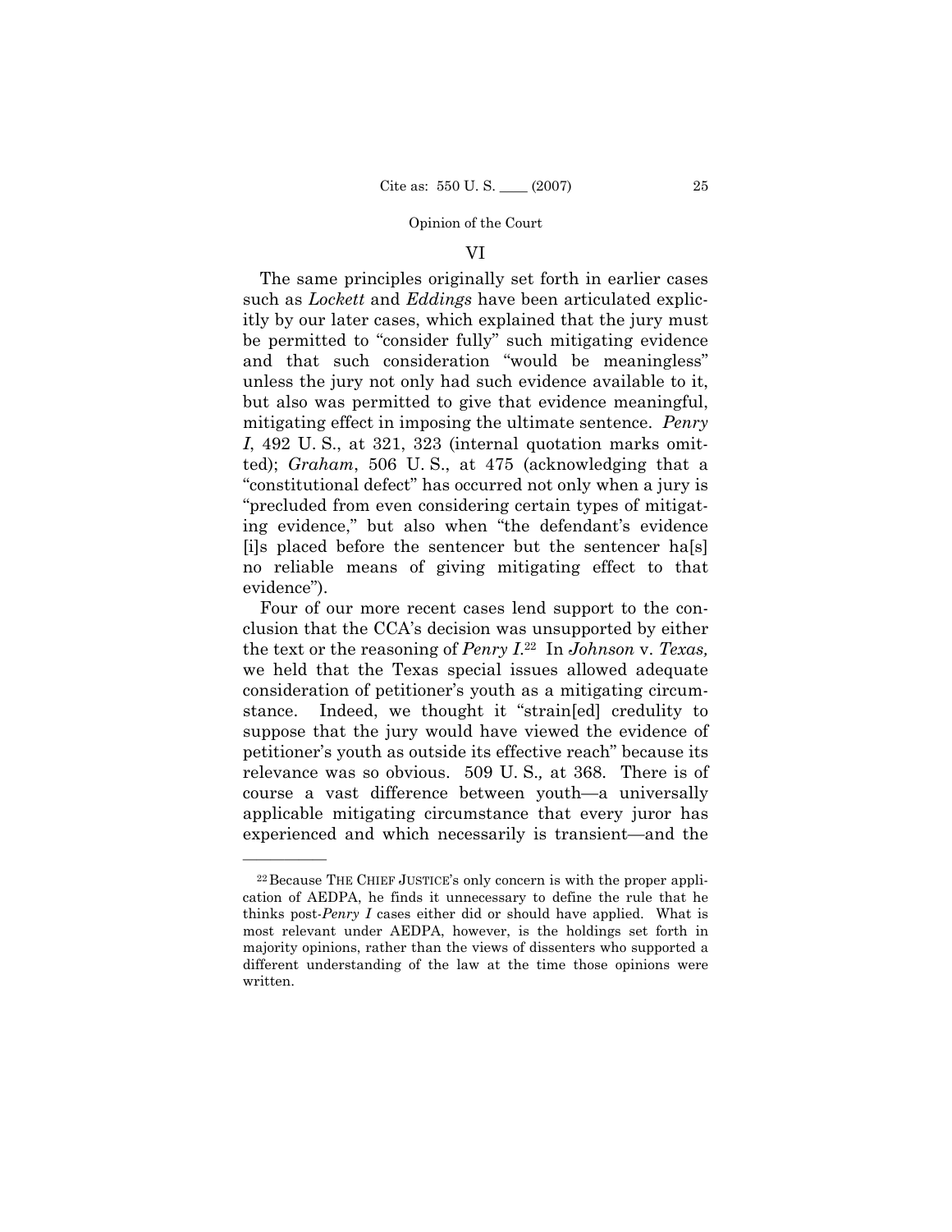## VI

The same principles originally set forth in earlier cases such as *Lockett* and *Eddings* have been articulated explicitly by our later cases, which explained that the jury must be permitted to "consider fully" such mitigating evidence and that such consideration "would be meaningless" unless the jury not only had such evidence available to it, but also was permitted to give that evidence meaningful, mitigating effect in imposing the ultimate sentence. *Penry I*, 492 U. S., at 321, 323 (internal quotation marks omitted); *Graham*, 506 U. S., at 475 (acknowledging that a "constitutional defect" has occurred not only when a jury is "precluded from even considering certain types of mitigating evidence," but also when "the defendant's evidence [i]s placed before the sentencer but the sentencer ha[s] no reliable means of giving mitigating effect to that evidence").

Four of our more recent cases lend support to the conclusion that the CCA's decision was unsupported by either the text or the reasoning of *Penry I*.[22] In *Johnson* v. *Texas,* we held that the Texas special issues allowed adequate consideration of petitioner's youth as a mitigating circumstance. Indeed, we thought it "strain[ed] credulity to suppose that the jury would have viewed the evidence of petitioner's youth as outside its effective reach" because its relevance was so obvious. 509 U. S.*,* at 368. There is of course a vast difference between youth—a universally applicable mitigating circumstance that every juror has experienced and which necessarily is transient—and the

---

[22] Because THE CHIEF JUSTICE's only concern is with the proper application of AEDPA, he finds it unnecessary to define the rule that he thinks post-*Penry I* cases either did or should have applied. What is most relevant under AEDPA, however, is the holdings set forth in majority opinions, rather than the views of dissenters who supported a different understanding of the law at the time those opinions were written.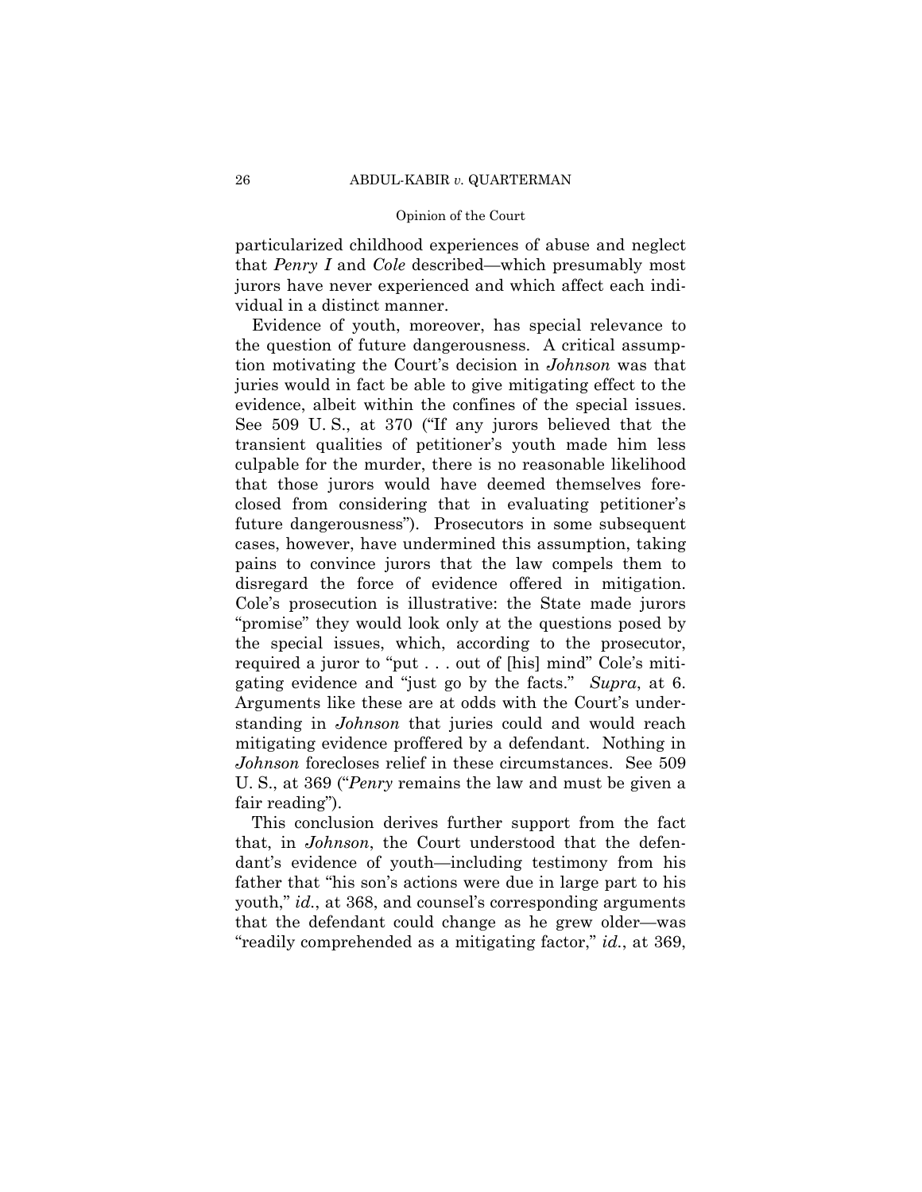particularized childhood experiences of abuse and neglect that *Penry I* and *Cole* described—which presumably most jurors have never experienced and which affect each individual in a distinct manner.

Evidence of youth, moreover, has special relevance to the question of future dangerousness. A critical assumption motivating the Court's decision in *Johnson* was that juries would in fact be able to give mitigating effect to the evidence, albeit within the confines of the special issues. See 509 U. S., at 370 ("If any jurors believed that the transient qualities of petitioner's youth made him less culpable for the murder, there is no reasonable likelihood that those jurors would have deemed themselves foreclosed from considering that in evaluating petitioner's future dangerousness"). Prosecutors in some subsequent cases, however, have undermined this assumption, taking pains to convince jurors that the law compels them to disregard the force of evidence offered in mitigation. Cole's prosecution is illustrative: the State made jurors "promise" they would look only at the questions posed by the special issues, which, according to the prosecutor, required a juror to "put . . . out of [his] mind" Cole's mitigating evidence and "just go by the facts." *Supra*, at 6. Arguments like these are at odds with the Court's understanding in *Johnson* that juries could and would reach mitigating evidence proffered by a defendant. Nothing in *Johnson* forecloses relief in these circumstances. See 509 U. S., at 369 ("*Penry* remains the law and must be given a fair reading").

This conclusion derives further support from the fact that, in *Johnson*, the Court understood that the defendant's evidence of youth—including testimony from his father that "his son's actions were due in large part to his youth," *id.*, at 368, and counsel's corresponding arguments that the defendant could change as he grew older—was "readily comprehended as a mitigating factor," *id.*, at 369,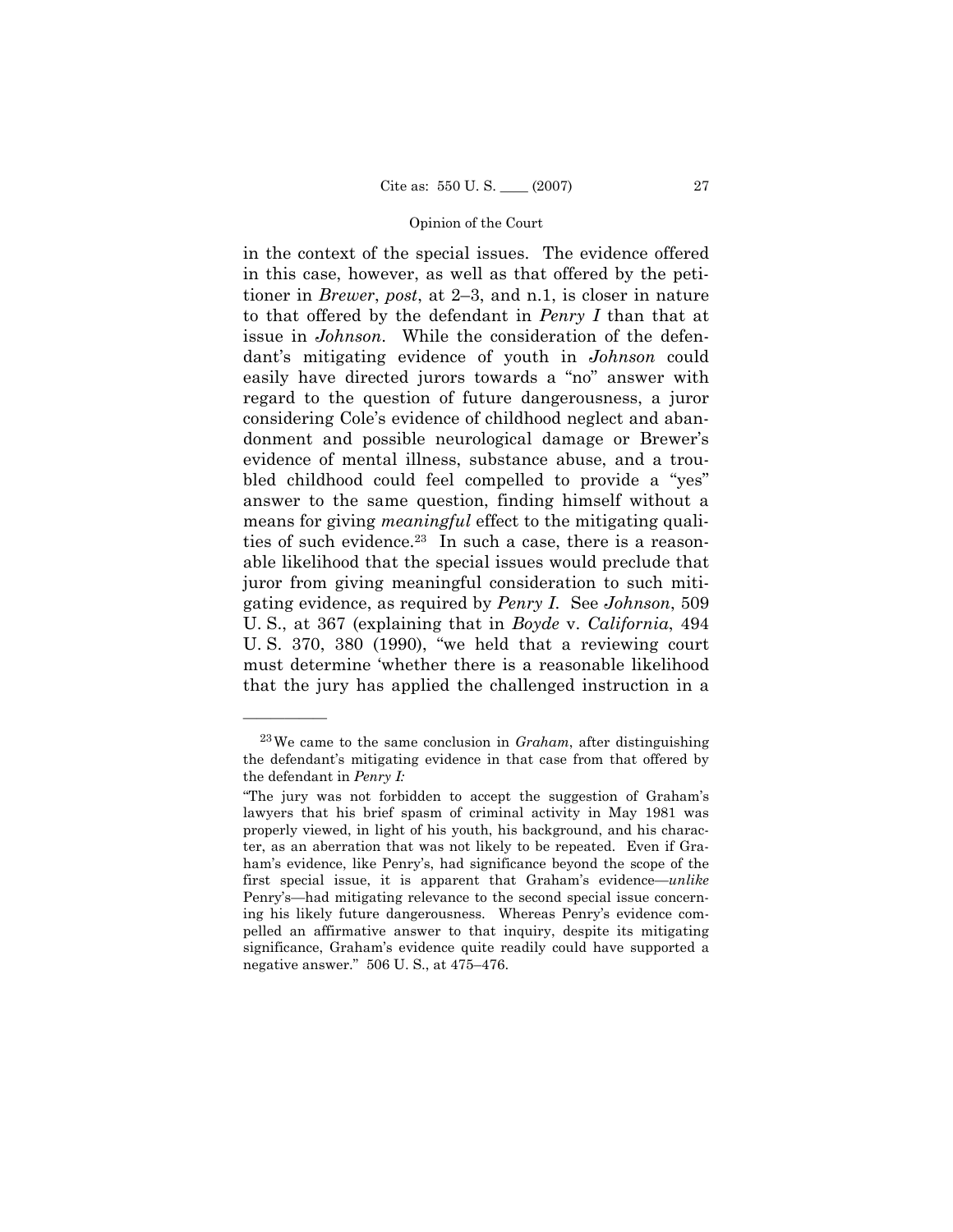in the context of the special issues. The evidence offered in this case, however, as well as that offered by the petitioner in *Brewer*, *post*, at 2–3, and n.1, is closer in nature to that offered by the defendant in *Penry I* than that at issue in *Johnson*. While the consideration of the defendant's mitigating evidence of youth in *Johnson* could easily have directed jurors towards a "no" answer with regard to the question of future dangerousness, a juror considering Cole's evidence of childhood neglect and abandonment and possible neurological damage or Brewer's evidence of mental illness, substance abuse, and a troubled childhood could feel compelled to provide a "yes" answer to the same question, finding himself without a means for giving *meaningful* effect to the mitigating qualities of such evidence.[23] In such a case, there is a reasonable likelihood that the special issues would preclude that juror from giving meaningful consideration to such mitigating evidence, as required by *Penry I*. See *Johnson*, 509 U. S., at 367 (explaining that in *Boyde* v. *California*, 494 U. S. 370, 380 (1990), "we held that a reviewing court must determine 'whether there is a reasonable likelihood that the jury has applied the challenged instruction in a

---

[23] We came to the same conclusion in *Graham*, after distinguishing the defendant's mitigating evidence in that case from that offered by the defendant in *Penry I:*

"The jury was not forbidden to accept the suggestion of Graham's lawyers that his brief spasm of criminal activity in May 1981 was properly viewed, in light of his youth, his background, and his character, as an aberration that was not likely to be repeated. Even if Graham's evidence, like Penry's, had significance beyond the scope of the first special issue, it is apparent that Graham's evidence—*unlike* Penry's—had mitigating relevance to the second special issue concerning his likely future dangerousness. Whereas Penry's evidence compelled an affirmative answer to that inquiry, despite its mitigating significance, Graham's evidence quite readily could have supported a negative answer." 506 U. S., at 475–476.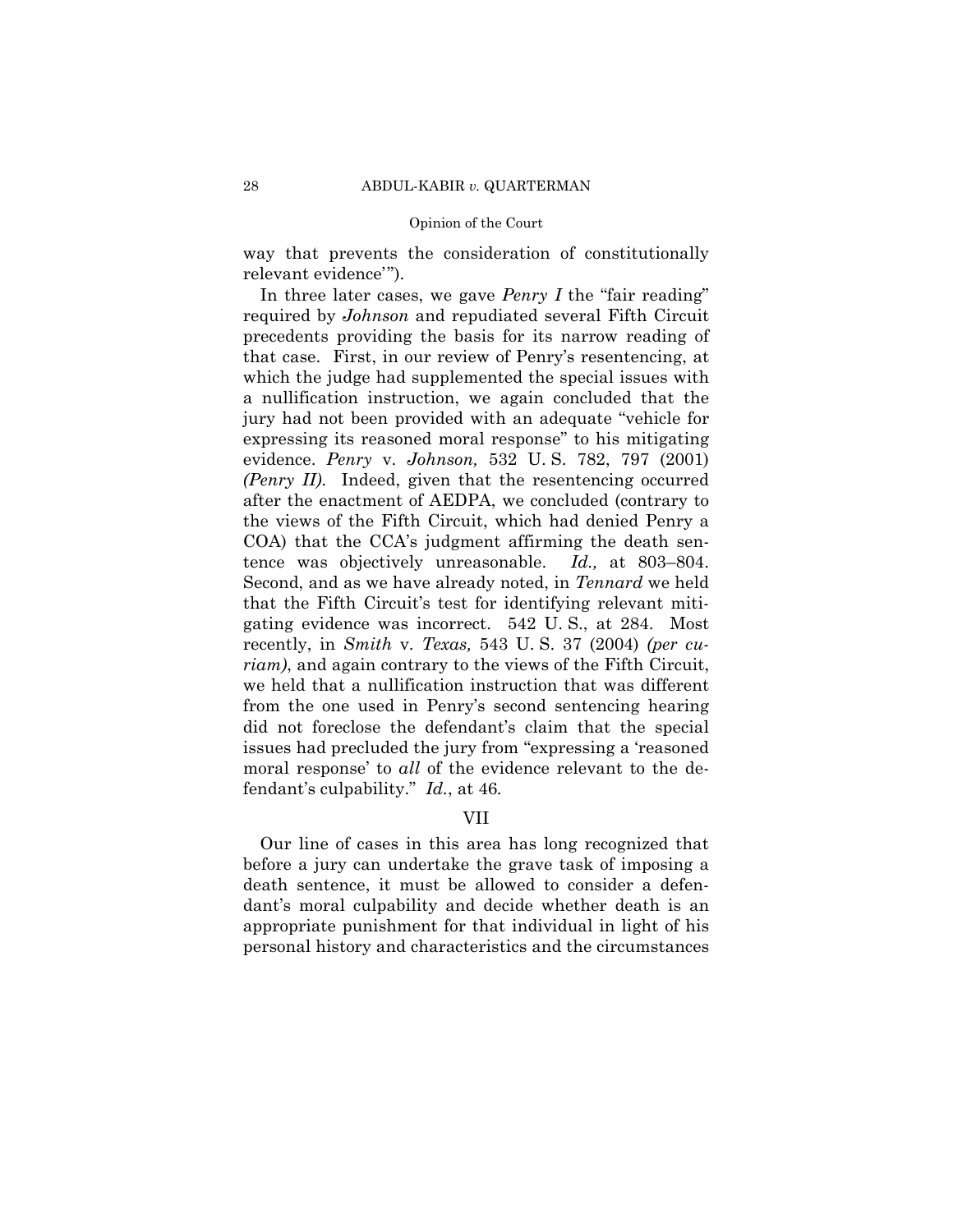way that prevents the consideration of constitutionally relevant evidence'").

In three later cases, we gave *Penry I* the "fair reading" required by *Johnson* and repudiated several Fifth Circuit precedents providing the basis for its narrow reading of that case. First, in our review of Penry's resentencing, at which the judge had supplemented the special issues with a nullification instruction, we again concluded that the jury had not been provided with an adequate "vehicle for expressing its reasoned moral response" to his mitigating evidence. *Penry* v. *Johnson,* 532 U. S. 782, 797 (2001) *(Penry II).* Indeed, given that the resentencing occurred after the enactment of AEDPA, we concluded (contrary to the views of the Fifth Circuit, which had denied Penry a COA) that the CCA's judgment affirming the death sentence was objectively unreasonable. *Id.,* at 803–804. Second, and as we have already noted, in *Tennard* we held that the Fifth Circuit's test for identifying relevant mitigating evidence was incorrect. 542 U. S., at 284. Most recently, in *Smith* v. *Texas,* 543 U. S. 37 (2004) *(per curiam)*, and again contrary to the views of the Fifth Circuit, we held that a nullification instruction that was different from the one used in Penry's second sentencing hearing did not foreclose the defendant's claim that the special issues had precluded the jury from "expressing a 'reasoned moral response' to *all* of the evidence relevant to the defendant's culpability." *Id.*, at 46.

## VII

Our line of cases in this area has long recognized that before a jury can undertake the grave task of imposing a death sentence, it must be allowed to consider a defendant's moral culpability and decide whether death is an appropriate punishment for that individual in light of his personal history and characteristics and the circumstances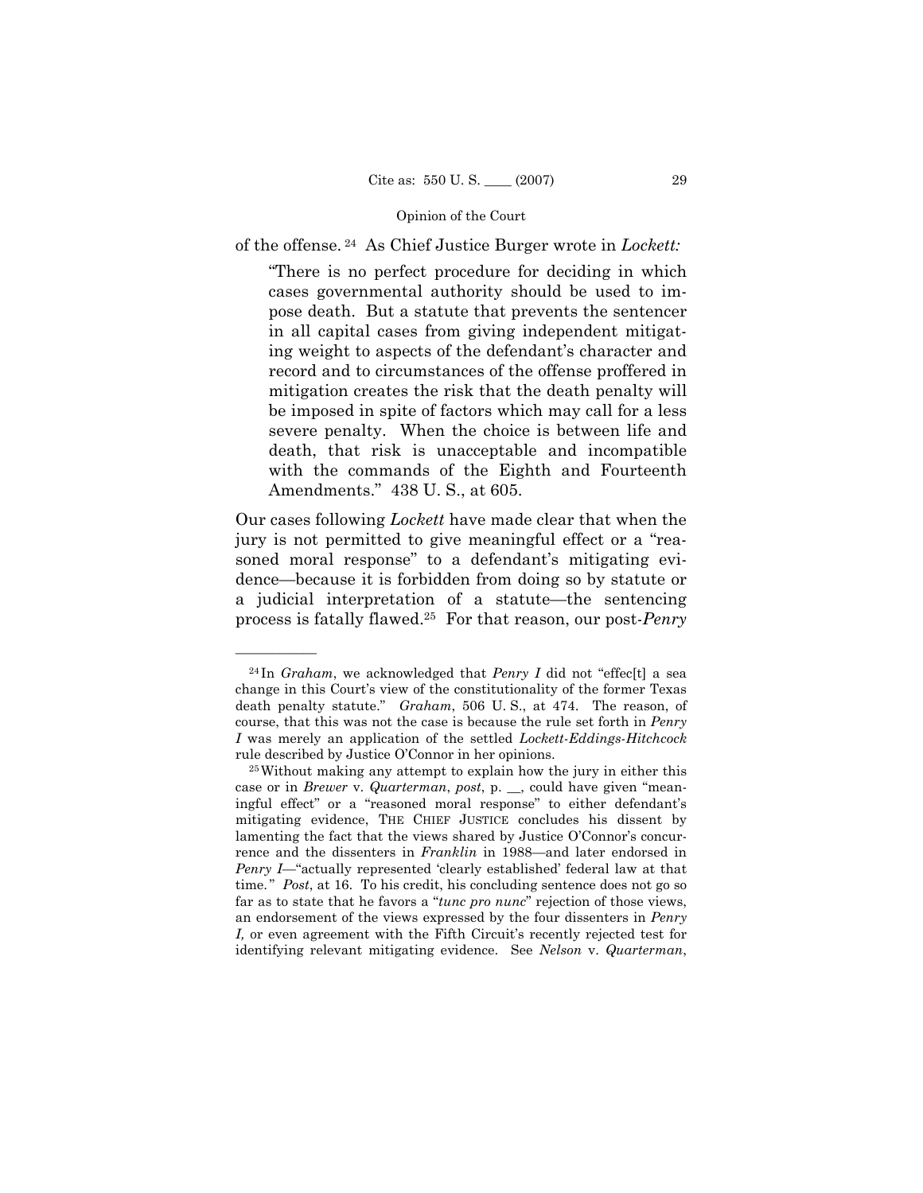of the offense. [24] As Chief Justice Burger wrote in *Lockett:*

> "There is no perfect procedure for deciding in which cases governmental authority should be used to impose death. But a statute that prevents the sentencer in all capital cases from giving independent mitigating weight to aspects of the defendant's character and record and to circumstances of the offense proffered in mitigation creates the risk that the death penalty will be imposed in spite of factors which may call for a less severe penalty. When the choice is between life and death, that risk is unacceptable and incompatible with the commands of the Eighth and Fourteenth Amendments." 438 U. S., at 605.

Our cases following *Lockett* have made clear that when the jury is not permitted to give meaningful effect or a "reasoned moral response" to a defendant's mitigating evidence—because it is forbidden from doing so by statute or a judicial interpretation of a statute—the sentencing process is fatally flawed.[25] For that reason, our post-*Penry*

---

[24] In *Graham*, we acknowledged that *Penry I* did not "effec[t] a sea change in this Court's view of the constitutionality of the former Texas death penalty statute." *Graham*, 506 U. S., at 474. The reason, of course, that this was not the case is because the rule set forth in *Penry I* was merely an application of the settled *Lockett-Eddings-Hitchcock* rule described by Justice O'Connor in her opinions.

[25] Without making any attempt to explain how the jury in either this case or in *Brewer* v. *Quarterman*, *post*, p. __, could have given "meaningful effect" or a "reasoned moral response" to either defendant's mitigating evidence, THE CHIEF JUSTICE concludes his dissent by lamenting the fact that the views shared by Justice O'Connor's concurrence and the dissenters in *Franklin* in 1988—and later endorsed in *Penry I*—"actually represented 'clearly established' federal law at that time." *Post*, at 16. To his credit, his concluding sentence does not go so far as to state that he favors a "*tunc pro nunc*" rejection of those views, an endorsement of the views expressed by the four dissenters in *Penry I,* or even agreement with the Fifth Circuit's recently rejected test for identifying relevant mitigating evidence. See *Nelson* v. *Quarterman*,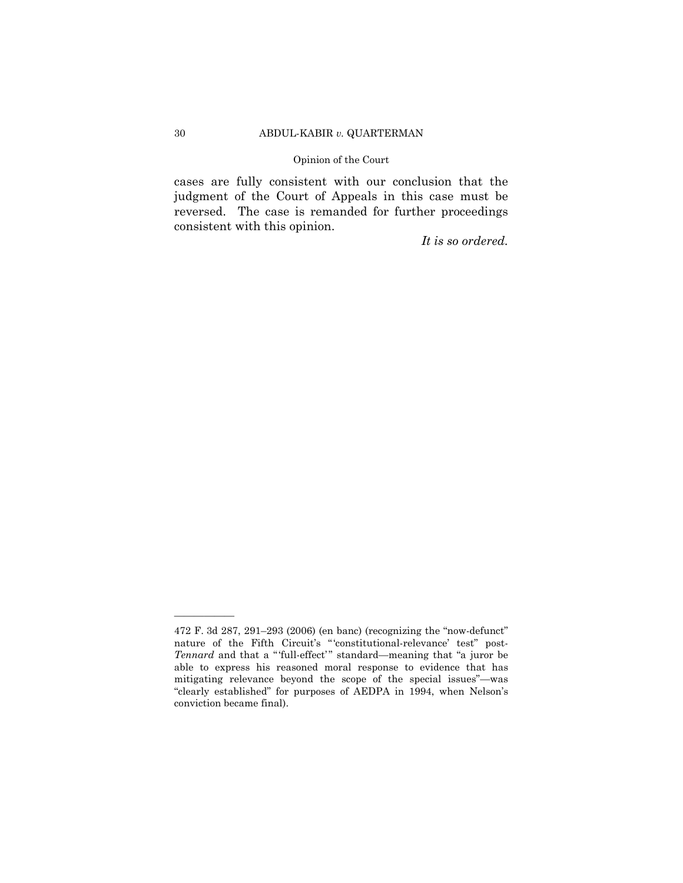cases are fully consistent with our conclusion that the judgment of the Court of Appeals in this case must be reversed. The case is remanded for further proceedings consistent with this opinion.

*It is so ordered.*

---

472 F. 3d 287, 291–293 (2006) (en banc) (recognizing the "now-defunct" nature of the Fifth Circuit's "'constitutional-relevance' test" post-*Tennard* and that a "'full-effect'" standard—meaning that "a juror be able to express his reasoned moral response to evidence that has mitigating relevance beyond the scope of the special issues"—was "clearly established" for purposes of AEDPA in 1994, when Nelson's conviction became final).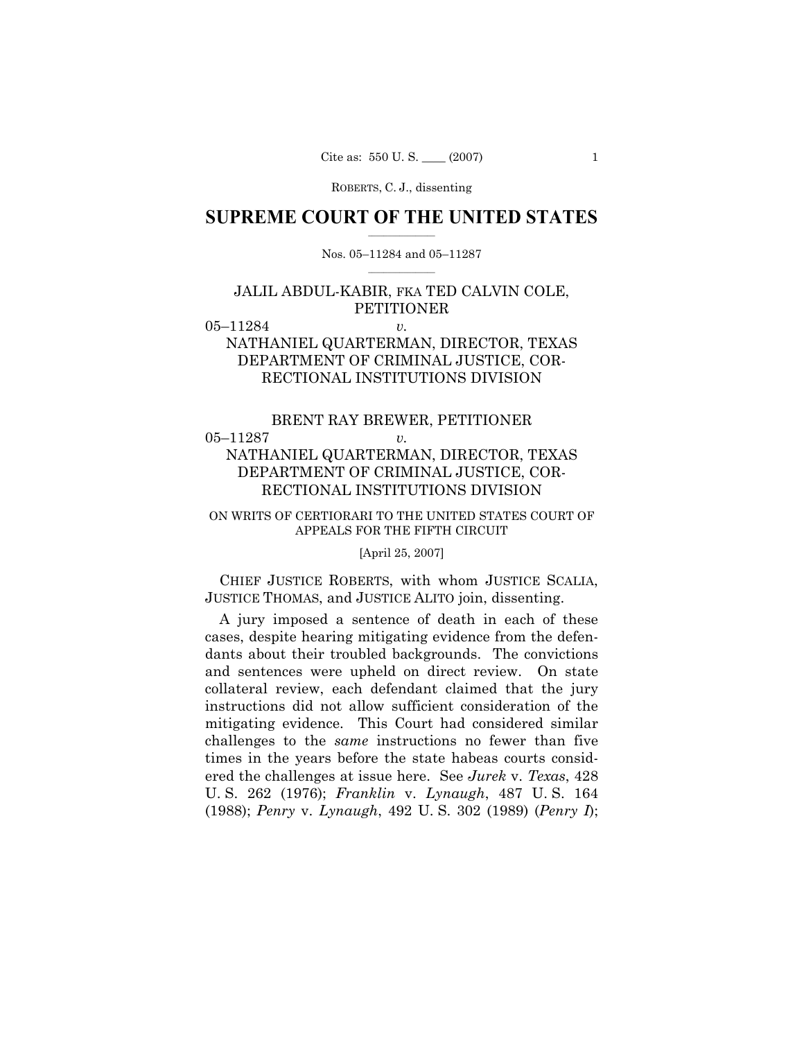ROBERTS, C. J., dissenting

# SUPREME COURT OF THE UNITED STATES

Nos. 05–11284 and 05–11287

JALIL ABDUL-KABIR, FKA TED CALVIN COLE, PETITIONER

05–11284 *v.*

NATHANIEL QUARTERMAN, DIRECTOR, TEXAS DEPARTMENT OF CRIMINAL JUSTICE, CORRECTIONAL INSTITUTIONS DIVISION

BRENT RAY BREWER, PETITIONER

05–11287 *v.*

NATHANIEL QUARTERMAN, DIRECTOR, TEXAS DEPARTMENT OF CRIMINAL JUSTICE, CORRECTIONAL INSTITUTIONS DIVISION

ON WRITS OF CERTIORARI TO THE UNITED STATES COURT OF APPEALS FOR THE FIFTH CIRCUIT

[April 25, 2007]

CHIEF JUSTICE ROBERTS, with whom JUSTICE SCALIA, JUSTICE THOMAS, and JUSTICE ALITO join, dissenting.

A jury imposed a sentence of death in each of these cases, despite hearing mitigating evidence from the defendants about their troubled backgrounds. The convictions and sentences were upheld on direct review. On state collateral review, each defendant claimed that the jury instructions did not allow sufficient consideration of the mitigating evidence. This Court had considered similar challenges to the *same* instructions no fewer than five times in the years before the state habeas courts considered the challenges at issue here. See *Jurek* v. *Texas*, 428 U. S. 262 (1976); *Franklin* v. *Lynaugh*, 487 U. S. 164 (1988); *Penry* v. *Lynaugh*, 492 U. S. 302 (1989) (*Penry I*);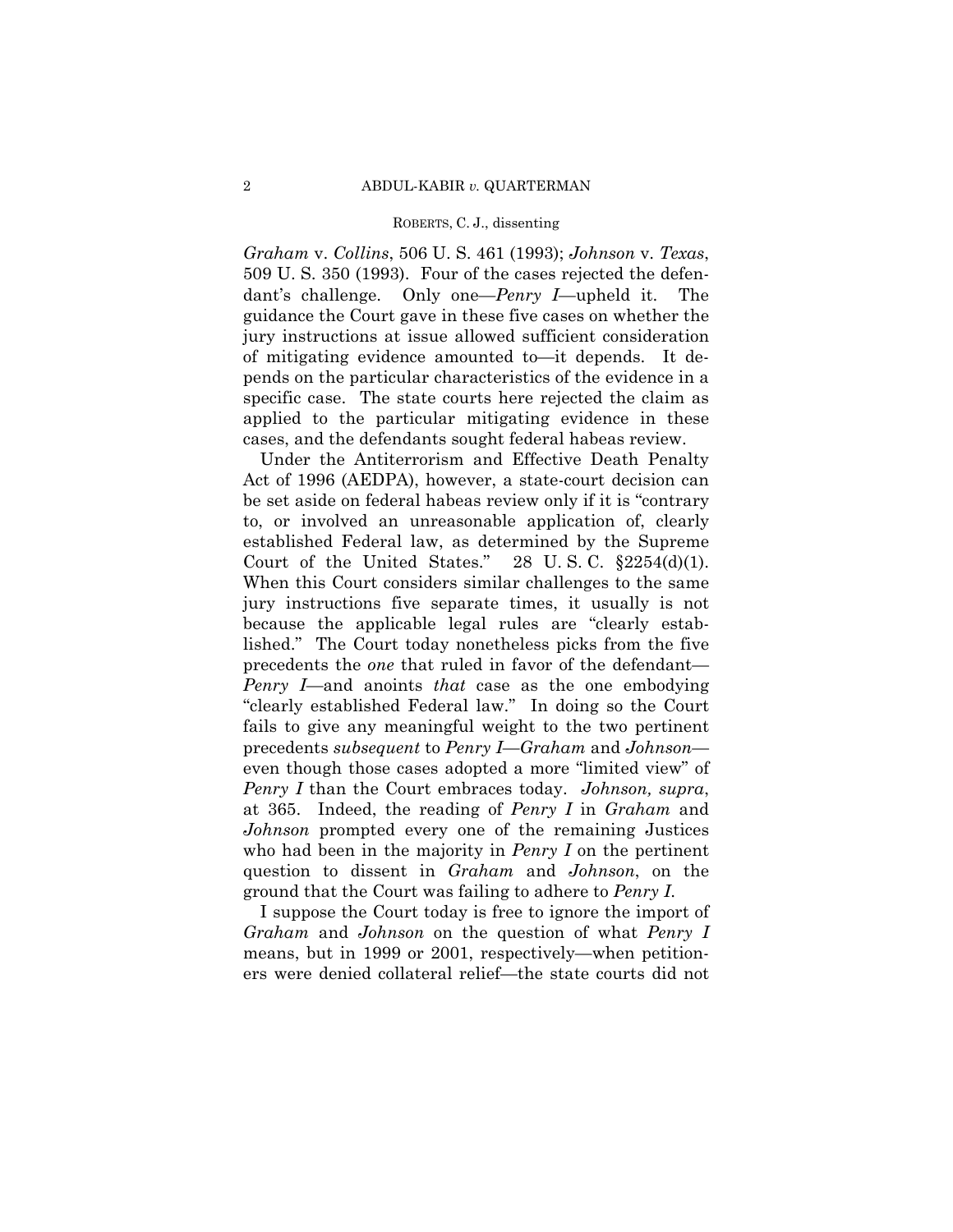*Graham* v. *Collins*, 506 U. S. 461 (1993); *Johnson* v. *Texas*, 509 U. S. 350 (1993). Four of the cases rejected the defendant's challenge. Only one—*Penry I*—upheld it. The guidance the Court gave in these five cases on whether the jury instructions at issue allowed sufficient consideration of mitigating evidence amounted to—it depends. It depends on the particular characteristics of the evidence in a specific case. The state courts here rejected the claim as applied to the particular mitigating evidence in these cases, and the defendants sought federal habeas review.

Under the Antiterrorism and Effective Death Penalty Act of 1996 (AEDPA), however, a state-court decision can be set aside on federal habeas review only if it is "contrary to, or involved an unreasonable application of, clearly established Federal law, as determined by the Supreme Court of the United States." 28 U. S. C. §2254(d)(1). When this Court considers similar challenges to the same jury instructions five separate times, it usually is not because the applicable legal rules are "clearly established." The Court today nonetheless picks from the five precedents the *one* that ruled in favor of the defendant—*Penry I*—and anoints *that* case as the one embodying "clearly established Federal law." In doing so the Court fails to give any meaningful weight to the two pertinent precedents *subsequent* to *Penry I*—*Graham* and *Johnson*—even though those cases adopted a more "limited view" of *Penry I* than the Court embraces today. *Johnson, supra*, at 365. Indeed, the reading of *Penry I* in *Graham* and *Johnson* prompted every one of the remaining Justices who had been in the majority in *Penry I* on the pertinent question to dissent in *Graham* and *Johnson*, on the ground that the Court was failing to adhere to *Penry I.*

I suppose the Court today is free to ignore the import of *Graham* and *Johnson* on the question of what *Penry I* means, but in 1999 or 2001, respectively—when petitioners were denied collateral relief—the state courts did not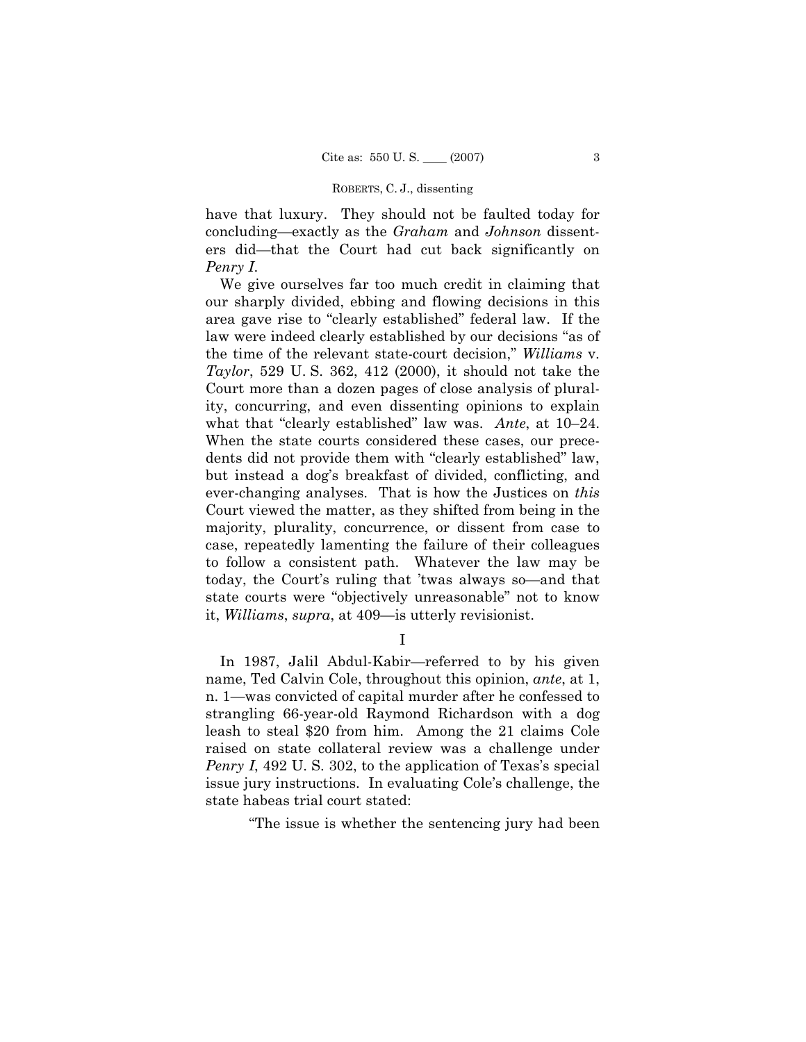have that luxury. They should not be faulted today for concluding—exactly as the *Graham* and *Johnson* dissenters did—that the Court had cut back significantly on *Penry I*.

We give ourselves far too much credit in claiming that our sharply divided, ebbing and flowing decisions in this area gave rise to "clearly established" federal law. If the law were indeed clearly established by our decisions "as of the time of the relevant state-court decision," *Williams* v. *Taylor*, 529 U. S. 362, 412 (2000), it should not take the Court more than a dozen pages of close analysis of plurality, concurring, and even dissenting opinions to explain what that "clearly established" law was. *Ante*, at 10–24. When the state courts considered these cases, our precedents did not provide them with "clearly established" law, but instead a dog's breakfast of divided, conflicting, and ever-changing analyses. That is how the Justices on *this* Court viewed the matter, as they shifted from being in the majority, plurality, concurrence, or dissent from case to case, repeatedly lamenting the failure of their colleagues to follow a consistent path. Whatever the law may be today, the Court's ruling that 'twas always so—and that state courts were "objectively unreasonable" not to know it, *Williams*, *supra*, at 409—is utterly revisionist.

I

In 1987, Jalil Abdul-Kabir—referred to by his given name, Ted Calvin Cole, throughout this opinion, *ante*, at 1, n. 1—was convicted of capital murder after he confessed to strangling 66-year-old Raymond Richardson with a dog leash to steal $20 from him. Among the 21 claims Cole raised on state collateral review was a challenge under *Penry I*, 492 U. S. 302, to the application of Texas's special issue jury instructions. In evaluating Cole's challenge, the state habeas trial court stated:

"The issue is whether the sentencing jury had been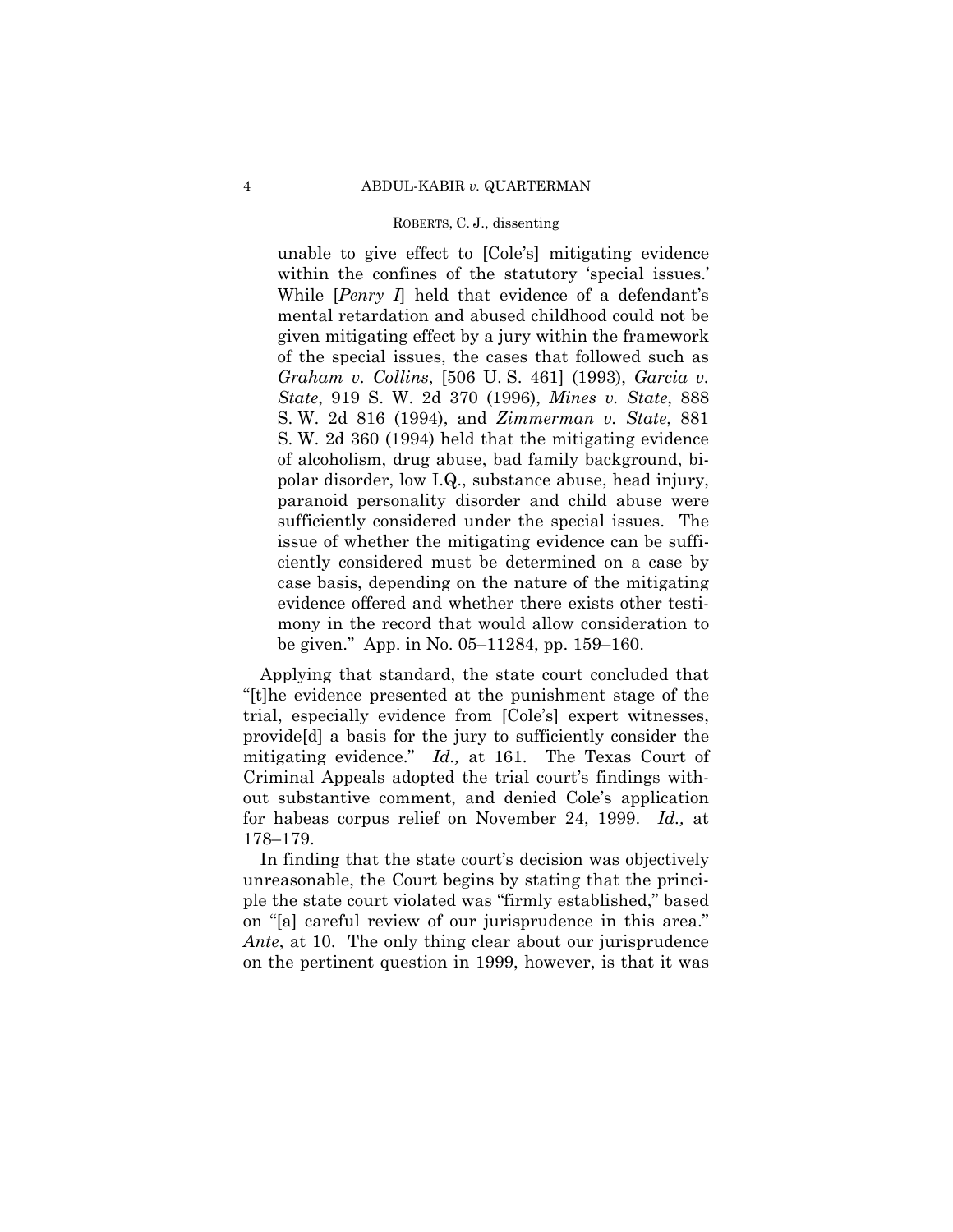unable to give effect to [Cole's] mitigating evidence within the confines of the statutory 'special issues.' While [*Penry I*] held that evidence of a defendant's mental retardation and abused childhood could not be given mitigating effect by a jury within the framework of the special issues, the cases that followed such as *Graham v. Collins*, [506 U. S. 461] (1993), *Garcia v. State*, 919 S. W. 2d 370 (1996), *Mines v. State*, 888 S. W. 2d 816 (1994), and *Zimmerman v. State*, 881 S. W. 2d 360 (1994) held that the mitigating evidence of alcoholism, drug abuse, bad family background, bipolar disorder, low I.Q., substance abuse, head injury, paranoid personality disorder and child abuse were sufficiently considered under the special issues. The issue of whether the mitigating evidence can be sufficiently considered must be determined on a case by case basis, depending on the nature of the mitigating evidence offered and whether there exists other testimony in the record that would allow consideration to be given." App. in No. 05–11284, pp. 159–160.

Applying that standard, the state court concluded that "[t]he evidence presented at the punishment stage of the trial, especially evidence from [Cole's] expert witnesses, provide[d] a basis for the jury to sufficiently consider the mitigating evidence." *Id.,* at 161. The Texas Court of Criminal Appeals adopted the trial court's findings without substantive comment, and denied Cole's application for habeas corpus relief on November 24, 1999. *Id.,* at 178–179.

In finding that the state court's decision was objectively unreasonable, the Court begins by stating that the principle the state court violated was "firmly established," based on "[a] careful review of our jurisprudence in this area." *Ante*, at 10. The only thing clear about our jurisprudence on the pertinent question in 1999, however, is that it was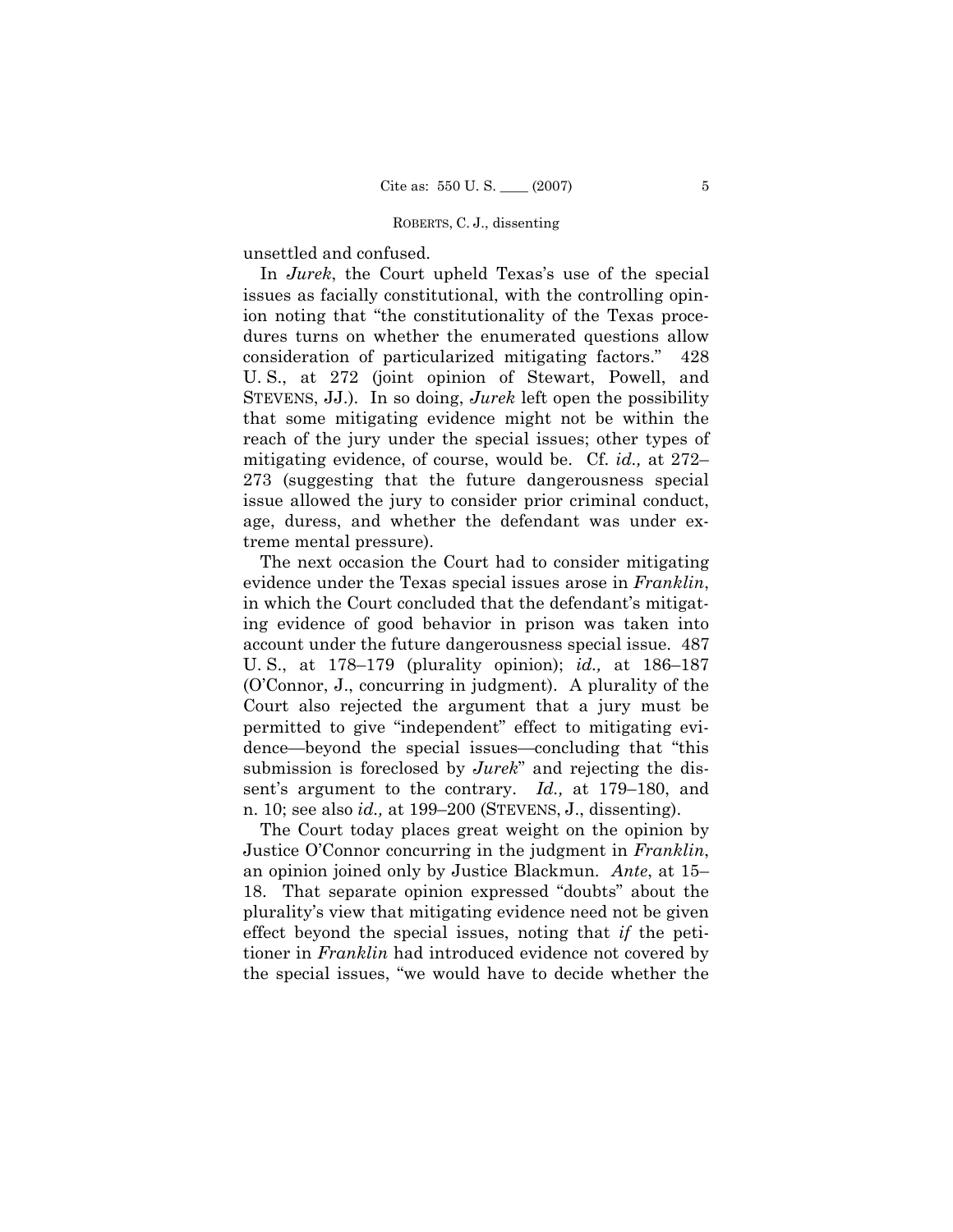unsettled and confused.

In *Jurek*, the Court upheld Texas's use of the special issues as facially constitutional, with the controlling opinion noting that "the constitutionality of the Texas procedures turns on whether the enumerated questions allow consideration of particularized mitigating factors." 428 U. S., at 272 (joint opinion of Stewart, Powell, and STEVENS, JJ.). In so doing, *Jurek* left open the possibility that some mitigating evidence might not be within the reach of the jury under the special issues; other types of mitigating evidence, of course, would be. Cf. *id.,* at 272–273 (suggesting that the future dangerousness special issue allowed the jury to consider prior criminal conduct, age, duress, and whether the defendant was under extreme mental pressure).

The next occasion the Court had to consider mitigating evidence under the Texas special issues arose in *Franklin*, in which the Court concluded that the defendant's mitigating evidence of good behavior in prison was taken into account under the future dangerousness special issue. 487 U. S., at 178–179 (plurality opinion); *id.,* at 186–187 (O'Connor, J., concurring in judgment). A plurality of the Court also rejected the argument that a jury must be permitted to give "independent" effect to mitigating evidence—beyond the special issues—concluding that "this submission is foreclosed by *Jurek*" and rejecting the dissent's argument to the contrary. *Id.,* at 179–180, and n. 10; see also *id.,* at 199–200 (STEVENS, J., dissenting).

The Court today places great weight on the opinion by Justice O'Connor concurring in the judgment in *Franklin*, an opinion joined only by Justice Blackmun. *Ante*, at 15–18. That separate opinion expressed "doubts" about the plurality's view that mitigating evidence need not be given effect beyond the special issues, noting that *if* the petitioner in *Franklin* had introduced evidence not covered by the special issues, "we would have to decide whether the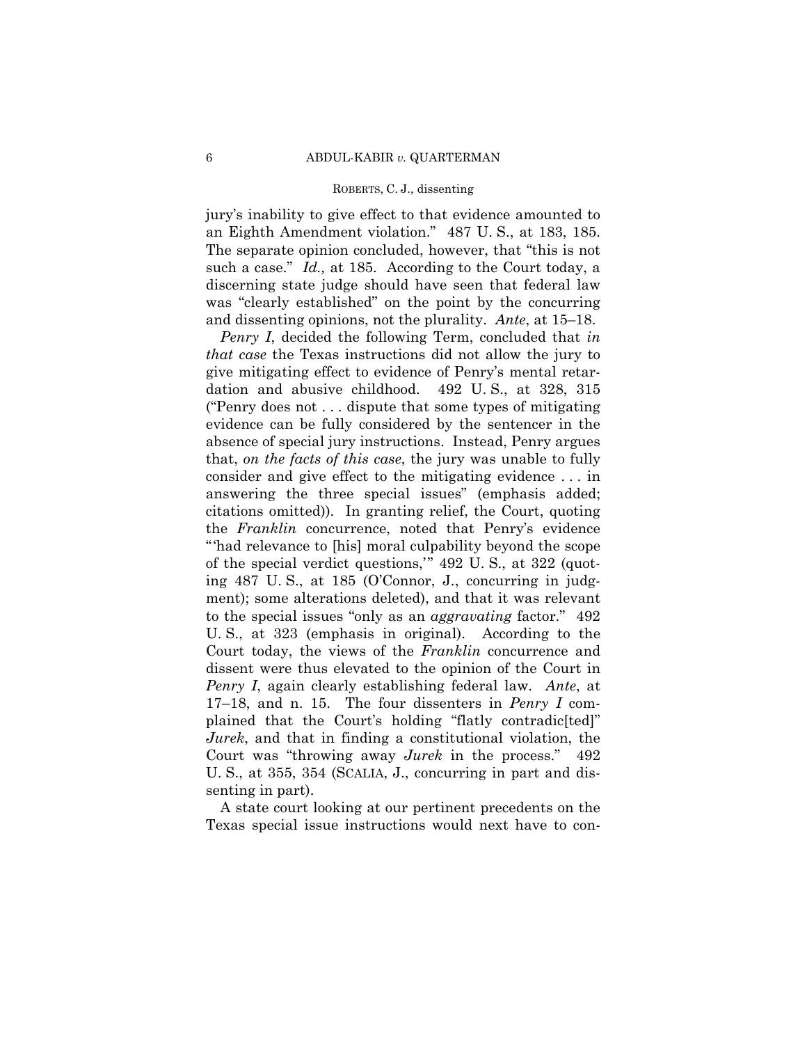jury's inability to give effect to that evidence amounted to an Eighth Amendment violation." 487 U. S., at 183, 185. The separate opinion concluded, however, that "this is not such a case." *Id.,* at 185. According to the Court today, a discerning state judge should have seen that federal law was "clearly established" on the point by the concurring and dissenting opinions, not the plurality. *Ante*, at 15–18.

*Penry I*, decided the following Term, concluded that *in that case* the Texas instructions did not allow the jury to give mitigating effect to evidence of Penry's mental retardation and abusive childhood. 492 U. S., at 328, 315 ("Penry does not . . . dispute that some types of mitigating evidence can be fully considered by the sentencer in the absence of special jury instructions. Instead, Penry argues that, *on the facts of this case*, the jury was unable to fully consider and give effect to the mitigating evidence . . . in answering the three special issues" (emphasis added; citations omitted)). In granting relief, the Court, quoting the *Franklin* concurrence, noted that Penry's evidence "'had relevance to [his] moral culpability beyond the scope of the special verdict questions,'" 492 U. S., at 322 (quoting 487 U. S., at 185 (O'Connor, J., concurring in judgment); some alterations deleted), and that it was relevant to the special issues "only as an *aggravating* factor." 492 U. S., at 323 (emphasis in original). According to the Court today, the views of the *Franklin* concurrence and dissent were thus elevated to the opinion of the Court in *Penry I*, again clearly establishing federal law. *Ante*, at 17–18, and n. 15. The four dissenters in *Penry I* complained that the Court's holding "flatly contradic[ted]" *Jurek*, and that in finding a constitutional violation, the Court was "throwing away *Jurek* in the process." 492 U. S., at 355, 354 (SCALIA, J., concurring in part and dissenting in part).

A state court looking at our pertinent precedents on the Texas special issue instructions would next have to con-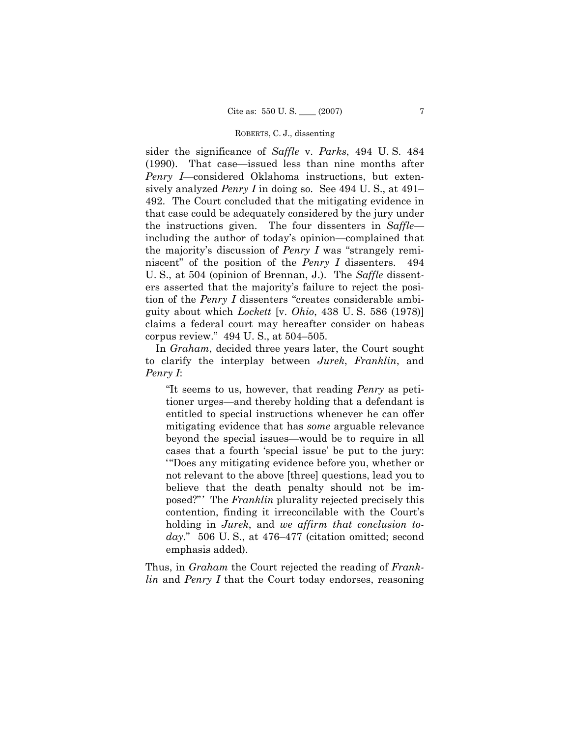sider the significance of *Saffle* v. *Parks*, 494 U. S. 484 (1990). That case—issued less than nine months after *Penry I*—considered Oklahoma instructions, but extensively analyzed *Penry I* in doing so. See 494 U. S., at 491–492. The Court concluded that the mitigating evidence in that case could be adequately considered by the jury under the instructions given. The four dissenters in *Saffle*—including the author of today's opinion—complained that the majority's discussion of *Penry I* was "strangely reminiscent" of the position of the *Penry I* dissenters. 494 U. S., at 504 (opinion of Brennan, J.). The *Saffle* dissenters asserted that the majority's failure to reject the position of the *Penry I* dissenters "creates considerable ambiguity about which *Lockett* [v. *Ohio*, 438 U. S. 586 (1978)] claims a federal court may hereafter consider on habeas corpus review." 494 U. S., at 504–505.

In *Graham*, decided three years later, the Court sought to clarify the interplay between *Jurek*, *Franklin*, and *Penry I*:

> "It seems to us, however, that reading *Penry* as petitioner urges—and thereby holding that a defendant is entitled to special instructions whenever he can offer mitigating evidence that has *some* arguable relevance beyond the special issues—would be to require in all cases that a fourth 'special issue' be put to the jury: '"Does any mitigating evidence before you, whether or not relevant to the above [three] questions, lead you to believe that the death penalty should not be imposed?"' The *Franklin* plurality rejected precisely this contention, finding it irreconcilable with the Court's holding in *Jurek*, and *we affirm that conclusion today*." 506 U. S., at 476–477 (citation omitted; second emphasis added).

Thus, in *Graham* the Court rejected the reading of *Franklin* and *Penry I* that the Court today endorses, reasoning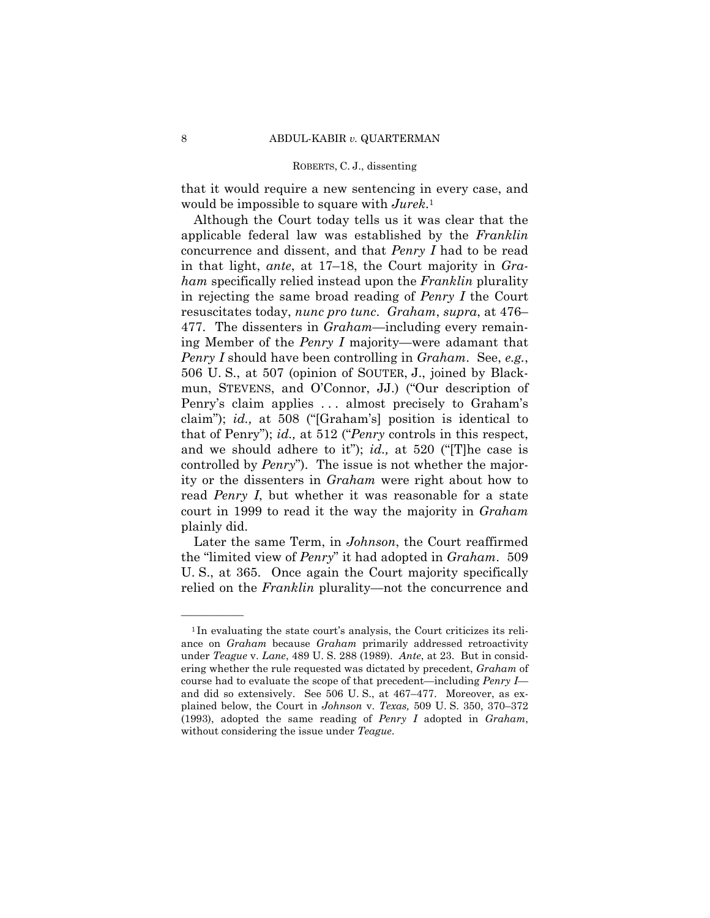that it would require a new sentencing in every case, and would be impossible to square with *Jurek*.[1]

Although the Court today tells us it was clear that the applicable federal law was established by the *Franklin* concurrence and dissent, and that *Penry I* had to be read in that light, *ante*, at 17–18, the Court majority in *Graham* specifically relied instead upon the *Franklin* plurality in rejecting the same broad reading of *Penry I* the Court resuscitates today, *nunc pro tunc*. *Graham*, *supra*, at 476–477. The dissenters in *Graham*—including every remaining Member of the *Penry I* majority—were adamant that *Penry I* should have been controlling in *Graham*. See, *e.g.*, 506 U. S., at 507 (opinion of SOUTER, J., joined by Blackmun, STEVENS, and O'Connor, JJ.) ("Our description of Penry's claim applies . . . almost precisely to Graham's claim"); *id.,* at 508 ("[Graham's] position is identical to that of Penry"); *id.,* at 512 ("*Penry* controls in this respect, and we should adhere to it"); *id.,* at 520 ("[T]he case is controlled by *Penry*"). The issue is not whether the majority or the dissenters in *Graham* were right about how to read *Penry I*, but whether it was reasonable for a state court in 1999 to read it the way the majority in *Graham* plainly did.

Later the same Term, in *Johnson*, the Court reaffirmed the "limited view of *Penry*" it had adopted in *Graham*. 509 U. S., at 365. Once again the Court majority specifically relied on the *Franklin* plurality—not the concurrence and

---

[1] In evaluating the state court's analysis, the Court criticizes its reliance on *Graham* because *Graham* primarily addressed retroactivity under *Teague* v. *Lane*, 489 U. S. 288 (1989). *Ante*, at 23. But in considering whether the rule requested was dictated by precedent, *Graham* of course had to evaluate the scope of that precedent—including *Penry I*—and did so extensively. See 506 U. S., at 467–477. Moreover, as explained below, the Court in *Johnson* v. *Texas,* 509 U. S. 350, 370–372 (1993), adopted the same reading of *Penry I* adopted in *Graham*, without considering the issue under *Teague*.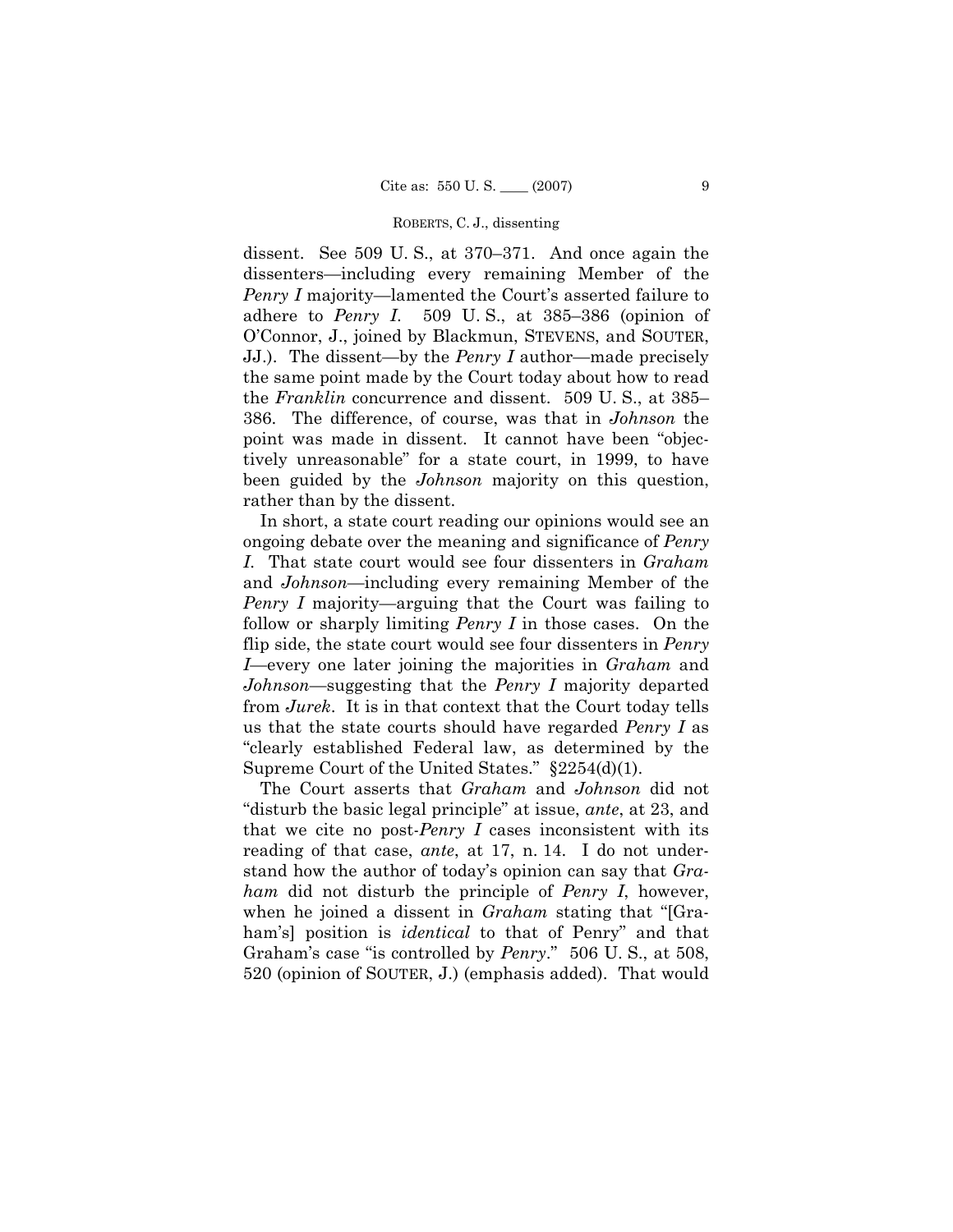dissent. See 509 U. S., at 370–371. And once again the dissenters—including every remaining Member of the *Penry I* majority—lamented the Court's asserted failure to adhere to *Penry I*. 509 U. S., at 385–386 (opinion of O'Connor, J., joined by Blackmun, STEVENS, and SOUTER, JJ.). The dissent—by the *Penry I* author—made precisely the same point made by the Court today about how to read the *Franklin* concurrence and dissent. 509 U. S., at 385–386. The difference, of course, was that in *Johnson* the point was made in dissent. It cannot have been "objectively unreasonable" for a state court, in 1999, to have been guided by the *Johnson* majority on this question, rather than by the dissent.

In short, a state court reading our opinions would see an ongoing debate over the meaning and significance of *Penry I*. That state court would see four dissenters in *Graham* and *Johnson*—including every remaining Member of the *Penry I* majority—arguing that the Court was failing to follow or sharply limiting *Penry I* in those cases. On the flip side, the state court would see four dissenters in *Penry I*—every one later joining the majorities in *Graham* and *Johnson*—suggesting that the *Penry I* majority departed from *Jurek*. It is in that context that the Court today tells us that the state courts should have regarded *Penry I* as "clearly established Federal law, as determined by the Supreme Court of the United States." §2254(d)(1).

The Court asserts that *Graham* and *Johnson* did not "disturb the basic legal principle" at issue, *ante*, at 23, and that we cite no post-*Penry I* cases inconsistent with its reading of that case, *ante*, at 17, n. 14. I do not understand how the author of today's opinion can say that *Graham* did not disturb the principle of *Penry I*, however, when he joined a dissent in *Graham* stating that "[Graham's] position is *identical* to that of Penry" and that Graham's case "is controlled by *Penry*." 506 U. S., at 508, 520 (opinion of SOUTER, J.) (emphasis added). That would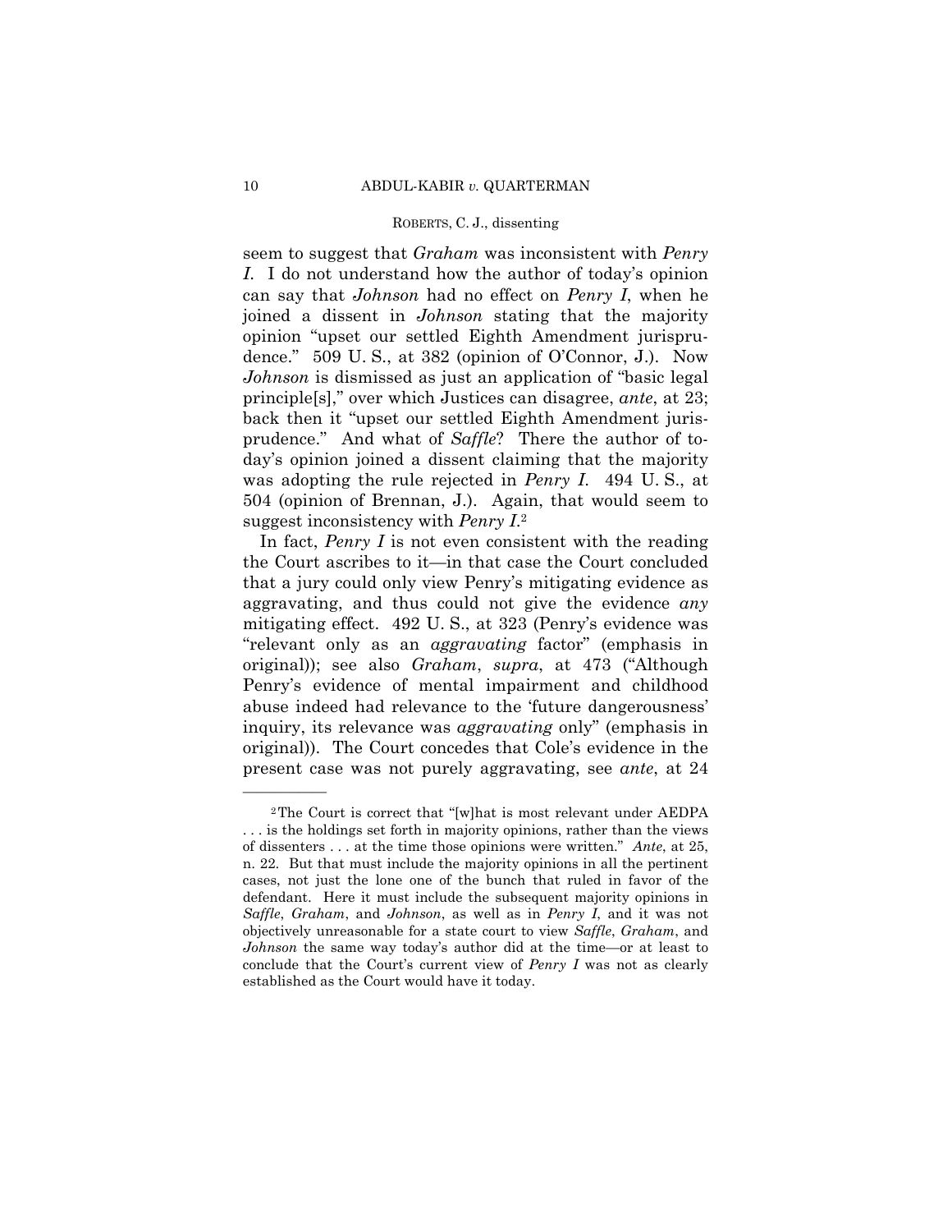seem to suggest that *Graham* was inconsistent with *Penry I*. I do not understand how the author of today's opinion can say that *Johnson* had no effect on *Penry I*, when he joined a dissent in *Johnson* stating that the majority opinion "upset our settled Eighth Amendment jurisprudence." 509 U. S., at 382 (opinion of O'Connor, J.). Now *Johnson* is dismissed as just an application of "basic legal principle[s]," over which Justices can disagree, *ante*, at 23; back then it "upset our settled Eighth Amendment jurisprudence." And what of *Saffle*? There the author of today's opinion joined a dissent claiming that the majority was adopting the rule rejected in *Penry I*. 494 U. S., at 504 (opinion of Brennan, J.). Again, that would seem to suggest inconsistency with *Penry I*.[2]

In fact, *Penry I* is not even consistent with the reading the Court ascribes to it—in that case the Court concluded that a jury could only view Penry's mitigating evidence as aggravating, and thus could not give the evidence *any* mitigating effect. 492 U. S., at 323 (Penry's evidence was "relevant only as an *aggravating* factor" (emphasis in original)); see also *Graham*, *supra*, at 473 ("Although Penry's evidence of mental impairment and childhood abuse indeed had relevance to the 'future dangerousness' inquiry, its relevance was *aggravating* only" (emphasis in original)). The Court concedes that Cole's evidence in the present case was not purely aggravating, see *ante*, at 24

---

[2] The Court is correct that "[w]hat is most relevant under AEDPA . . . is the holdings set forth in majority opinions, rather than the views of dissenters . . . at the time those opinions were written." *Ante*, at 25, n. 22. But that must include the majority opinions in all the pertinent cases, not just the lone one of the bunch that ruled in favor of the defendant. Here it must include the subsequent majority opinions in *Saffle*, *Graham*, and *Johnson*, as well as in *Penry I*, and it was not objectively unreasonable for a state court to view *Saffle*, *Graham*, and *Johnson* the same way today's author did at the time—or at least to conclude that the Court's current view of *Penry I* was not as clearly established as the Court would have it today.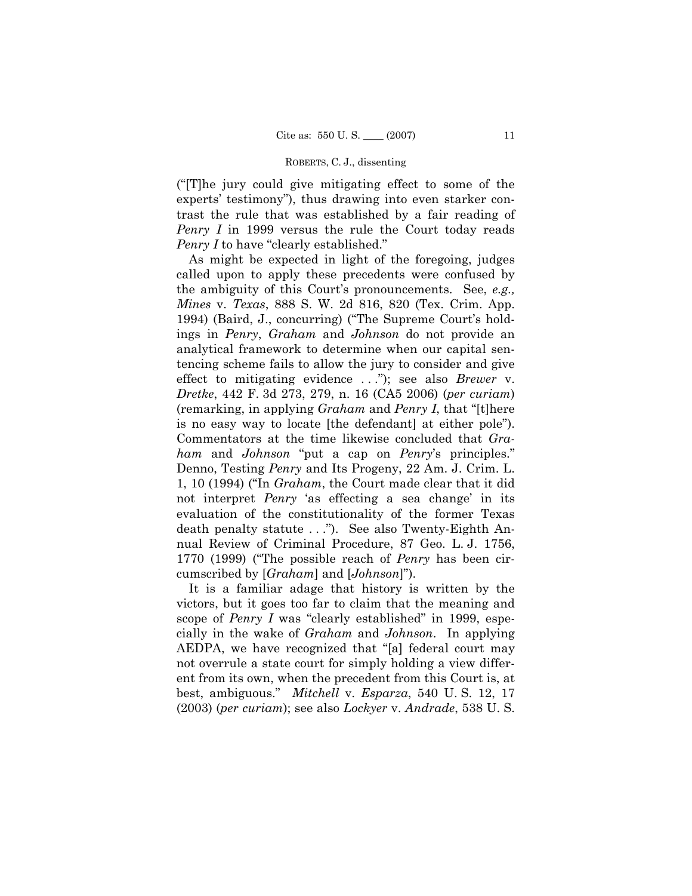("[T]he jury could give mitigating effect to some of the experts' testimony"), thus drawing into even starker contrast the rule that was established by a fair reading of *Penry I* in 1999 versus the rule the Court today reads *Penry I* to have "clearly established."

As might be expected in light of the foregoing, judges called upon to apply these precedents were confused by the ambiguity of this Court's pronouncements. See, *e.g., Mines* v. *Texas*, 888 S. W. 2d 816, 820 (Tex. Crim. App. 1994) (Baird, J., concurring) ("The Supreme Court's holdings in *Penry*, *Graham* and *Johnson* do not provide an analytical framework to determine when our capital sentencing scheme fails to allow the jury to consider and give effect to mitigating evidence . . ."); see also *Brewer* v. *Dretke*, 442 F. 3d 273, 279, n. 16 (CA5 2006) (*per curiam*) (remarking, in applying *Graham* and *Penry I*, that "[t]here is no easy way to locate [the defendant] at either pole"). Commentators at the time likewise concluded that *Graham* and *Johnson* "put a cap on *Penry*'s principles." Denno, Testing *Penry* and Its Progeny, 22 Am. J. Crim. L. 1, 10 (1994) ("In *Graham*, the Court made clear that it did not interpret *Penry* 'as effecting a sea change' in its evaluation of the constitutionality of the former Texas death penalty statute . . ."). See also Twenty-Eighth Annual Review of Criminal Procedure, 87 Geo. L. J. 1756, 1770 (1999) ("The possible reach of *Penry* has been circumscribed by [*Graham*] and [*Johnson*]").

It is a familiar adage that history is written by the victors, but it goes too far to claim that the meaning and scope of *Penry I* was "clearly established" in 1999, especially in the wake of *Graham* and *Johnson*. In applying AEDPA, we have recognized that "[a] federal court may not overrule a state court for simply holding a view different from its own, when the precedent from this Court is, at best, ambiguous." *Mitchell* v. *Esparza*, 540 U. S. 12, 17 (2003) (*per curiam*); see also *Lockyer* v. *Andrade*, 538 U. S.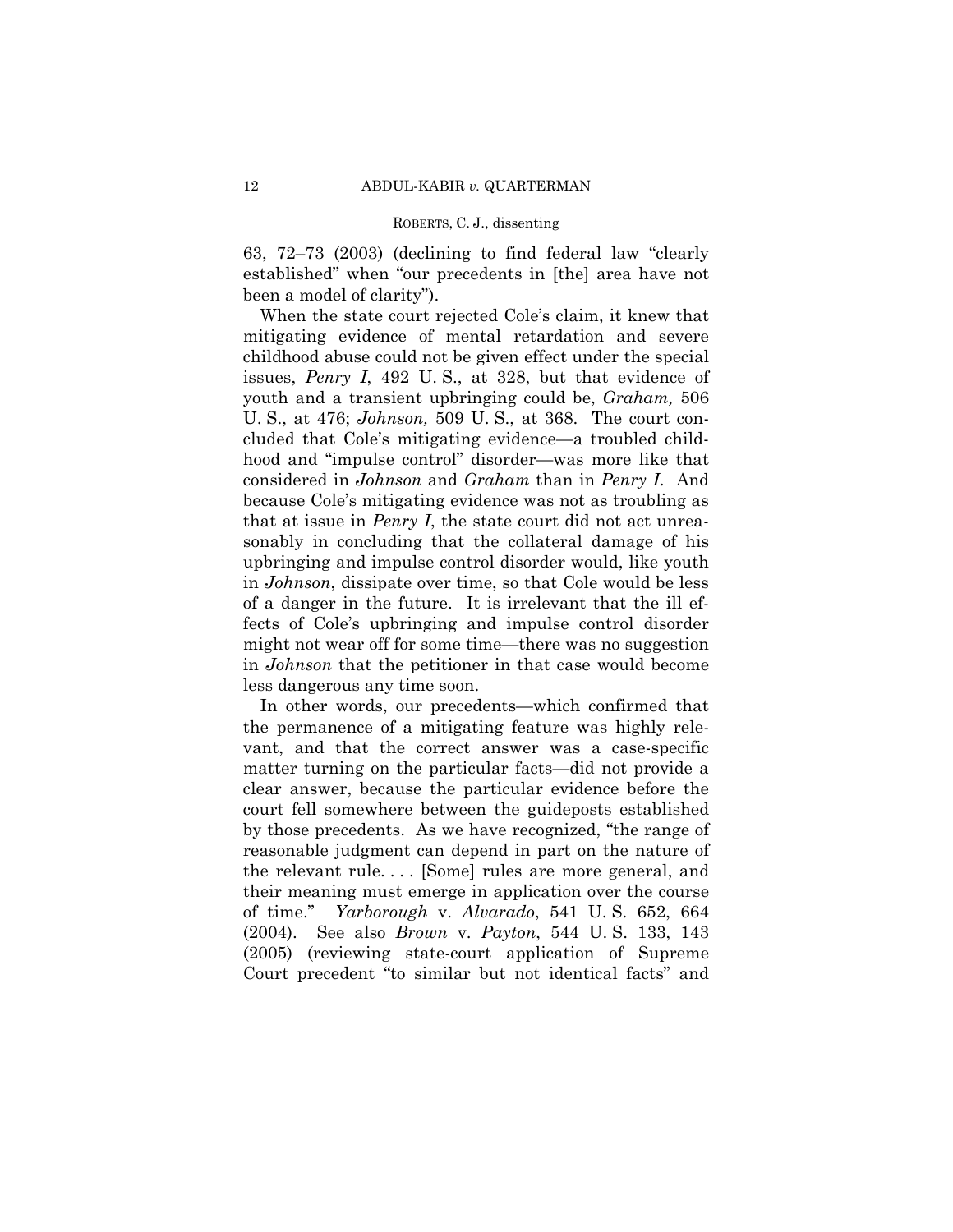63, 72–73 (2003) (declining to find federal law "clearly established" when "our precedents in [the] area have not been a model of clarity").

When the state court rejected Cole's claim, it knew that mitigating evidence of mental retardation and severe childhood abuse could not be given effect under the special issues, *Penry I*, 492 U. S., at 328, but that evidence of youth and a transient upbringing could be, *Graham,* 506 U. S., at 476; *Johnson,* 509 U. S., at 368. The court concluded that Cole's mitigating evidence—a troubled childhood and "impulse control" disorder—was more like that considered in *Johnson* and *Graham* than in *Penry I*. And because Cole's mitigating evidence was not as troubling as that at issue in *Penry I*, the state court did not act unreasonably in concluding that the collateral damage of his upbringing and impulse control disorder would, like youth in *Johnson*, dissipate over time, so that Cole would be less of a danger in the future. It is irrelevant that the ill effects of Cole's upbringing and impulse control disorder might not wear off for some time—there was no suggestion in *Johnson* that the petitioner in that case would become less dangerous any time soon.

In other words, our precedents—which confirmed that the permanence of a mitigating feature was highly relevant, and that the correct answer was a case-specific matter turning on the particular facts—did not provide a clear answer, because the particular evidence before the court fell somewhere between the guideposts established by those precedents. As we have recognized, "the range of reasonable judgment can depend in part on the nature of the relevant rule. . . . [Some] rules are more general, and their meaning must emerge in application over the course of time." *Yarborough* v. *Alvarado*, 541 U. S. 652, 664 (2004). See also *Brown* v. *Payton*, 544 U. S. 133, 143 (2005) (reviewing state-court application of Supreme Court precedent "to similar but not identical facts" and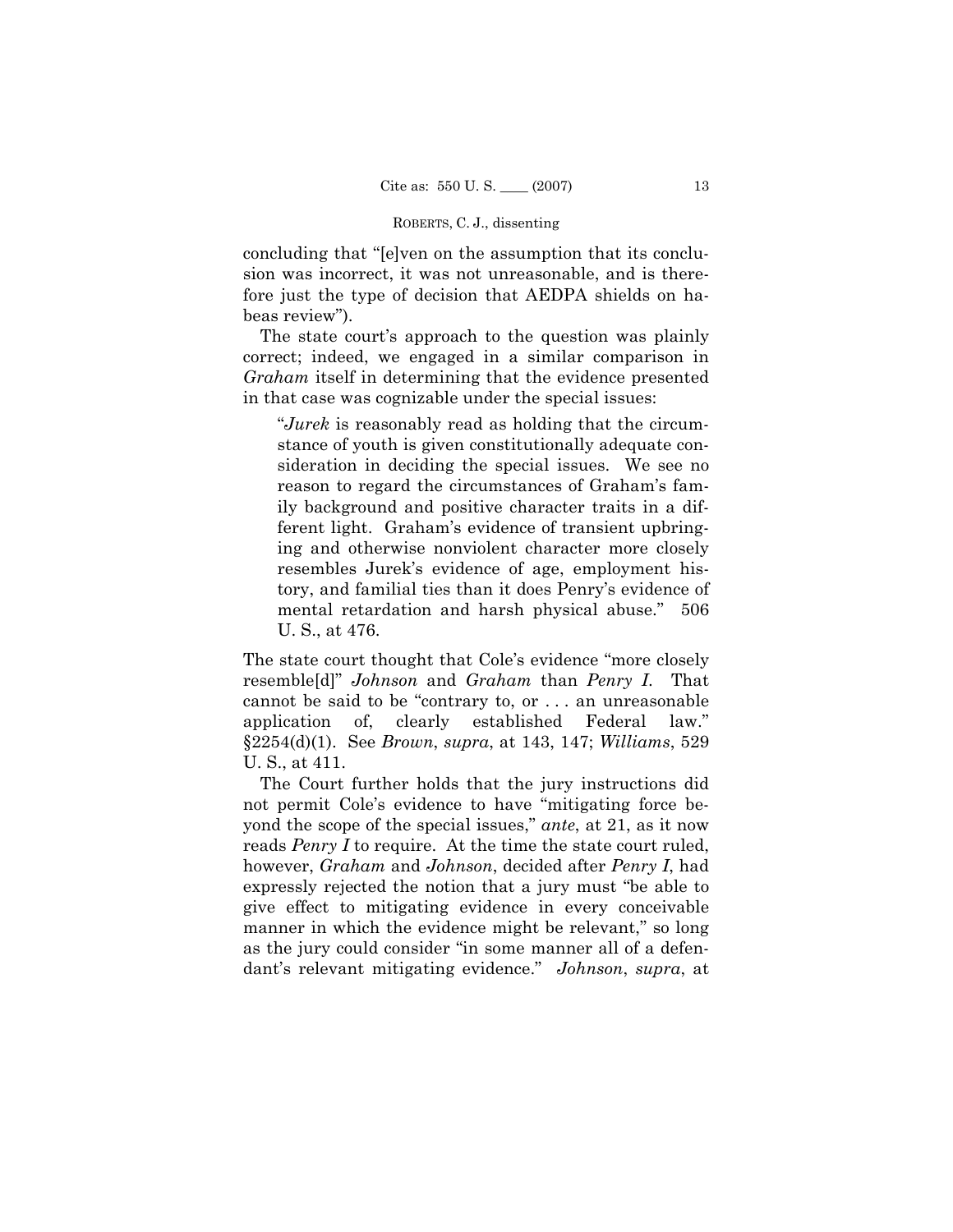concluding that "[e]ven on the assumption that its conclusion was incorrect, it was not unreasonable, and is therefore just the type of decision that AEDPA shields on habeas review").

The state court's approach to the question was plainly correct; indeed, we engaged in a similar comparison in *Graham* itself in determining that the evidence presented in that case was cognizable under the special issues:

> "*Jurek* is reasonably read as holding that the circumstance of youth is given constitutionally adequate consideration in deciding the special issues. We see no reason to regard the circumstances of Graham's family background and positive character traits in a different light. Graham's evidence of transient upbringing and otherwise nonviolent character more closely resembles Jurek's evidence of age, employment history, and familial ties than it does Penry's evidence of mental retardation and harsh physical abuse." 506 U. S., at 476.

The state court thought that Cole's evidence "more closely resemble[d]" *Johnson* and *Graham* than *Penry I*. That cannot be said to be "contrary to, or . . . an unreasonable application of, clearly established Federal law." §2254(d)(1). See *Brown*, *supra*, at 143, 147; *Williams*, 529 U. S., at 411.

The Court further holds that the jury instructions did not permit Cole's evidence to have "mitigating force beyond the scope of the special issues," *ante*, at 21, as it now reads *Penry I* to require. At the time the state court ruled, however, *Graham* and *Johnson*, decided after *Penry I*, had expressly rejected the notion that a jury must "be able to give effect to mitigating evidence in every conceivable manner in which the evidence might be relevant," so long as the jury could consider "in some manner all of a defendant's relevant mitigating evidence." *Johnson*, *supra*, at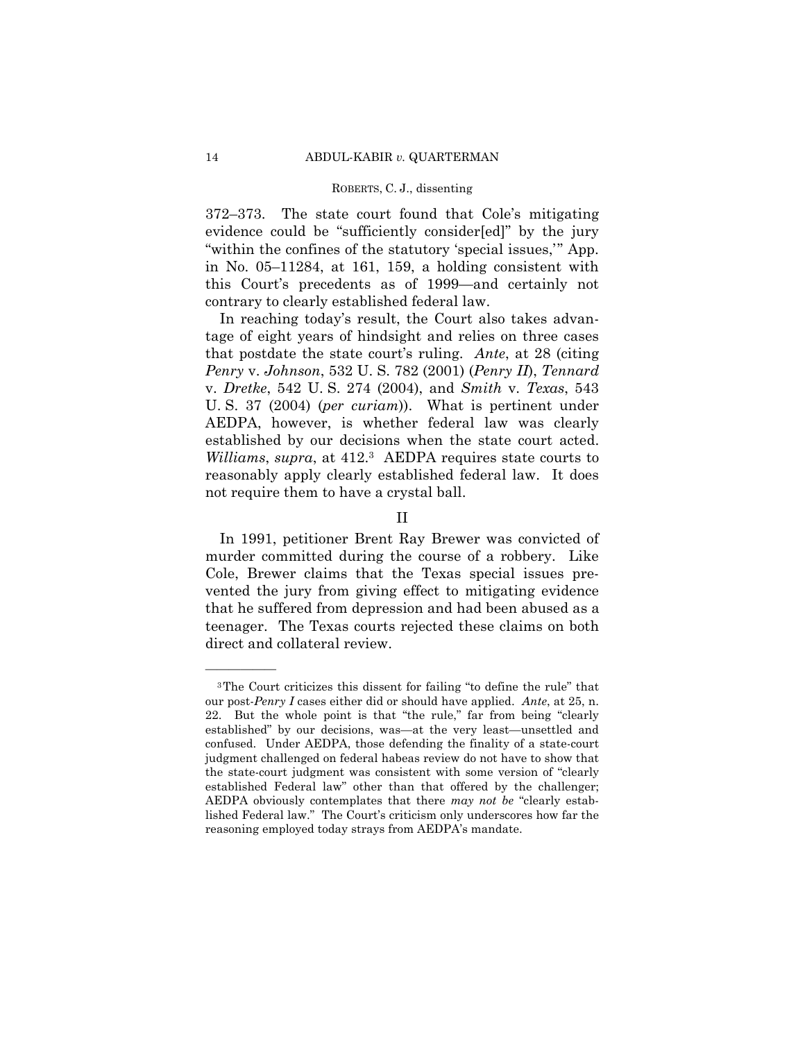372–373. The state court found that Cole's mitigating evidence could be "sufficiently consider[ed]" by the jury "within the confines of the statutory 'special issues,'" App. in No. 05–11284, at 161, 159, a holding consistent with this Court's precedents as of 1999—and certainly not contrary to clearly established federal law.

In reaching today's result, the Court also takes advantage of eight years of hindsight and relies on three cases that postdate the state court's ruling. *Ante*, at 28 (citing *Penry* v. *Johnson*, 532 U. S. 782 (2001) (*Penry II*), *Tennard* v. *Dretke*, 542 U. S. 274 (2004), and *Smith* v. *Texas*, 543 U. S. 37 (2004) (*per curiam*)). What is pertinent under AEDPA, however, is whether federal law was clearly established by our decisions when the state court acted. *Williams*, *supra*, at 412.[3] AEDPA requires state courts to reasonably apply clearly established federal law. It does not require them to have a crystal ball.

## II

In 1991, petitioner Brent Ray Brewer was convicted of murder committed during the course of a robbery. Like Cole, Brewer claims that the Texas special issues prevented the jury from giving effect to mitigating evidence that he suffered from depression and had been abused as a teenager. The Texas courts rejected these claims on both direct and collateral review.

---

[3] The Court criticizes this dissent for failing "to define the rule" that our post-*Penry I* cases either did or should have applied. *Ante*, at 25, n. 22. But the whole point is that "the rule," far from being "clearly established" by our decisions, was—at the very least—unsettled and confused. Under AEDPA, those defending the finality of a state-court judgment challenged on federal habeas review do not have to show that the state-court judgment was consistent with some version of "clearly established Federal law" other than that offered by the challenger; AEDPA obviously contemplates that there *may not be* "clearly established Federal law." The Court's criticism only underscores how far the reasoning employed today strays from AEDPA's mandate.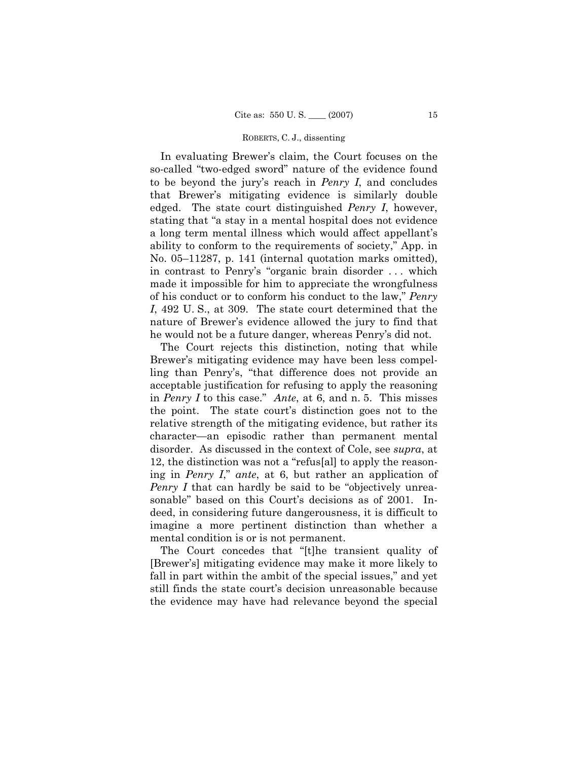In evaluating Brewer's claim, the Court focuses on the so-called "two-edged sword" nature of the evidence found to be beyond the jury's reach in *Penry I*, and concludes that Brewer's mitigating evidence is similarly double edged. The state court distinguished *Penry I*, however, stating that "a stay in a mental hospital does not evidence a long term mental illness which would affect appellant's ability to conform to the requirements of society," App. in No. 05–11287, p. 141 (internal quotation marks omitted), in contrast to Penry's "organic brain disorder . . . which made it impossible for him to appreciate the wrongfulness of his conduct or to conform his conduct to the law," *Penry I*, 492 U. S., at 309. The state court determined that the nature of Brewer's evidence allowed the jury to find that he would not be a future danger, whereas Penry's did not.

The Court rejects this distinction, noting that while Brewer's mitigating evidence may have been less compelling than Penry's, "that difference does not provide an acceptable justification for refusing to apply the reasoning in *Penry I* to this case." *Ante*, at 6, and n. 5. This misses the point. The state court's distinction goes not to the relative strength of the mitigating evidence, but rather its character—an episodic rather than permanent mental disorder. As discussed in the context of Cole, see *supra*, at 12, the distinction was not a "refus[al] to apply the reasoning in *Penry I*," *ante*, at 6, but rather an application of *Penry I* that can hardly be said to be "objectively unreasonable" based on this Court's decisions as of 2001. Indeed, in considering future dangerousness, it is difficult to imagine a more pertinent distinction than whether a mental condition is or is not permanent.

The Court concedes that "[t]he transient quality of [Brewer's] mitigating evidence may make it more likely to fall in part within the ambit of the special issues," and yet still finds the state court's decision unreasonable because the evidence may have had relevance beyond the special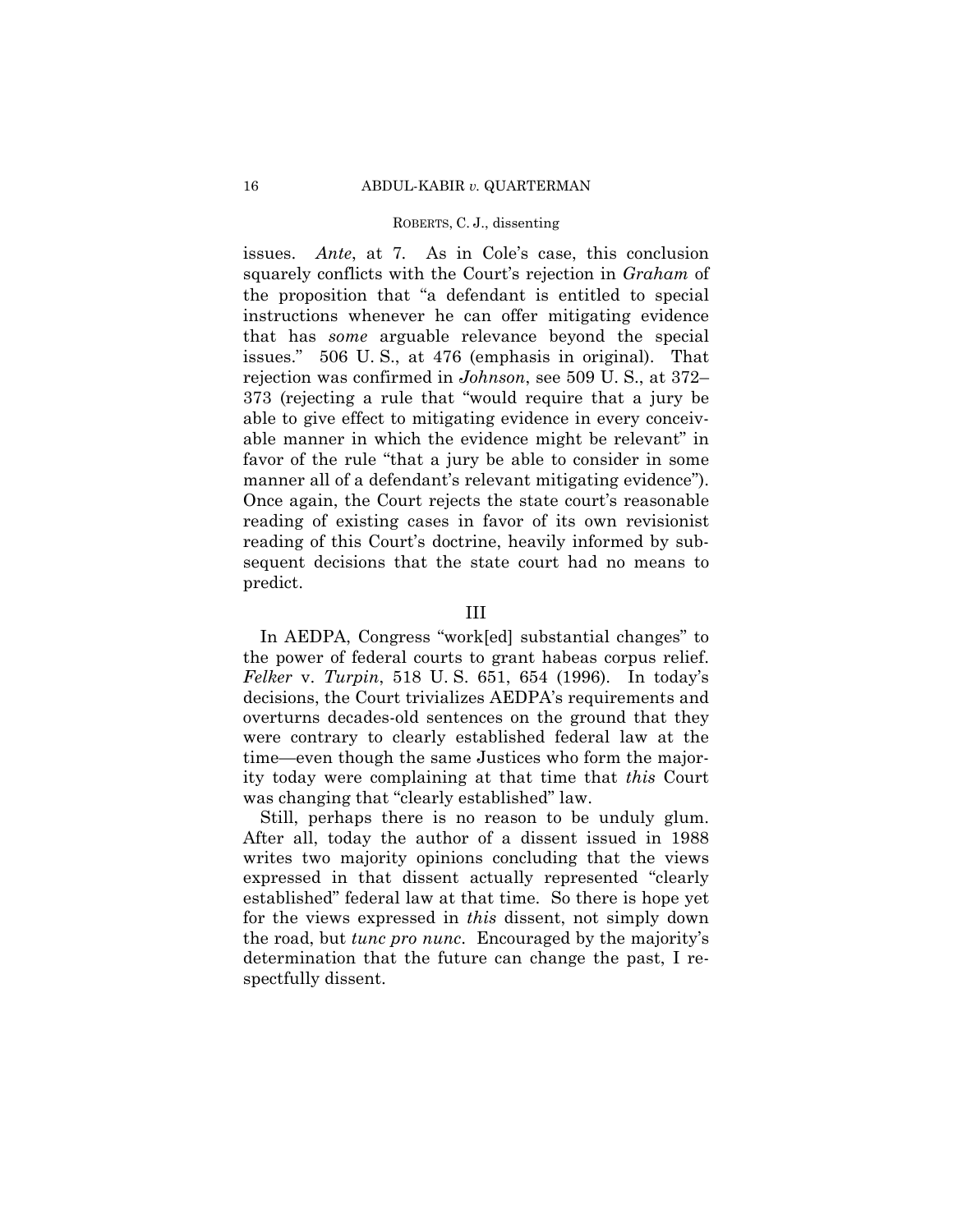issues. *Ante*, at 7. As in Cole's case, this conclusion squarely conflicts with the Court's rejection in *Graham* of the proposition that "a defendant is entitled to special instructions whenever he can offer mitigating evidence that has *some* arguable relevance beyond the special issues." 506 U. S., at 476 (emphasis in original). That rejection was confirmed in *Johnson*, see 509 U. S., at 372–373 (rejecting a rule that "would require that a jury be able to give effect to mitigating evidence in every conceivable manner in which the evidence might be relevant" in favor of the rule "that a jury be able to consider in some manner all of a defendant's relevant mitigating evidence"). Once again, the Court rejects the state court's reasonable reading of existing cases in favor of its own revisionist reading of this Court's doctrine, heavily informed by subsequent decisions that the state court had no means to predict.

## III

In AEDPA, Congress "work[ed] substantial changes" to the power of federal courts to grant habeas corpus relief. *Felker* v. *Turpin*, 518 U. S. 651, 654 (1996). In today's decisions, the Court trivializes AEDPA's requirements and overturns decades-old sentences on the ground that they were contrary to clearly established federal law at the time—even though the same Justices who form the majority today were complaining at that time that *this* Court was changing that "clearly established" law.

Still, perhaps there is no reason to be unduly glum. After all, today the author of a dissent issued in 1988 writes two majority opinions concluding that the views expressed in that dissent actually represented "clearly established" federal law at that time. So there is hope yet for the views expressed in *this* dissent, not simply down the road, but *tunc pro nunc*. Encouraged by the majority's determination that the future can change the past, I respectfully dissent.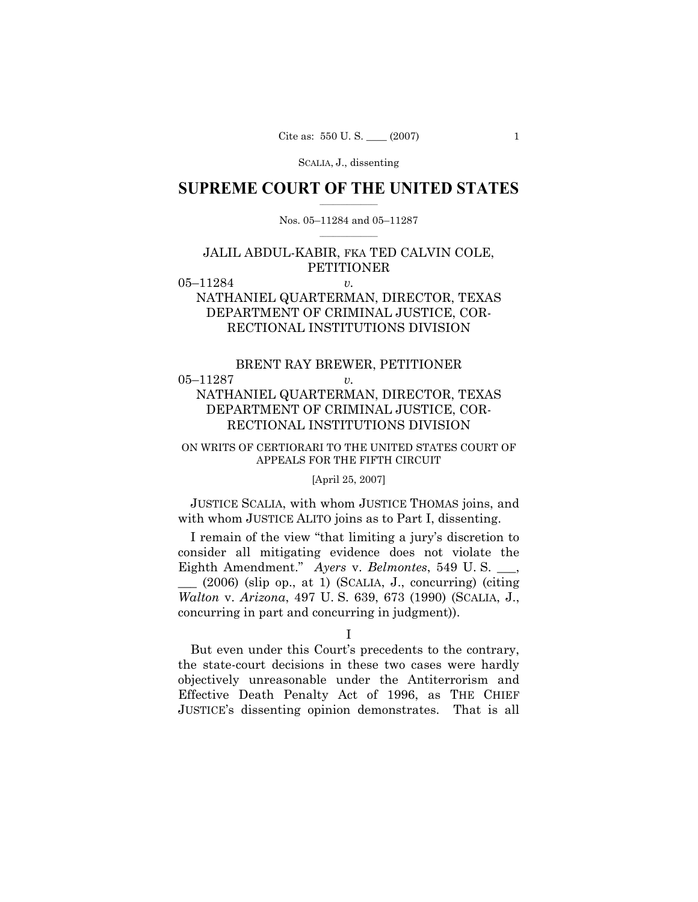## SUPREME COURT OF THE UNITED STATES

Nos. 05–11284 and 05–11287

JALIL ABDUL-KABIR, FKA TED CALVIN COLE, PETITIONER

05–11284 *v.*

NATHANIEL QUARTERMAN, DIRECTOR, TEXAS DEPARTMENT OF CRIMINAL JUSTICE, CORRECTIONAL INSTITUTIONS DIVISION

BRENT RAY BREWER, PETITIONER

05–11287 *v.*

NATHANIEL QUARTERMAN, DIRECTOR, TEXAS DEPARTMENT OF CRIMINAL JUSTICE, CORRECTIONAL INSTITUTIONS DIVISION

ON WRITS OF CERTIORARI TO THE UNITED STATES COURT OF APPEALS FOR THE FIFTH CIRCUIT

[April 25, 2007]

JUSTICE SCALIA, with whom JUSTICE THOMAS joins, and with whom JUSTICE ALITO joins as to Part I, dissenting.

I remain of the view "that limiting a jury's discretion to consider all mitigating evidence does not violate the Eighth Amendment." *Ayers* v. *Belmontes*, 549 U. S. ___, ___ (2006) (slip op., at 1) (SCALIA, J., concurring) (citing *Walton* v. *Arizona*, 497 U. S. 639, 673 (1990) (SCALIA, J., concurring in part and concurring in judgment)).

I

But even under this Court's precedents to the contrary, the state-court decisions in these two cases were hardly objectively unreasonable under the Antiterrorism and Effective Death Penalty Act of 1996, as THE CHIEF JUSTICE's dissenting opinion demonstrates. That is all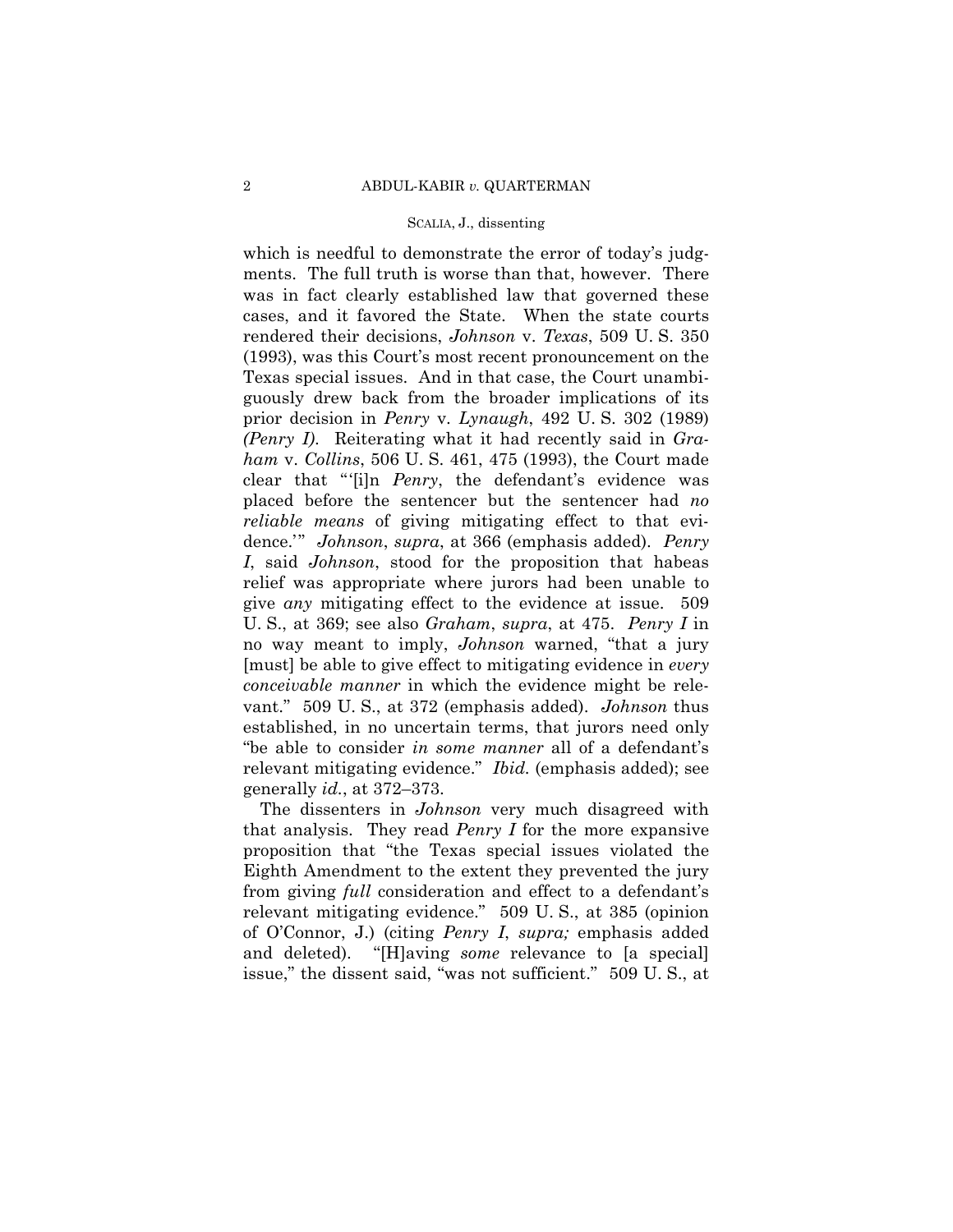which is needful to demonstrate the error of today's judgments. The full truth is worse than that, however. There was in fact clearly established law that governed these cases, and it favored the State. When the state courts rendered their decisions, *Johnson* v. *Texas*, 509 U. S. 350 (1993), was this Court's most recent pronouncement on the Texas special issues. And in that case, the Court unambiguously drew back from the broader implications of its prior decision in *Penry* v. *Lynaugh*, 492 U. S. 302 (1989) *(Penry I)*. Reiterating what it had recently said in *Graham* v. *Collins*, 506 U. S. 461, 475 (1993), the Court made clear that "'[i]n *Penry*, the defendant's evidence was placed before the sentencer but the sentencer had *no reliable means* of giving mitigating effect to that evidence.'" *Johnson*, *supra*, at 366 (emphasis added). *Penry I*, said *Johnson*, stood for the proposition that habeas relief was appropriate where jurors had been unable to give *any* mitigating effect to the evidence at issue. 509 U. S., at 369; see also *Graham*, *supra*, at 475. *Penry I* in no way meant to imply, *Johnson* warned, "that a jury [must] be able to give effect to mitigating evidence in *every conceivable manner* in which the evidence might be relevant." 509 U. S., at 372 (emphasis added). *Johnson* thus established, in no uncertain terms, that jurors need only "be able to consider *in some manner* all of a defendant's relevant mitigating evidence." *Ibid.* (emphasis added); see generally *id.*, at 372–373.

The dissenters in *Johnson* very much disagreed with that analysis. They read *Penry I* for the more expansive proposition that "the Texas special issues violated the Eighth Amendment to the extent they prevented the jury from giving *full* consideration and effect to a defendant's relevant mitigating evidence." 509 U. S., at 385 (opinion of O'Connor, J.) (citing *Penry I*, *supra;* emphasis added and deleted). "[H]aving *some* relevance to [a special] issue," the dissent said, "was not sufficient." 509 U. S., at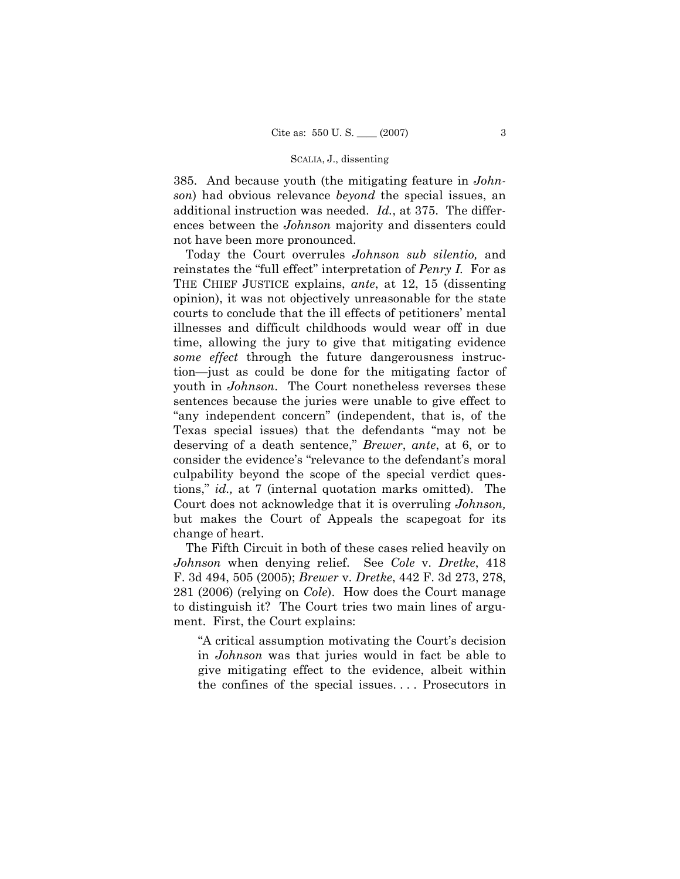385. And because youth (the mitigating feature in *Johnson*) had obvious relevance *beyond* the special issues, an additional instruction was needed. *Id.*, at 375. The differences between the *Johnson* majority and dissenters could not have been more pronounced.

Today the Court overrules *Johnson sub silentio,* and reinstates the "full effect" interpretation of *Penry I.* For as THE CHIEF JUSTICE explains, *ante*, at 12, 15 (dissenting opinion), it was not objectively unreasonable for the state courts to conclude that the ill effects of petitioners' mental illnesses and difficult childhoods would wear off in due time, allowing the jury to give that mitigating evidence *some effect* through the future dangerousness instruction—just as could be done for the mitigating factor of youth in *Johnson*. The Court nonetheless reverses these sentences because the juries were unable to give effect to "any independent concern" (independent, that is, of the Texas special issues) that the defendants "may not be deserving of a death sentence," *Brewer*, *ante*, at 6, or to consider the evidence's "relevance to the defendant's moral culpability beyond the scope of the special verdict questions," *id.,* at 7 (internal quotation marks omitted). The Court does not acknowledge that it is overruling *Johnson,* but makes the Court of Appeals the scapegoat for its change of heart.

The Fifth Circuit in both of these cases relied heavily on *Johnson* when denying relief. See *Cole* v. *Dretke*, 418 F. 3d 494, 505 (2005); *Brewer* v. *Dretke*, 442 F. 3d 273, 278, 281 (2006) (relying on *Cole*). How does the Court manage to distinguish it? The Court tries two main lines of argument. First, the Court explains:

> "A critical assumption motivating the Court's decision in *Johnson* was that juries would in fact be able to give mitigating effect to the evidence, albeit within the confines of the special issues. . . . Prosecutors in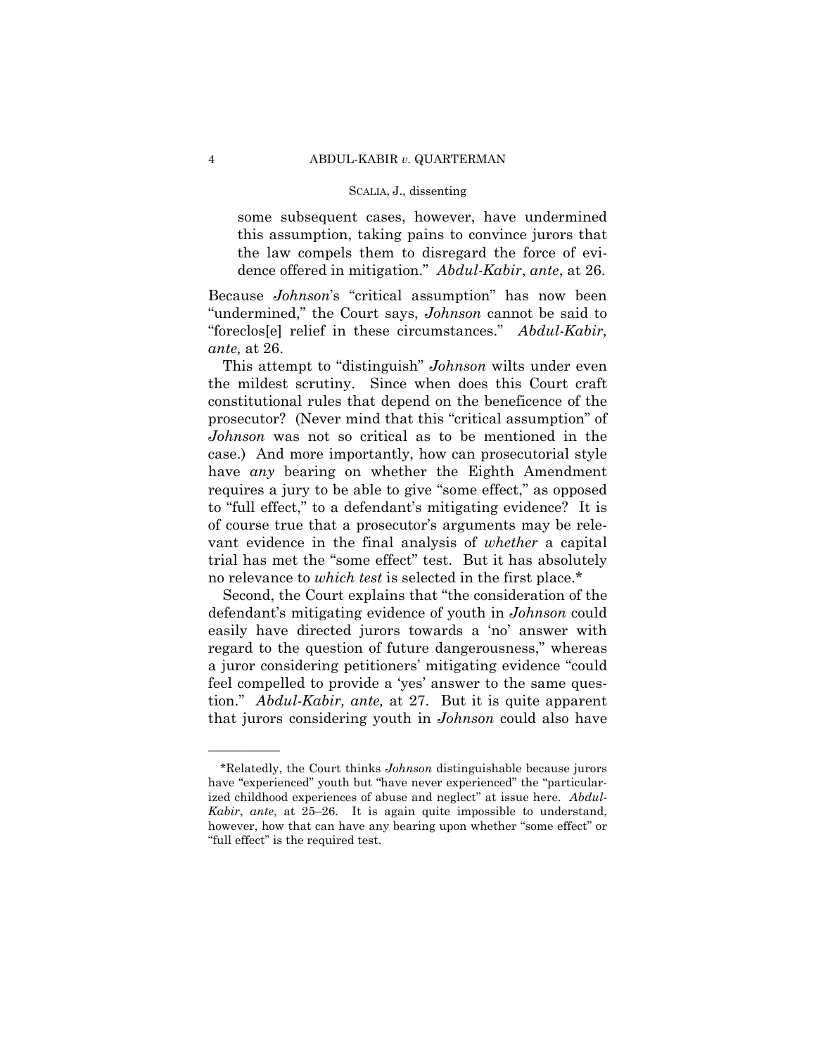some subsequent cases, however, have undermined this assumption, taking pains to convince jurors that the law compels them to disregard the force of evidence offered in mitigation." *Abdul-Kabir*, *ante*, at 26.

Because *Johnson*'s "critical assumption" has now been "undermined," the Court says, *Johnson* cannot be said to "foreclos[e] relief in these circumstances." *Abdul-Kabir, ante,* at 26.

This attempt to "distinguish" *Johnson* wilts under even the mildest scrutiny. Since when does this Court craft constitutional rules that depend on the beneficence of the prosecutor? (Never mind that this "critical assumption" of *Johnson* was not so critical as to be mentioned in the case.) And more importantly, how can prosecutorial style have *any* bearing on whether the Eighth Amendment requires a jury to be able to give "some effect," as opposed to "full effect," to a defendant's mitigating evidence? It is of course true that a prosecutor's arguments may be relevant evidence in the final analysis of *whether* a capital trial has met the "some effect" test. But it has absolutely no relevance to *which test* is selected in the first place.*

Second, the Court explains that "the consideration of the defendant's mitigating evidence of youth in *Johnson* could easily have directed jurors towards a 'no' answer with regard to the question of future dangerousness," whereas a juror considering petitioners' mitigating evidence "could feel compelled to provide a 'yes' answer to the same question." *Abdul-Kabir, ante,* at 27. But it is quite apparent that jurors considering youth in *Johnson* could also have

---

*Relatedly, the Court thinks *Johnson* distinguishable because jurors have "experienced" youth but "have never experienced" the "particularized childhood experiences of abuse and neglect" at issue here. *Abdul-Kabir*, *ante*, at 25–26. It is again quite impossible to understand, however, how that can have any bearing upon whether "some effect" or "full effect" is the required test.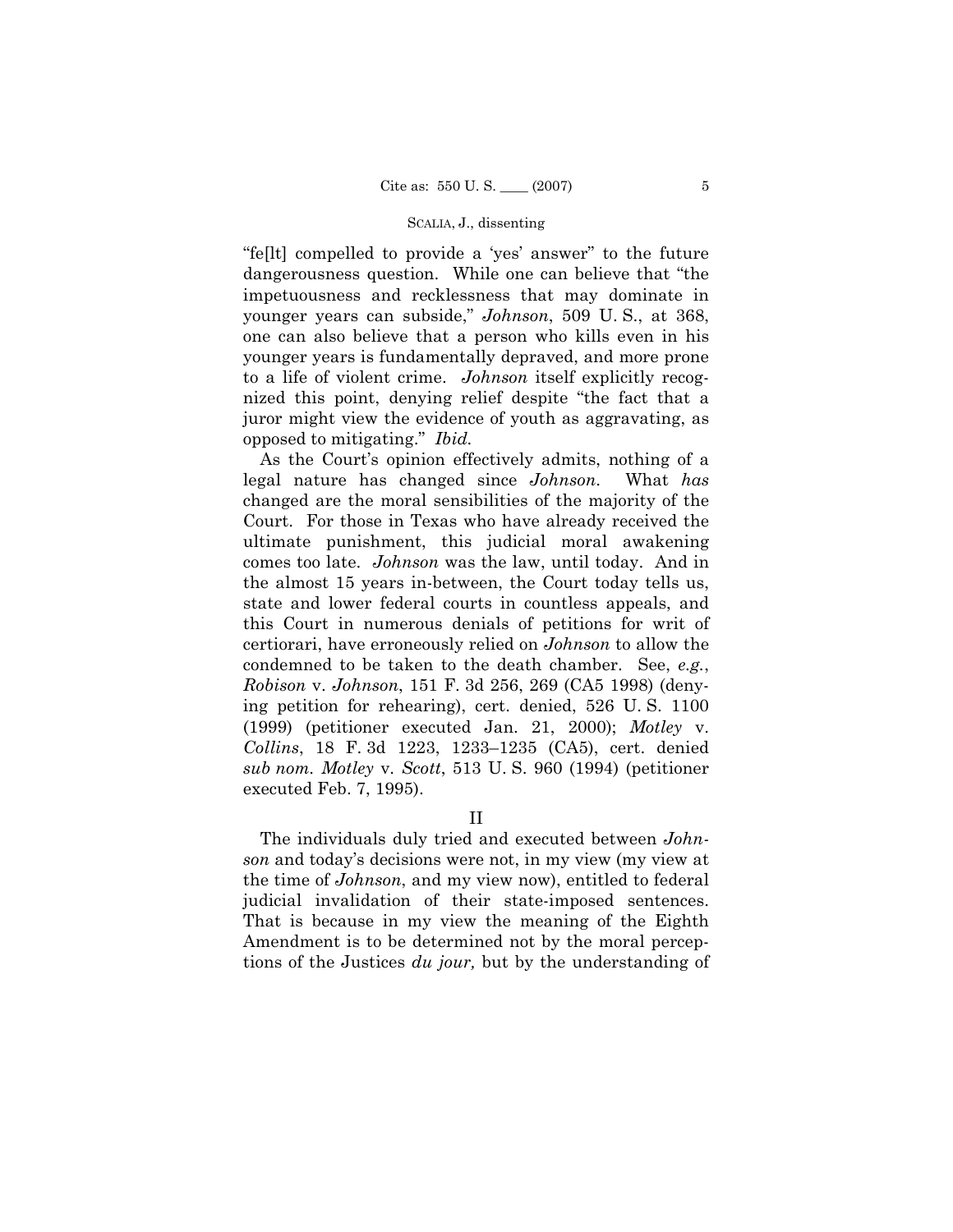"fe[lt] compelled to provide a 'yes' answer" to the future dangerousness question. While one can believe that "the impetuousness and recklessness that may dominate in younger years can subside," *Johnson*, 509 U. S., at 368, one can also believe that a person who kills even in his younger years is fundamentally depraved, and more prone to a life of violent crime. *Johnson* itself explicitly recognized this point, denying relief despite "the fact that a juror might view the evidence of youth as aggravating, as opposed to mitigating." *Ibid.*

As the Court's opinion effectively admits, nothing of a legal nature has changed since *Johnson*. What *has* changed are the moral sensibilities of the majority of the Court. For those in Texas who have already received the ultimate punishment, this judicial moral awakening comes too late. *Johnson* was the law, until today. And in the almost 15 years in-between, the Court today tells us, state and lower federal courts in countless appeals, and this Court in numerous denials of petitions for writ of certiorari, have erroneously relied on *Johnson* to allow the condemned to be taken to the death chamber. See, *e.g.*, *Robison* v. *Johnson*, 151 F. 3d 256, 269 (CA5 1998) (denying petition for rehearing), cert. denied, 526 U. S. 1100 (1999) (petitioner executed Jan. 21, 2000); *Motley* v. *Collins*, 18 F. 3d 1223, 1233–1235 (CA5), cert. denied *sub nom. Motley* v. *Scott*, 513 U. S. 960 (1994) (petitioner executed Feb. 7, 1995).

## II

The individuals duly tried and executed between *Johnson* and today's decisions were not, in my view (my view at the time of *Johnson*, and my view now), entitled to federal judicial invalidation of their state-imposed sentences. That is because in my view the meaning of the Eighth Amendment is to be determined not by the moral perceptions of the Justices *du jour,* but by the understanding of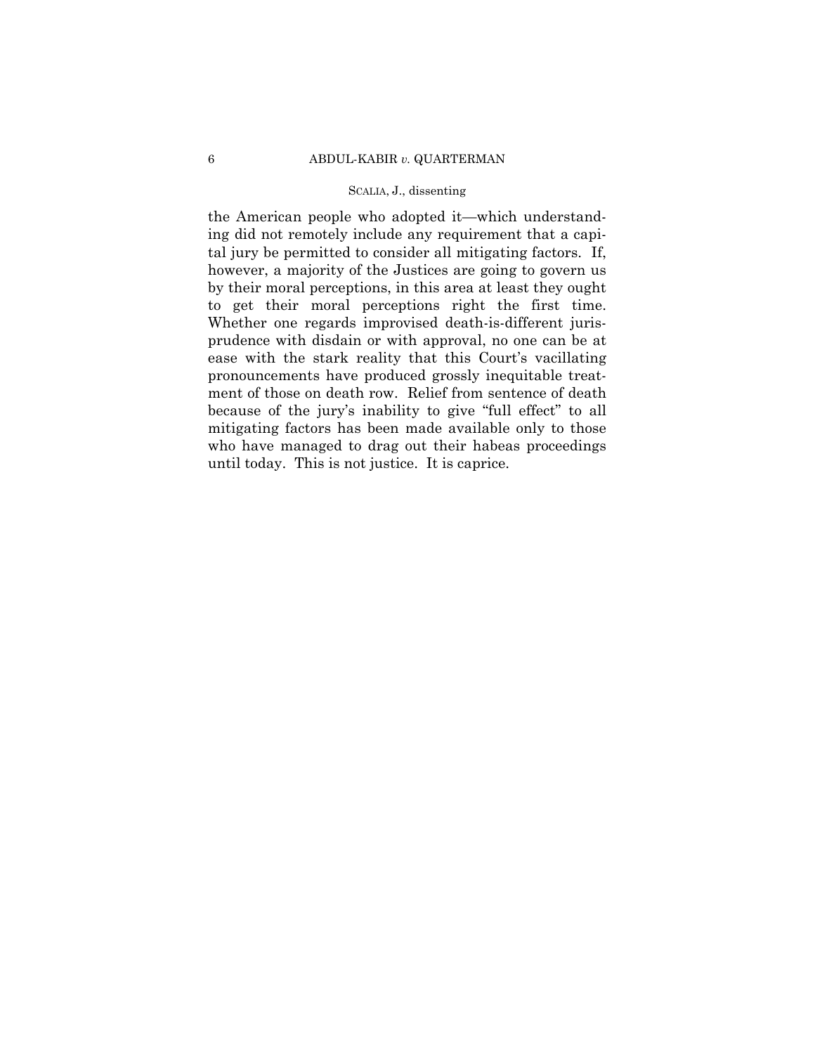the American people who adopted it—which understanding did not remotely include any requirement that a capital jury be permitted to consider all mitigating factors. If, however, a majority of the Justices are going to govern us by their moral perceptions, in this area at least they ought to get their moral perceptions right the first time. Whether one regards improvised death-is-different jurisprudence with disdain or with approval, no one can be at ease with the stark reality that this Court's vacillating pronouncements have produced grossly inequitable treatment of those on death row. Relief from sentence of death because of the jury's inability to give "full effect" to all mitigating factors has been made available only to those who have managed to drag out their habeas proceedings until today. This is not justice. It is caprice.